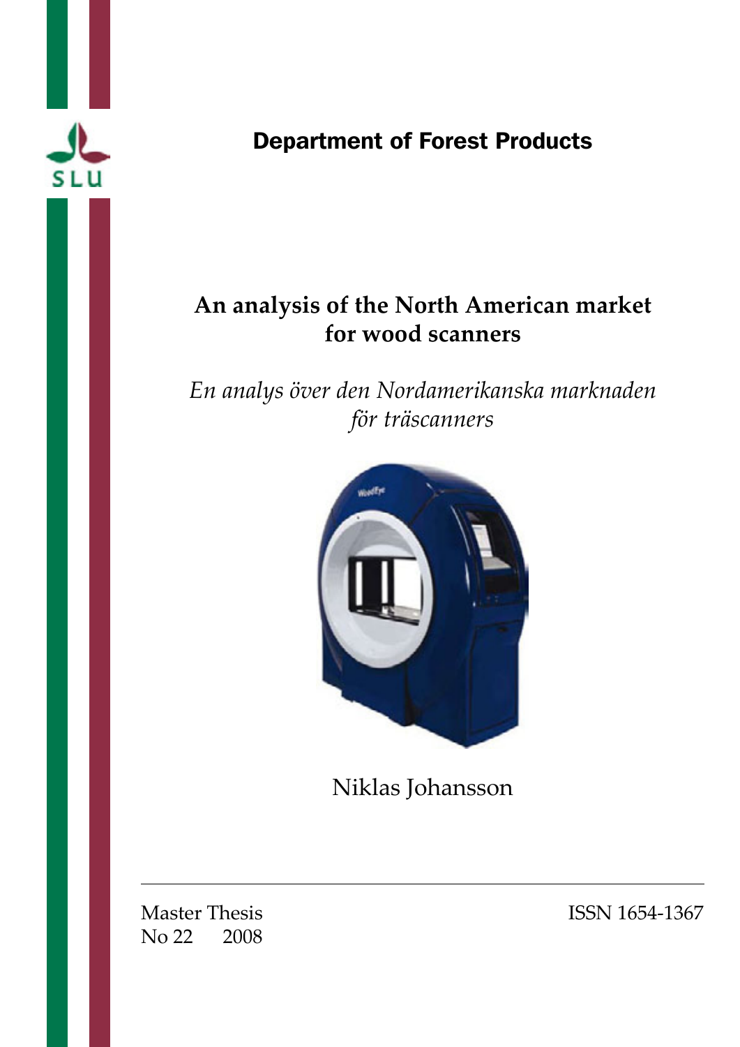**Department of Forest Products**

# An analysis of the North American market for wood scanners

*En analys över den Nordamerikanska marknaden för träscanners*

Niklas Johansson

Master Thesis
No 22 2008

ISSN 1654-1367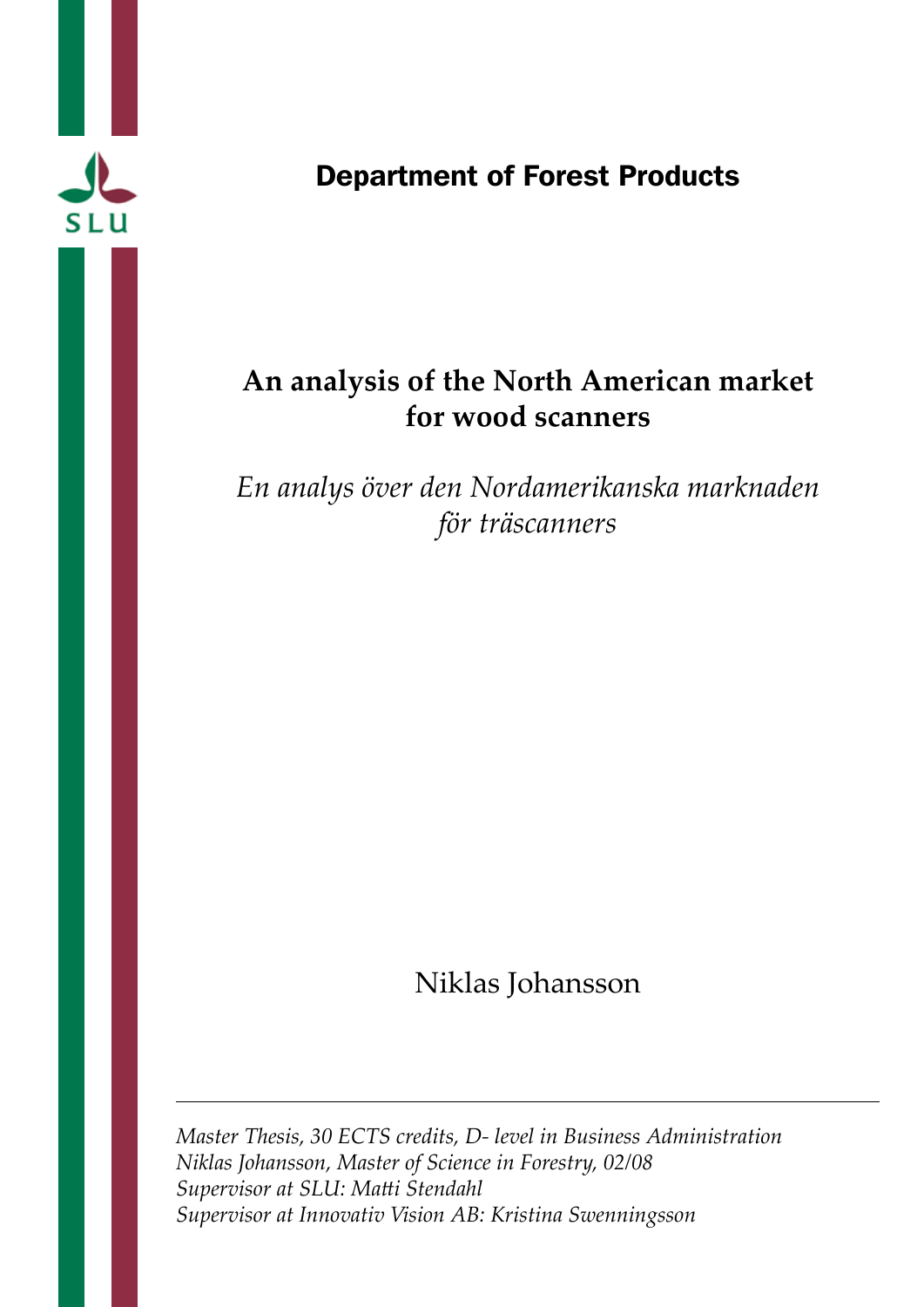SLU

## Department of Forest Products

# An analysis of the North American market for wood scanners

*En analys över den Nordamerikanska marknaden för träscanners*

Niklas Johansson

---

*Master Thesis, 30 ECTS credits, D- level in Business Administration*
*Niklas Johansson, Master of Science in Forestry, 02/08*
*Supervisor at SLU: Matti Stendahl*
*Supervisor at Innovativ Vision AB: Kristina Swenningsson*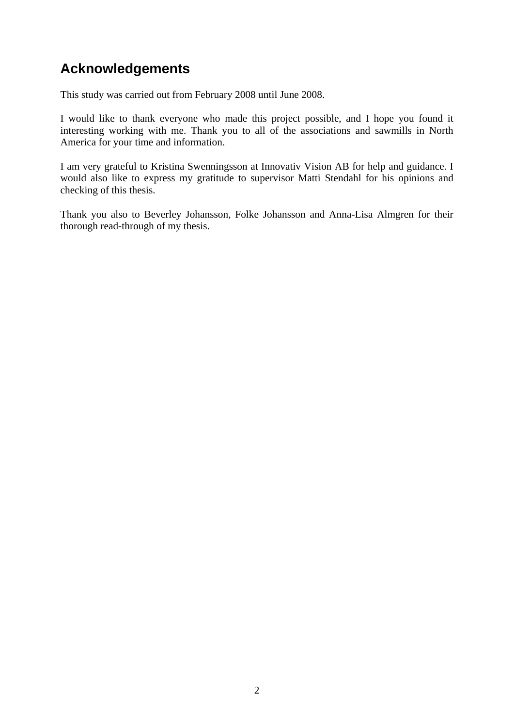## Acknowledgements

This study was carried out from February 2008 until June 2008.

I would like to thank everyone who made this project possible, and I hope you found it interesting working with me. Thank you to all of the associations and sawmills in North America for your time and information.

I am very grateful to Kristina Swenningsson at Innovativ Vision AB for help and guidance. I would also like to express my gratitude to supervisor Matti Stendahl for his opinions and checking of this thesis.

Thank you also to Beverley Johansson, Folke Johansson and Anna-Lisa Almgren for their thorough read-through of my thesis.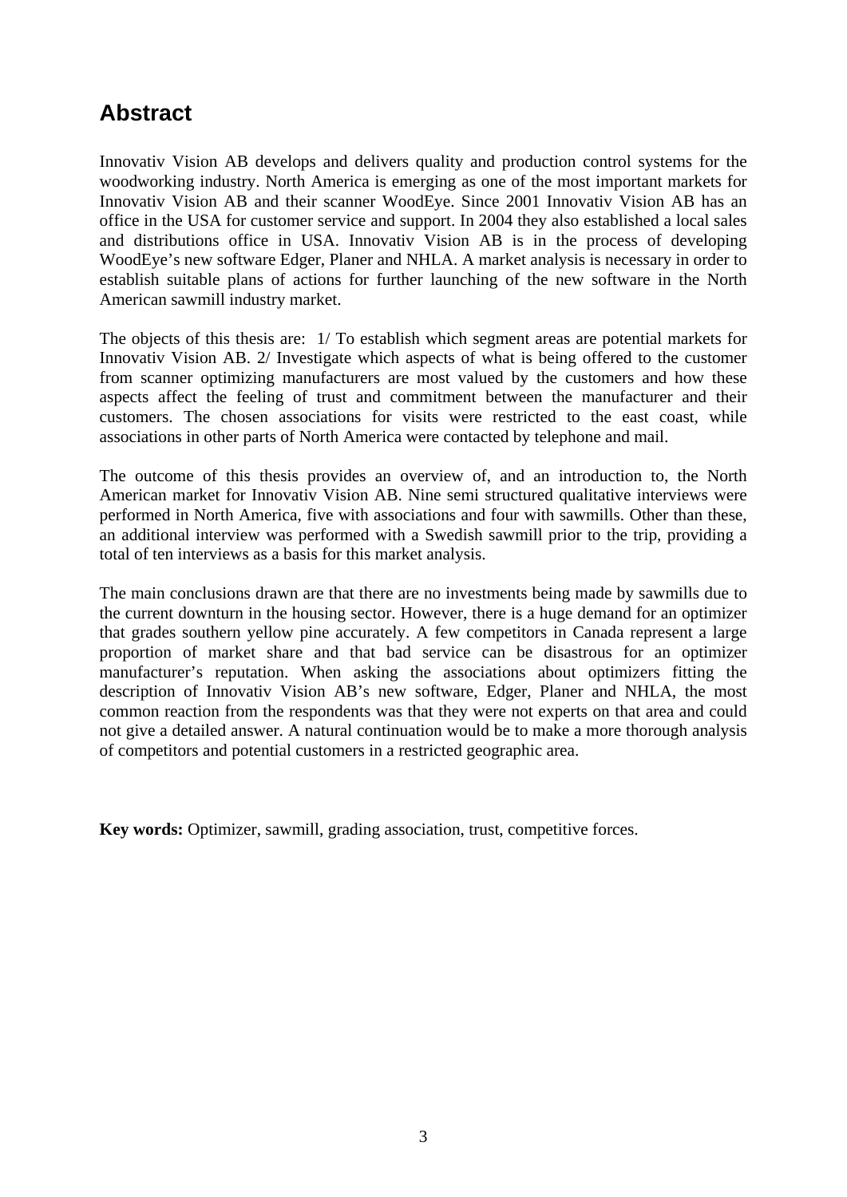## Abstract

Innovativ Vision AB develops and delivers quality and production control systems for the woodworking industry. North America is emerging as one of the most important markets for Innovativ Vision AB and their scanner WoodEye. Since 2001 Innovativ Vision AB has an office in the USA for customer service and support. In 2004 they also established a local sales and distributions office in USA. Innovativ Vision AB is in the process of developing WoodEye's new software Edger, Planer and NHLA. A market analysis is necessary in order to establish suitable plans of actions for further launching of the new software in the North American sawmill industry market.

The objects of this thesis are: 1/ To establish which segment areas are potential markets for Innovativ Vision AB. 2/ Investigate which aspects of what is being offered to the customer from scanner optimizing manufacturers are most valued by the customers and how these aspects affect the feeling of trust and commitment between the manufacturer and their customers. The chosen associations for visits were restricted to the east coast, while associations in other parts of North America were contacted by telephone and mail.

The outcome of this thesis provides an overview of, and an introduction to, the North American market for Innovativ Vision AB. Nine semi structured qualitative interviews were performed in North America, five with associations and four with sawmills. Other than these, an additional interview was performed with a Swedish sawmill prior to the trip, providing a total of ten interviews as a basis for this market analysis.

The main conclusions drawn are that there are no investments being made by sawmills due to the current downturn in the housing sector. However, there is a huge demand for an optimizer that grades southern yellow pine accurately. A few competitors in Canada represent a large proportion of market share and that bad service can be disastrous for an optimizer manufacturer's reputation. When asking the associations about optimizers fitting the description of Innovativ Vision AB's new software, Edger, Planer and NHLA, the most common reaction from the respondents was that they were not experts on that area and could not give a detailed answer. A natural continuation would be to make a more thorough analysis of competitors and potential customers in a restricted geographic area.

**Key words:** Optimizer, sawmill, grading association, trust, competitive forces.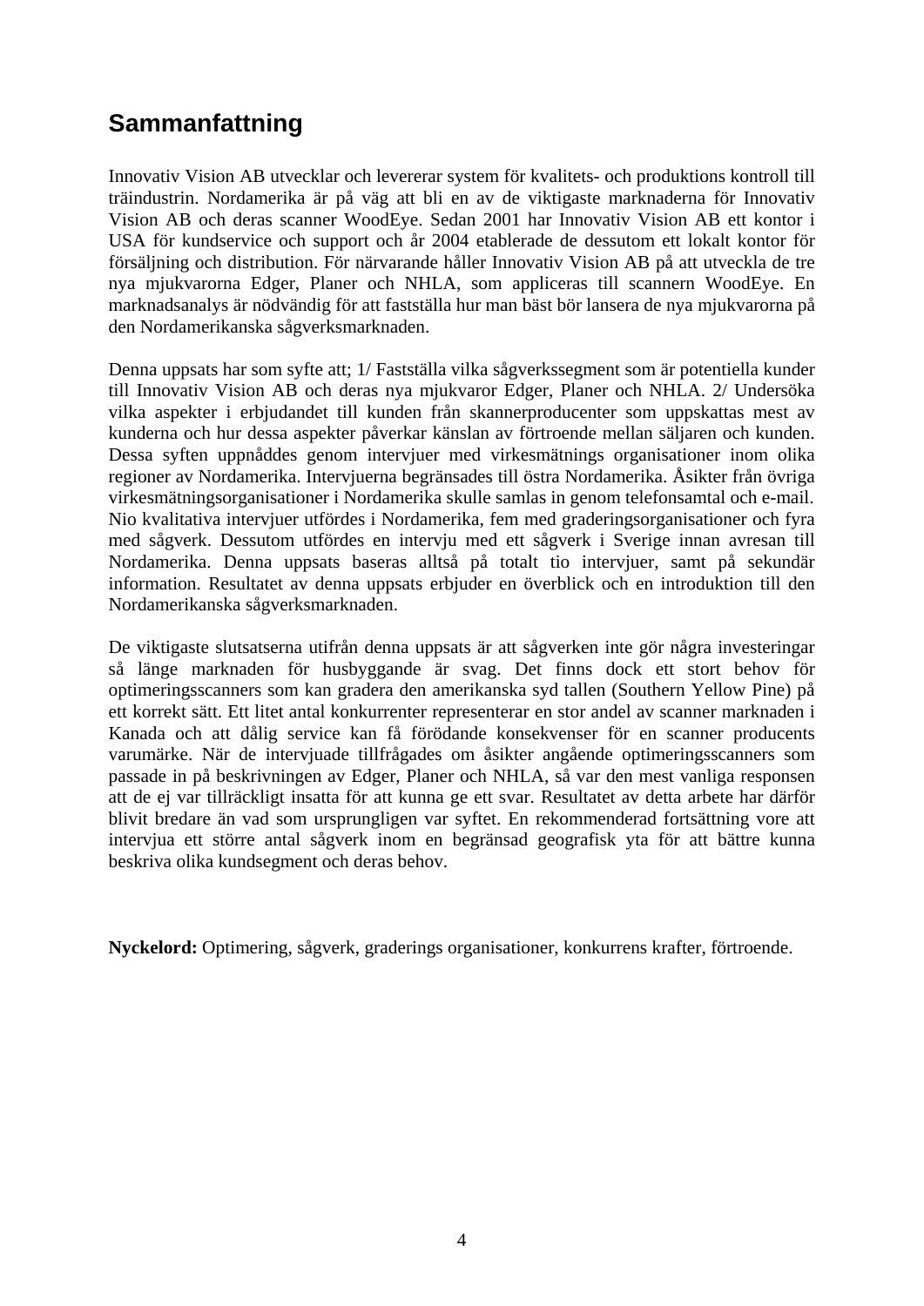# Sammanfattning

Innovativ Vision AB utvecklar och levererar system för kvalitets- och produktions kontroll till träindustrin. Nordamerika är på väg att bli en av de viktigaste marknaderna för Innovativ Vision AB och deras scanner WoodEye. Sedan 2001 har Innovativ Vision AB ett kontor i USA för kundservice och support och år 2004 etablerade de dessutom ett lokalt kontor för försäljning och distribution. För närvarande håller Innovativ Vision AB på att utveckla de tre nya mjukvarorna Edger, Planer och NHLA, som appliceras till scannern WoodEye. En marknadsanalys är nödvändig för att fastställa hur man bäst bör lansera de nya mjukvarorna på den Nordamerikanska sågverksmarknaden.

Denna uppsats har som syfte att; 1/ Fastställa vilka sågverkssegment som är potentiella kunder till Innovativ Vision AB och deras nya mjukvaror Edger, Planer och NHLA. 2/ Undersöka vilka aspekter i erbjudandet till kunden från skannerproducenter som uppskattas mest av kunderna och hur dessa aspekter påverkar känslan av förtroende mellan säljaren och kunden. Dessa syften uppnåddes genom intervjuer med virkesmätnings organisationer inom olika regioner av Nordamerika. Intervjuerna begränsades till östra Nordamerika. Åsikter från övriga virkesmätningsorganisationer i Nordamerika skulle samlas in genom telefonsamtal och e-mail. Nio kvalitativa intervjuer utfördes i Nordamerika, fem med graderingsorganisationer och fyra med sågverk. Dessutom utfördes en intervju med ett sågverk i Sverige innan avresan till Nordamerika. Denna uppsats baseras alltså på totalt tio intervjuer, samt på sekundär information. Resultatet av denna uppsats erbjuder en överblick och en introduktion till den Nordamerikanska sågverksmarknaden.

De viktigaste slutsatserna utifrån denna uppsats är att sågverken inte gör några investeringar så länge marknaden för husbyggande är svag. Det finns dock ett stort behov för optimeringsscanners som kan gradera den amerikanska syd tallen (Southern Yellow Pine) på ett korrekt sätt. Ett litet antal konkurrenter representerar en stor andel av scanner marknaden i Kanada och att dålig service kan få förödande konsekvenser för en scanner producents varumärke. När de intervjuade tillfrågades om åsikter angående optimeringsscanners som passade in på beskrivningen av Edger, Planer och NHLA, så var den mest vanliga responsen att de ej var tillräckligt insatta för att kunna ge ett svar. Resultatet av detta arbete har därför blivit bredare än vad som ursprungligen var syftet. En rekommenderad fortsättning vore att intervjua ett större antal sågverk inom en begränsad geografisk yta för att bättre kunna beskriva olika kundsegment och deras behov.

**Nyckelord:** Optimering, sågverk, graderings organisationer, konkurrens krafter, förtroende.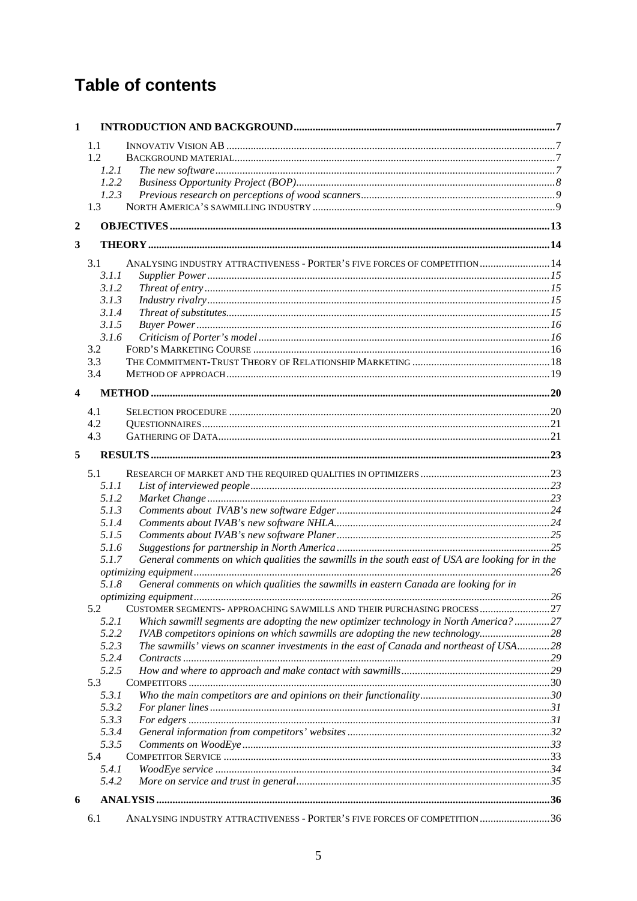# Table of contents

**1 INTRODUCTION AND BACKGROUND ... 7**

- 1.1 INNOVATIV VISION AB ... 7
- 1.2 BACKGROUND MATERIAL ... 7
  - *1.2.1 The new software ... 7*
  - *1.2.2 Business Opportunity Project (BOP) ... 8*
  - *1.2.3 Previous research on perceptions of wood scanners ... 9*
- 1.3 NORTH AMERICA'S SAWMILLING INDUSTRY ... 9

**2 OBJECTIVES ... 13**

**3 THEORY ... 14**

- 3.1 ANALYSING INDUSTRY ATTRACTIVENESS - PORTER'S FIVE FORCES OF COMPETITION ... 14
  - *3.1.1 Supplier Power ... 15*
  - *3.1.2 Threat of entry ... 15*
  - *3.1.3 Industry rivalry ... 15*
  - *3.1.4 Threat of substitutes ... 15*
  - *3.1.5 Buyer Power ... 16*
  - *3.1.6 Criticism of Porter's model ... 16*
- 3.2 FORD'S MARKETING COURSE ... 16
- 3.3 THE COMMITMENT-TRUST THEORY OF RELATIONSHIP MARKETING ... 18
- 3.4 METHOD OF APPROACH ... 19

**4 METHOD ... 20**

- 4.1 SELECTION PROCEDURE ... 20
- 4.2 QUESTIONNAIRES ... 21
- 4.3 GATHERING OF DATA ... 21

**5 RESULTS ... 23**

- 5.1 RESEARCH OF MARKET AND THE REQUIRED QUALITIES IN OPTIMIZERS ... 23
  - *5.1.1 List of interviewed people ... 23*
  - *5.1.2 Market Change ... 23*
  - *5.1.3 Comments about IVAB's new software Edger ... 24*
  - *5.1.4 Comments about IVAB's new software NHLA ... 24*
  - *5.1.5 Comments about IVAB's new software Planer ... 25*
  - *5.1.6 Suggestions for partnership in North America ... 25*
  - *5.1.7 General comments on which qualities the sawmills in the south east of USA are looking for in the optimizing equipment ... 26*
  - *5.1.8 General comments on which qualities the sawmills in eastern Canada are looking for in optimizing equipment ... 26*
- 5.2 CUSTOMER SEGMENTS- APPROACHING SAWMILLS AND THEIR PURCHASING PROCESS ... 27
  - *5.2.1 Which sawmill segments are adopting the new optimizer technology in North America? ... 27*
  - *5.2.2 IVAB competitors opinions on which sawmills are adopting the new technology ... 28*
  - *5.2.3 The sawmills' views on scanner investments in the east of Canada and northeast of USA ... 28*
  - *5.2.4 Contracts ... 29*
  - *5.2.5 How and where to approach and make contact with sawmills ... 29*
- 5.3 COMPETITORS ... 30
  - *5.3.1 Who the main competitors are and opinions on their functionality ... 30*
  - *5.3.2 For planer lines ... 31*
  - *5.3.3 For edgers ... 31*
  - *5.3.4 General information from competitors' websites ... 32*
  - *5.3.5 Comments on WoodEye ... 33*
- 5.4 COMPETITOR SERVICE ... 33
  - *5.4.1 WoodEye service ... 34*
  - *5.4.2 More on service and trust in general ... 35*

**6 ANALYSIS ... 36**

- 6.1 ANALYSING INDUSTRY ATTRACTIVENESS - PORTER'S FIVE FORCES OF COMPETITION ... 36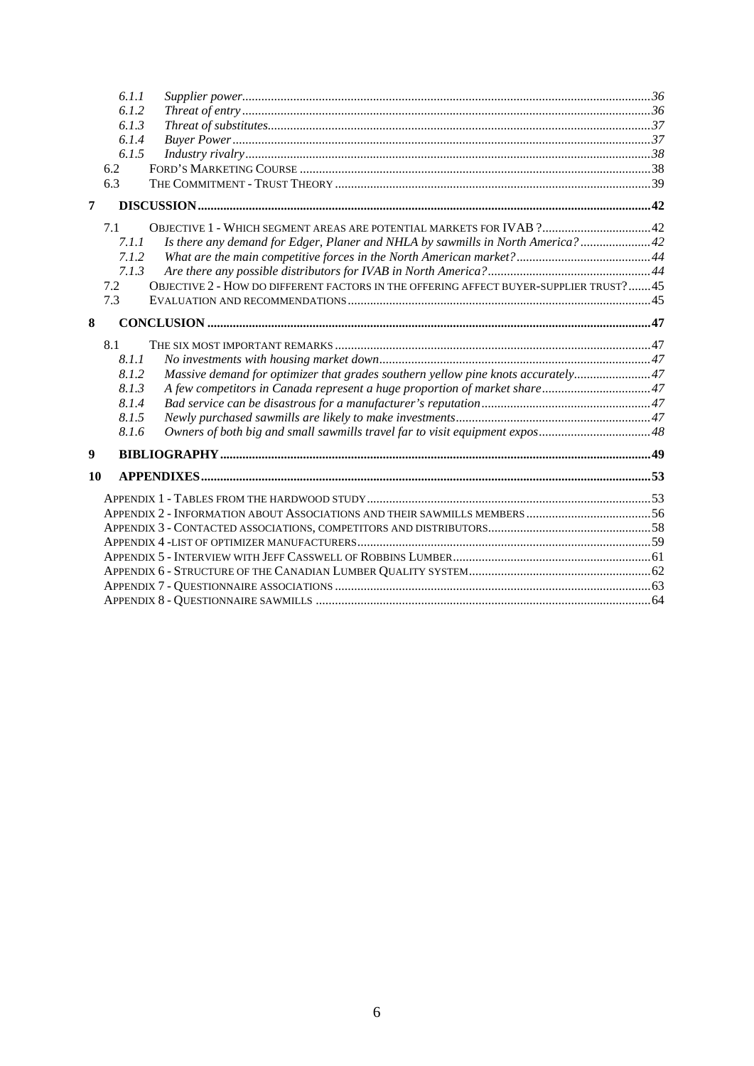6.1.1 *Supplier power* ... 36
6.1.2 *Threat of entry* ... 36
6.1.3 *Threat of substitutes* ... 37
6.1.4 *Buyer Power* ... 37
6.1.5 *Industry rivalry* ... 38
6.2 FORD'S MARKETING COURSE ... 38
6.3 THE COMMITMENT - TRUST THEORY ... 39

**7 DISCUSSION** ... 42

7.1 OBJECTIVE 1 - WHICH SEGMENT AREAS ARE POTENTIAL MARKETS FOR IVAB ? ... 42
7.1.1 *Is there any demand for Edger, Planer and NHLA by sawmills in North America?* ... 42
7.1.2 *What are the main competitive forces in the North American market?* ... 44
7.1.3 *Are there any possible distributors for IVAB in North America?* ... 44
7.2 OBJECTIVE 2 - HOW DO DIFFERENT FACTORS IN THE OFFERING AFFECT BUYER-SUPPLIER TRUST? ... 45
7.3 EVALUATION AND RECOMMENDATIONS ... 45

**8 CONCLUSION** ... 47

8.1 THE SIX MOST IMPORTANT REMARKS ... 47
8.1.1 *No investments with housing market down* ... 47
8.1.2 *Massive demand for optimizer that grades southern yellow pine knots accurately* ... 47
8.1.3 *A few competitors in Canada represent a huge proportion of market share* ... 47
8.1.4 *Bad service can be disastrous for a manufacturer's reputation* ... 47
8.1.5 *Newly purchased sawmills are likely to make investments* ... 47
8.1.6 *Owners of both big and small sawmills travel far to visit equipment expos* ... 48

**9 BIBLIOGRAPHY** ... 49

**10 APPENDIXES** ... 53

APPENDIX 1 - TABLES FROM THE HARDWOOD STUDY ... 53
APPENDIX 2 - INFORMATION ABOUT ASSOCIATIONS AND THEIR SAWMILLS MEMBERS ... 56
APPENDIX 3 - CONTACTED ASSOCIATIONS, COMPETITORS AND DISTRIBUTORS ... 58
APPENDIX 4 -LIST OF OPTIMIZER MANUFACTURERS ... 59
APPENDIX 5 - INTERVIEW WITH JEFF CASSWELL OF ROBBINS LUMBER ... 61
APPENDIX 6 - STRUCTURE OF THE CANADIAN LUMBER QUALITY SYSTEM ... 62
APPENDIX 7 - QUESTIONNAIRE ASSOCIATIONS ... 63
APPENDIX 8 - QUESTIONNAIRE SAWMILLS ... 64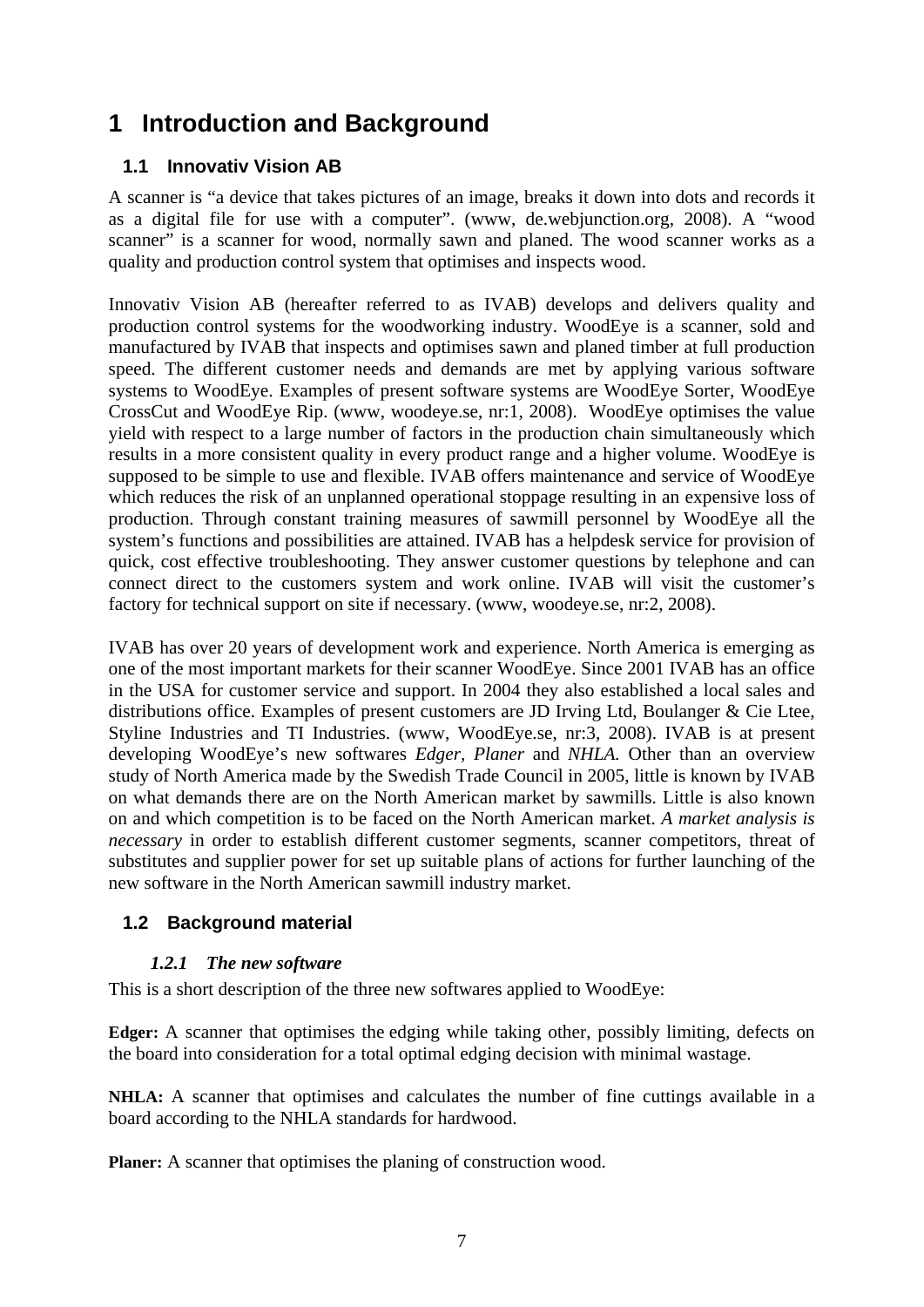# 1 Introduction and Background

## 1.1 Innovativ Vision AB

A scanner is "a device that takes pictures of an image, breaks it down into dots and records it as a digital file for use with a computer". (www, de.webjunction.org, 2008). A "wood scanner" is a scanner for wood, normally sawn and planed. The wood scanner works as a quality and production control system that optimises and inspects wood.

Innovativ Vision AB (hereafter referred to as IVAB) develops and delivers quality and production control systems for the woodworking industry. WoodEye is a scanner, sold and manufactured by IVAB that inspects and optimises sawn and planed timber at full production speed. The different customer needs and demands are met by applying various software systems to WoodEye. Examples of present software systems are WoodEye Sorter, WoodEye CrossCut and WoodEye Rip. (www, woodeye.se, nr:1, 2008). WoodEye optimises the value yield with respect to a large number of factors in the production chain simultaneously which results in a more consistent quality in every product range and a higher volume. WoodEye is supposed to be simple to use and flexible. IVAB offers maintenance and service of WoodEye which reduces the risk of an unplanned operational stoppage resulting in an expensive loss of production. Through constant training measures of sawmill personnel by WoodEye all the system's functions and possibilities are attained. IVAB has a helpdesk service for provision of quick, cost effective troubleshooting. They answer customer questions by telephone and can connect direct to the customers system and work online. IVAB will visit the customer's factory for technical support on site if necessary. (www, woodeye.se, nr:2, 2008).

IVAB has over 20 years of development work and experience. North America is emerging as one of the most important markets for their scanner WoodEye. Since 2001 IVAB has an office in the USA for customer service and support. In 2004 they also established a local sales and distributions office. Examples of present customers are JD Irving Ltd, Boulanger & Cie Ltee, Styline Industries and TI Industries. (www, WoodEye.se, nr:3, 2008). IVAB is at present developing WoodEye's new softwares *Edger*, *Planer* and *NHLA*. Other than an overview study of North America made by the Swedish Trade Council in 2005, little is known by IVAB on what demands there are on the North American market by sawmills. Little is also known on and which competition is to be faced on the North American market. *A market analysis is necessary* in order to establish different customer segments, scanner competitors, threat of substitutes and supplier power for set up suitable plans of actions for further launching of the new software in the North American sawmill industry market.

## 1.2 Background material

### *1.2.1 The new software*

This is a short description of the three new softwares applied to WoodEye:

**Edger:** A scanner that optimises the edging while taking other, possibly limiting, defects on the board into consideration for a total optimal edging decision with minimal wastage.

**NHLA:** A scanner that optimises and calculates the number of fine cuttings available in a board according to the NHLA standards for hardwood.

**Planer:** A scanner that optimises the planing of construction wood.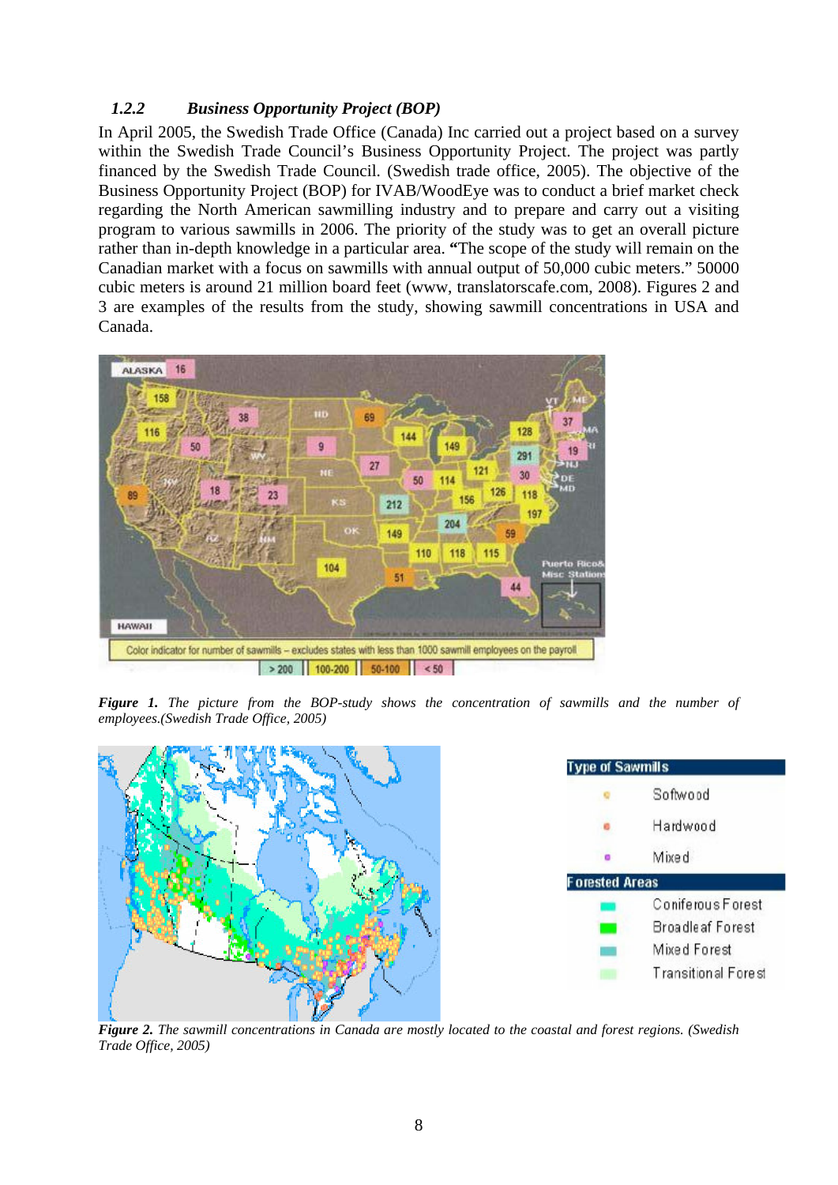### 1.2.2 Business Opportunity Project (BOP)

In April 2005, the Swedish Trade Office (Canada) Inc carried out a project based on a survey within the Swedish Trade Council's Business Opportunity Project. The project was partly financed by the Swedish Trade Council. (Swedish trade office, 2005). The objective of the Business Opportunity Project (BOP) for IVAB/WoodEye was to conduct a brief market check regarding the North American sawmilling industry and to prepare and carry out a visiting program to various sawmills in 2006. The priority of the study was to get an overall picture rather than in-depth knowledge in a particular area. **"**The scope of the study will remain on the Canadian market with a focus on sawmills with annual output of 50,000 cubic meters." 50000 cubic meters is around 21 million board feet (www, translatorscafe.com, 2008). Figures 2 and 3 are examples of the results from the study, showing sawmill concentrations in USA and Canada.

***Figure 1.*** *The picture from the BOP-study shows the concentration of sawmills and the number of employees.(Swedish Trade Office, 2005)*

***Figure 2.*** *The sawmill concentrations in Canada are mostly located to the coastal and forest regions. (Swedish Trade Office, 2005)*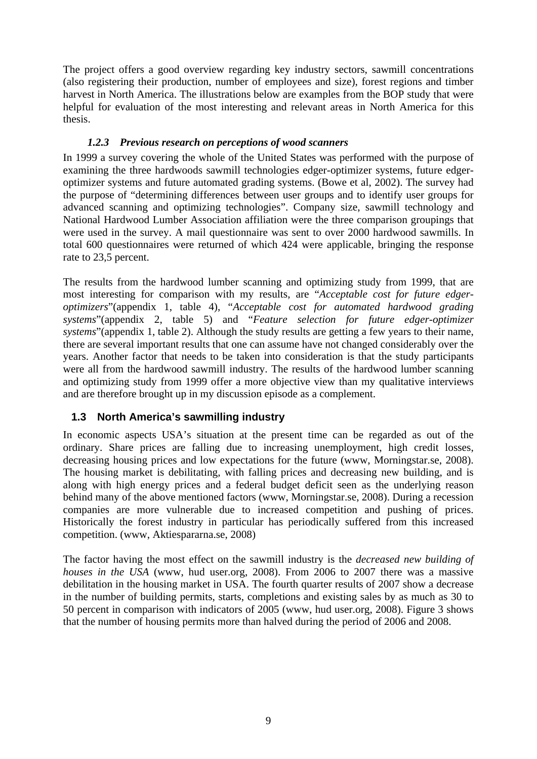The project offers a good overview regarding key industry sectors, sawmill concentrations (also registering their production, number of employees and size), forest regions and timber harvest in North America. The illustrations below are examples from the BOP study that were helpful for evaluation of the most interesting and relevant areas in North America for this thesis.

#### *1.2.3 Previous research on perceptions of wood scanners*

In 1999 a survey covering the whole of the United States was performed with the purpose of examining the three hardwoods sawmill technologies edger-optimizer systems, future edger-optimizer systems and future automated grading systems. (Bowe et al, 2002). The survey had the purpose of "determining differences between user groups and to identify user groups for advanced scanning and optimizing technologies". Company size, sawmill technology and National Hardwood Lumber Association affiliation were the three comparison groupings that were used in the survey. A mail questionnaire was sent to over 2000 hardwood sawmills. In total 600 questionnaires were returned of which 424 were applicable, bringing the response rate to 23,5 percent.

The results from the hardwood lumber scanning and optimizing study from 1999, that are most interesting for comparison with my results, are "*Acceptable cost for future edger-optimizers*"(appendix 1, table 4), "*Acceptable cost for automated hardwood grading systems*"(appendix 2, table 5) and "*Feature selection for future edger-optimizer systems*"(appendix 1, table 2). Although the study results are getting a few years to their name, there are several important results that one can assume have not changed considerably over the years. Another factor that needs to be taken into consideration is that the study participants were all from the hardwood sawmill industry. The results of the hardwood lumber scanning and optimizing study from 1999 offer a more objective view than my qualitative interviews and are therefore brought up in my discussion episode as a complement.

## 1.3 North America's sawmilling industry

In economic aspects USA's situation at the present time can be regarded as out of the ordinary. Share prices are falling due to increasing unemployment, high credit losses, decreasing housing prices and low expectations for the future (www, Morningstar.se, 2008). The housing market is debilitating, with falling prices and decreasing new building, and is along with high energy prices and a federal budget deficit seen as the underlying reason behind many of the above mentioned factors (www, Morningstar.se, 2008). During a recession companies are more vulnerable due to increased competition and pushing of prices. Historically the forest industry in particular has periodically suffered from this increased competition. (www, Aktiespararna.se, 2008)

The factor having the most effect on the sawmill industry is the *decreased new building of houses in the USA* (www, hud user.org, 2008). From 2006 to 2007 there was a massive debilitation in the housing market in USA. The fourth quarter results of 2007 show a decrease in the number of building permits, starts, completions and existing sales by as much as 30 to 50 percent in comparison with indicators of 2005 (www, hud user.org, 2008). Figure 3 shows that the number of housing permits more than halved during the period of 2006 and 2008.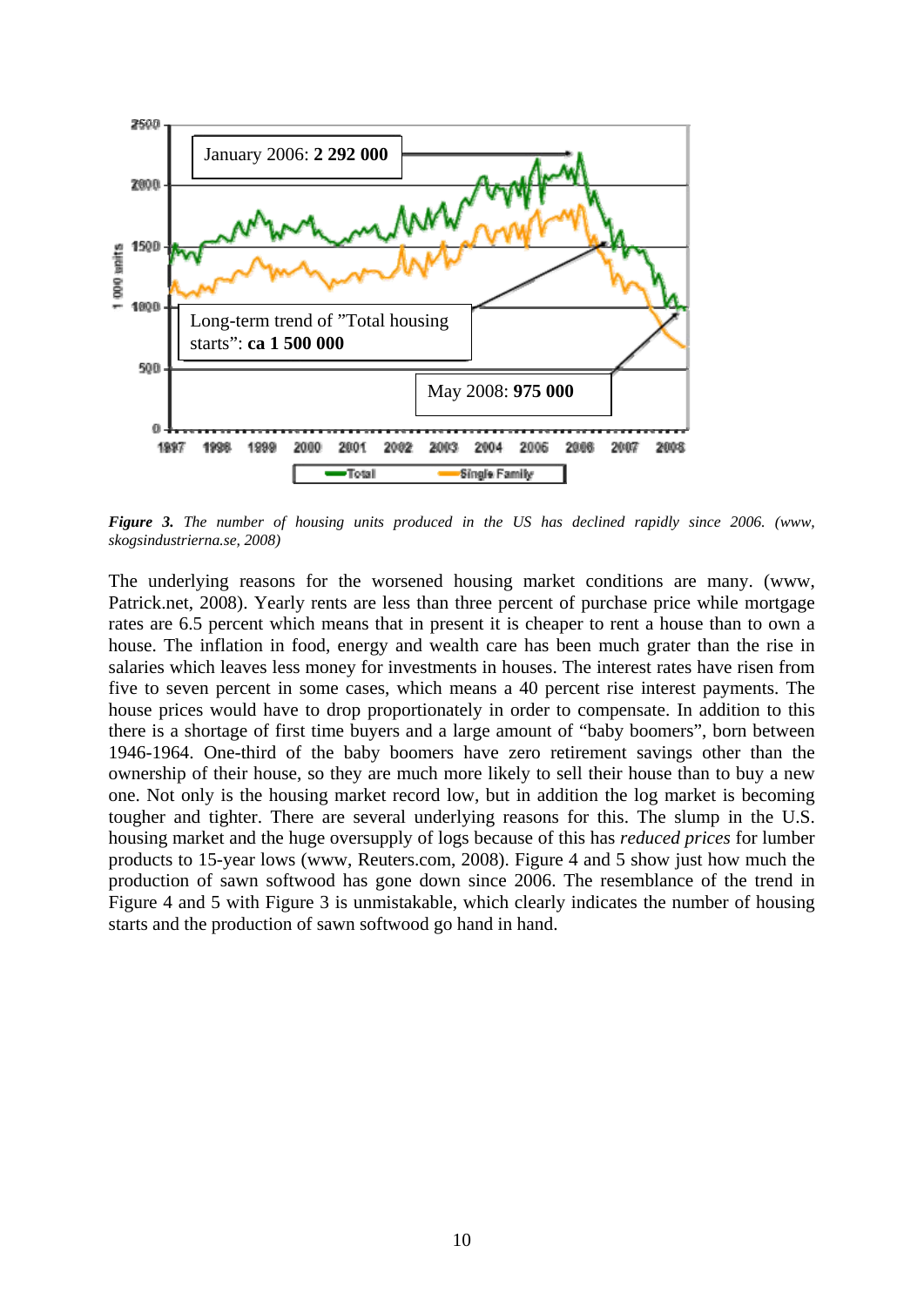***Figure 3.*** *The number of housing units produced in the US has declined rapidly since 2006. (www, skogsindustrierna.se, 2008)*

The underlying reasons for the worsened housing market conditions are many. (www, Patrick.net, 2008). Yearly rents are less than three percent of purchase price while mortgage rates are 6.5 percent which means that in present it is cheaper to rent a house than to own a house. The inflation in food, energy and wealth care has been much grater than the rise in salaries which leaves less money for investments in houses. The interest rates have risen from five to seven percent in some cases, which means a 40 percent rise interest payments. The house prices would have to drop proportionately in order to compensate. In addition to this there is a shortage of first time buyers and a large amount of "baby boomers", born between 1946-1964. One-third of the baby boomers have zero retirement savings other than the ownership of their house, so they are much more likely to sell their house than to buy a new one. Not only is the housing market record low, but in addition the log market is becoming tougher and tighter. There are several underlying reasons for this. The slump in the U.S. housing market and the huge oversupply of logs because of this has *reduced prices* for lumber products to 15-year lows (www, Reuters.com, 2008). Figure 4 and 5 show just how much the production of sawn softwood has gone down since 2006. The resemblance of the trend in Figure 4 and 5 with Figure 3 is unmistakable, which clearly indicates the number of housing starts and the production of sawn softwood go hand in hand.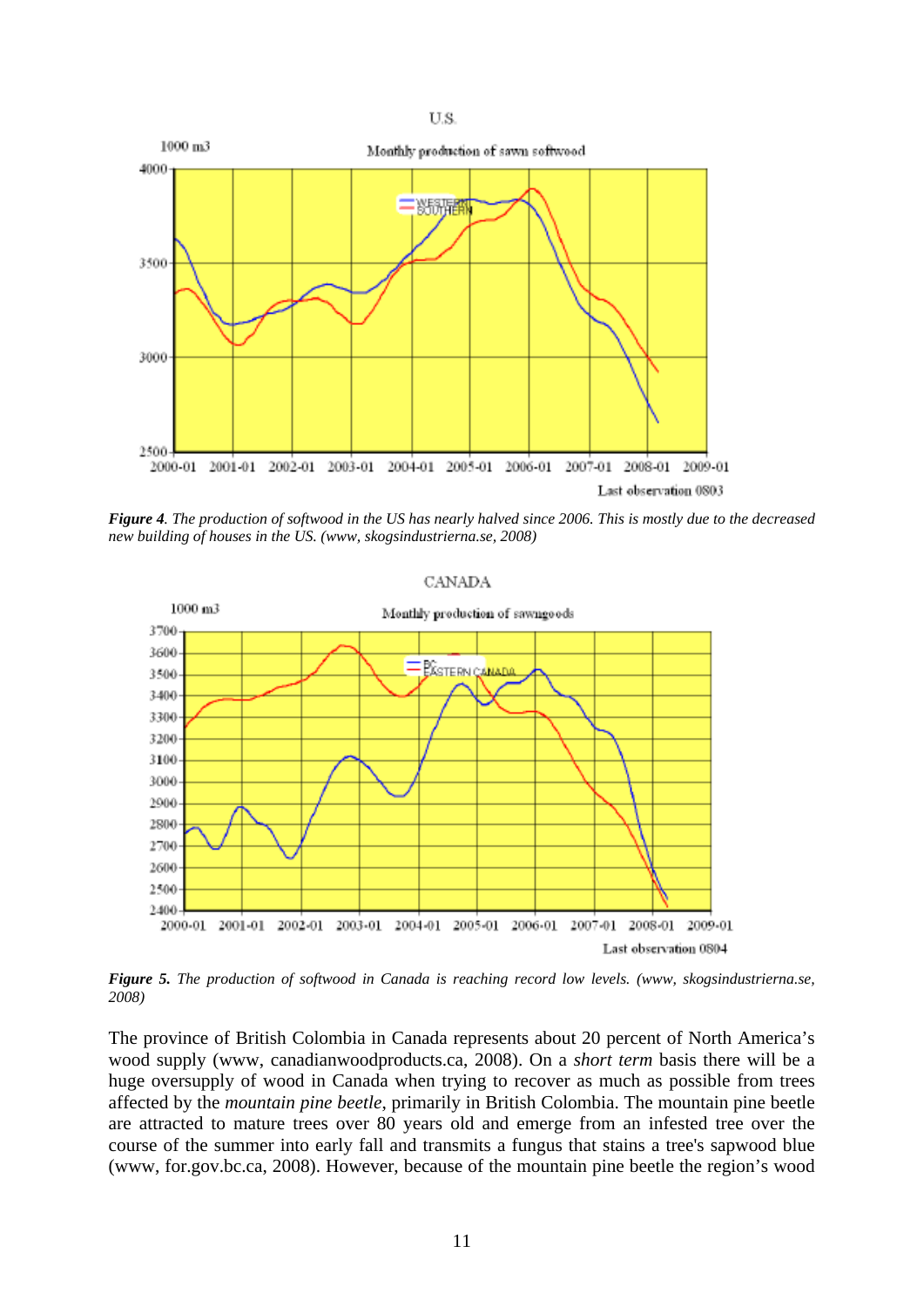***Figure 4****. The production of softwood in the US has nearly halved since 2006. This is mostly due to the decreased new building of houses in the US. (www, skogsindustrierna.se, 2008)*

***Figure 5****. The production of softwood in Canada is reaching record low levels. (www, skogsindustrierna.se, 2008)*

The province of British Colombia in Canada represents about 20 percent of North America's wood supply (www, canadianwoodproducts.ca, 2008). On a *short term* basis there will be a huge oversupply of wood in Canada when trying to recover as much as possible from trees affected by the *mountain pine beetle*, primarily in British Colombia. The mountain pine beetle are attracted to mature trees over 80 years old and emerge from an infested tree over the course of the summer into early fall and transmits a fungus that stains a tree's sapwood blue (www, for.gov.bc.ca, 2008). However, because of the mountain pine beetle the region's wood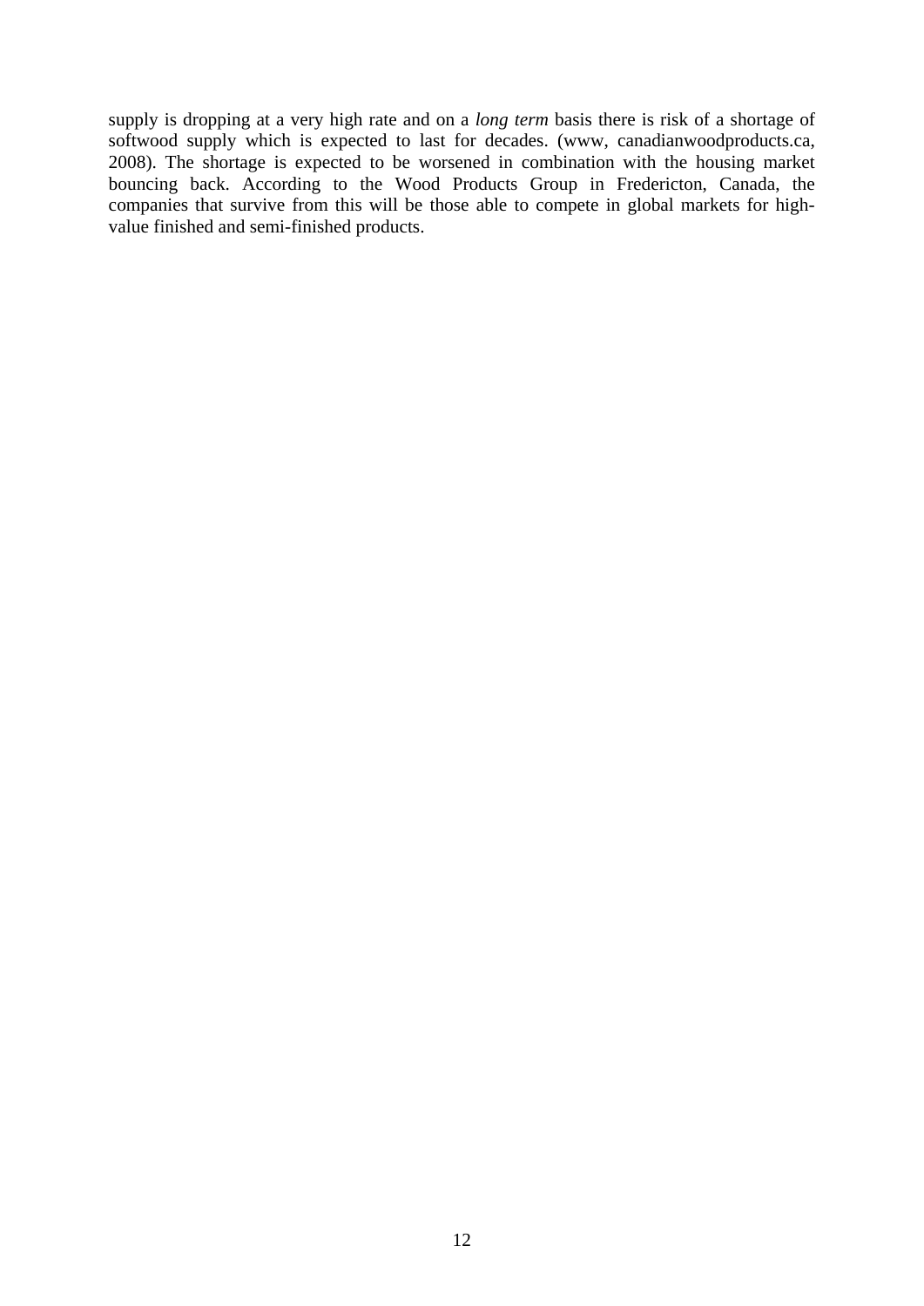supply is dropping at a very high rate and on a *long term* basis there is risk of a shortage of softwood supply which is expected to last for decades. (www, canadianwoodproducts.ca, 2008). The shortage is expected to be worsened in combination with the housing market bouncing back. According to the Wood Products Group in Fredericton, Canada, the companies that survive from this will be those able to compete in global markets for high-value finished and semi-finished products.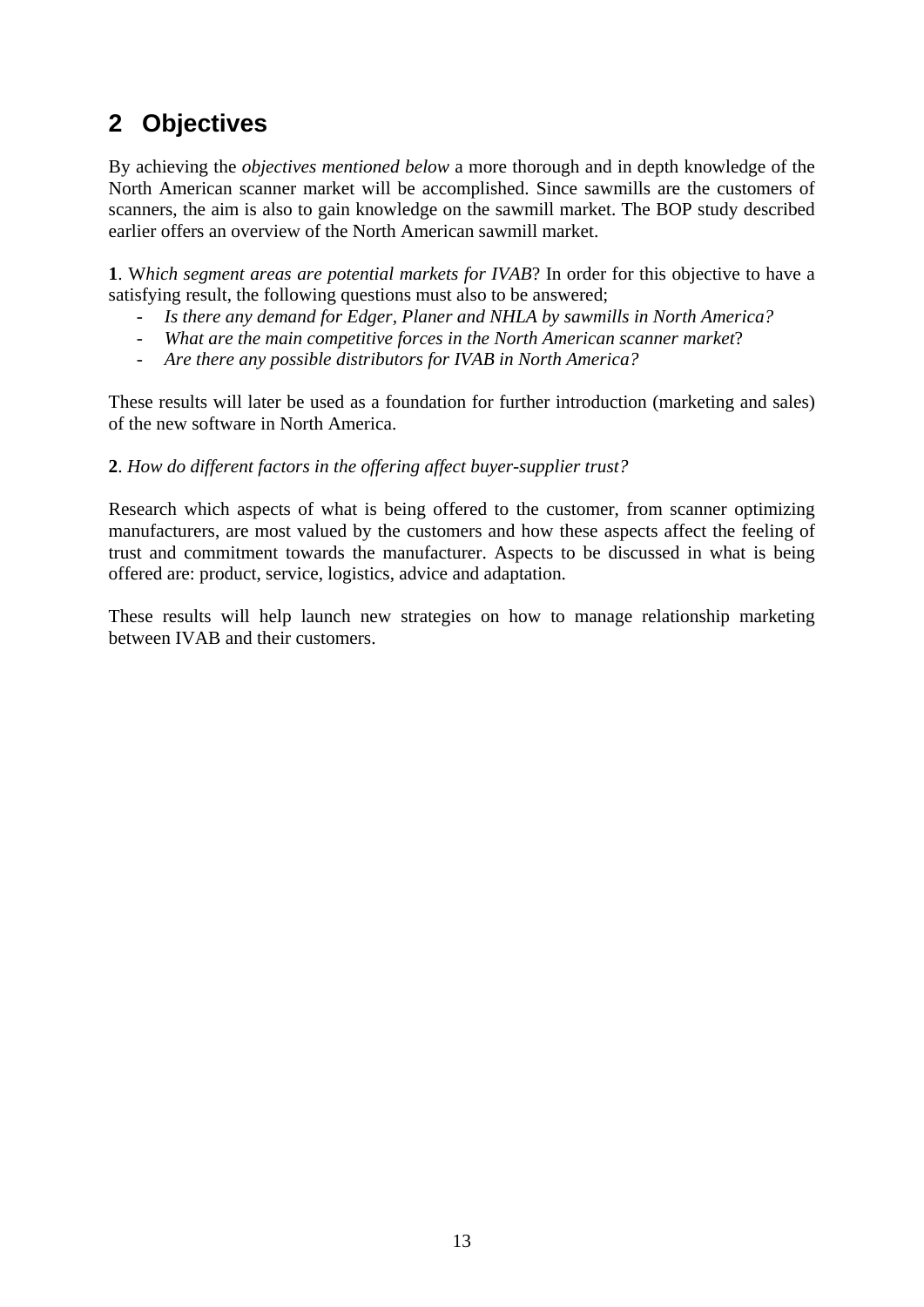# 2 Objectives

By achieving the *objectives mentioned below* a more thorough and in depth knowledge of the North American scanner market will be accomplished. Since sawmills are the customers of scanners, the aim is also to gain knowledge on the sawmill market. The BOP study described earlier offers an overview of the North American sawmill market.

**1**. W*hich segment areas are potential markets for IVAB*? In order for this objective to have a satisfying result, the following questions must also to be answered;

- *Is there any demand for Edger, Planer and NHLA by sawmills in North America?*
- *What are the main competitive forces in the North American scanner market*?
- *Are there any possible distributors for IVAB in North America?*

These results will later be used as a foundation for further introduction (marketing and sales) of the new software in North America.

**2**. *How do different factors in the offering affect buyer-supplier trust?*

Research which aspects of what is being offered to the customer, from scanner optimizing manufacturers, are most valued by the customers and how these aspects affect the feeling of trust and commitment towards the manufacturer. Aspects to be discussed in what is being offered are: product, service, logistics, advice and adaptation.

These results will help launch new strategies on how to manage relationship marketing between IVAB and their customers.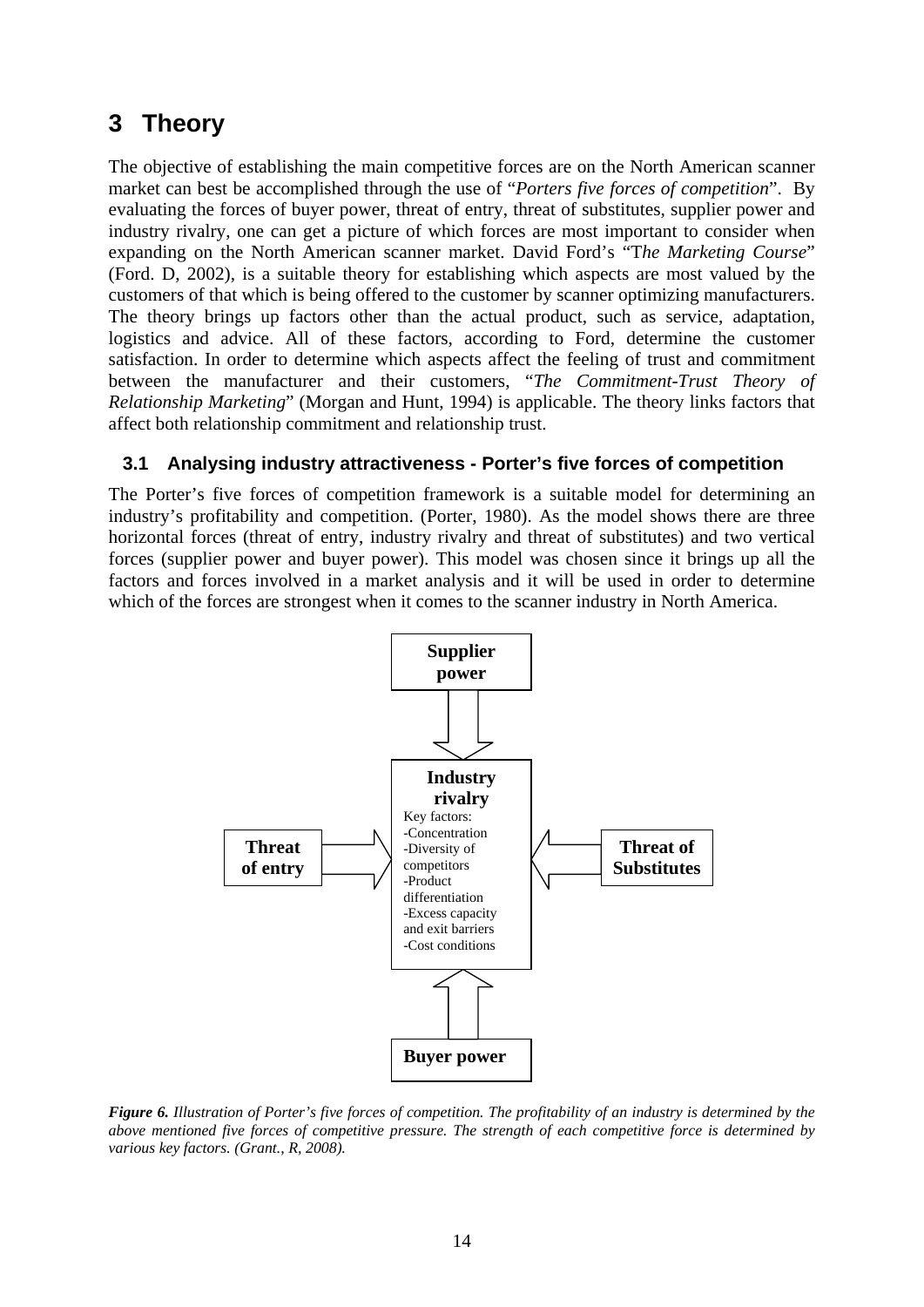# 3 Theory

The objective of establishing the main competitive forces are on the North American scanner market can best be accomplished through the use of "*Porters five forces of competition*". By evaluating the forces of buyer power, threat of entry, threat of substitutes, supplier power and industry rivalry, one can get a picture of which forces are most important to consider when expanding on the North American scanner market. David Ford's "T*he Marketing Course*" (Ford. D, 2002), is a suitable theory for establishing which aspects are most valued by the customers of that which is being offered to the customer by scanner optimizing manufacturers. The theory brings up factors other than the actual product, such as service, adaptation, logistics and advice. All of these factors, according to Ford, determine the customer satisfaction. In order to determine which aspects affect the feeling of trust and commitment between the manufacturer and their customers, "*The Commitment-Trust Theory of Relationship Marketing*" (Morgan and Hunt, 1994) is applicable. The theory links factors that affect both relationship commitment and relationship trust.

## 3.1 Analysing industry attractiveness - Porter's five forces of competition

The Porter's five forces of competition framework is a suitable model for determining an industry's profitability and competition. (Porter, 1980). As the model shows there are three horizontal forces (threat of entry, industry rivalry and threat of substitutes) and two vertical forces (supplier power and buyer power). This model was chosen since it brings up all the factors and forces involved in a market analysis and it will be used in order to determine which of the forces are strongest when it comes to the scanner industry in North America.

**Supplier power**

**Threat of entry**

**Industry rivalry**
Key factors:
-Concentration
-Diversity of competitors
-Product differentiation
-Excess capacity and exit barriers
-Cost conditions

**Threat of Substitutes**

**Buyer power**

***Figure 6.*** *Illustration of Porter's five forces of competition. The profitability of an industry is determined by the above mentioned five forces of competitive pressure. The strength of each competitive force is determined by various key factors. (Grant., R, 2008).*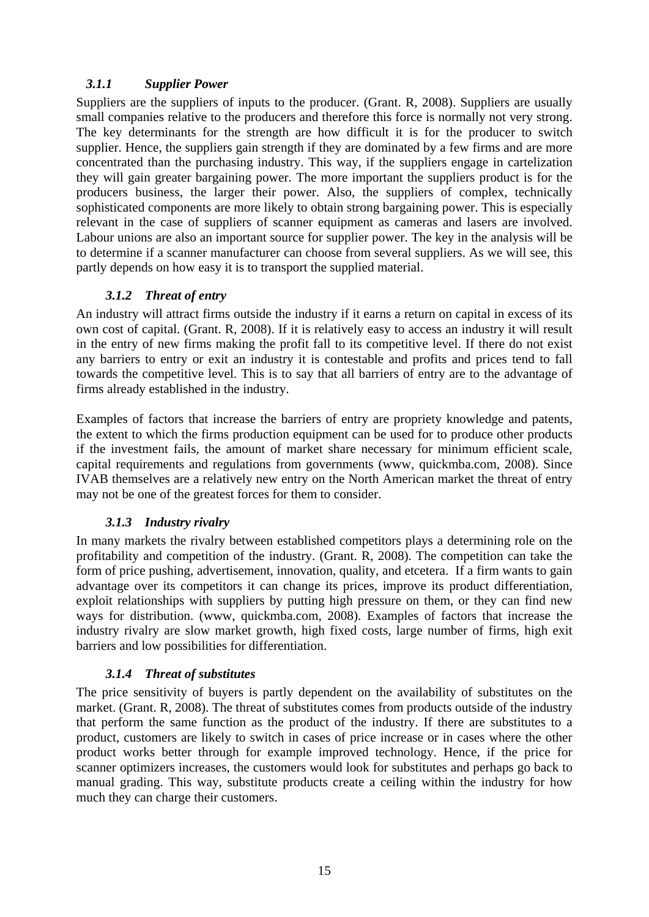### *3.1.1 Supplier Power*

Suppliers are the suppliers of inputs to the producer. (Grant. R, 2008). Suppliers are usually small companies relative to the producers and therefore this force is normally not very strong. The key determinants for the strength are how difficult it is for the producer to switch supplier. Hence, the suppliers gain strength if they are dominated by a few firms and are more concentrated than the purchasing industry. This way, if the suppliers engage in cartelization they will gain greater bargaining power. The more important the suppliers product is for the producers business, the larger their power. Also, the suppliers of complex, technically sophisticated components are more likely to obtain strong bargaining power. This is especially relevant in the case of suppliers of scanner equipment as cameras and lasers are involved. Labour unions are also an important source for supplier power. The key in the analysis will be to determine if a scanner manufacturer can choose from several suppliers. As we will see, this partly depends on how easy it is to transport the supplied material.

### *3.1.2 Threat of entry*

An industry will attract firms outside the industry if it earns a return on capital in excess of its own cost of capital. (Grant. R, 2008). If it is relatively easy to access an industry it will result in the entry of new firms making the profit fall to its competitive level. If there do not exist any barriers to entry or exit an industry it is contestable and profits and prices tend to fall towards the competitive level. This is to say that all barriers of entry are to the advantage of firms already established in the industry.

Examples of factors that increase the barriers of entry are propriety knowledge and patents, the extent to which the firms production equipment can be used for to produce other products if the investment fails, the amount of market share necessary for minimum efficient scale, capital requirements and regulations from governments (www, quickmba.com, 2008). Since IVAB themselves are a relatively new entry on the North American market the threat of entry may not be one of the greatest forces for them to consider.

### *3.1.3 Industry rivalry*

In many markets the rivalry between established competitors plays a determining role on the profitability and competition of the industry. (Grant. R, 2008). The competition can take the form of price pushing, advertisement, innovation, quality, and etcetera. If a firm wants to gain advantage over its competitors it can change its prices, improve its product differentiation, exploit relationships with suppliers by putting high pressure on them, or they can find new ways for distribution. (www, quickmba.com, 2008). Examples of factors that increase the industry rivalry are slow market growth, high fixed costs, large number of firms, high exit barriers and low possibilities for differentiation.

### *3.1.4 Threat of substitutes*

The price sensitivity of buyers is partly dependent on the availability of substitutes on the market. (Grant. R, 2008). The threat of substitutes comes from products outside of the industry that perform the same function as the product of the industry. If there are substitutes to a product, customers are likely to switch in cases of price increase or in cases where the other product works better through for example improved technology. Hence, if the price for scanner optimizers increases, the customers would look for substitutes and perhaps go back to manual grading. This way, substitute products create a ceiling within the industry for how much they can charge their customers.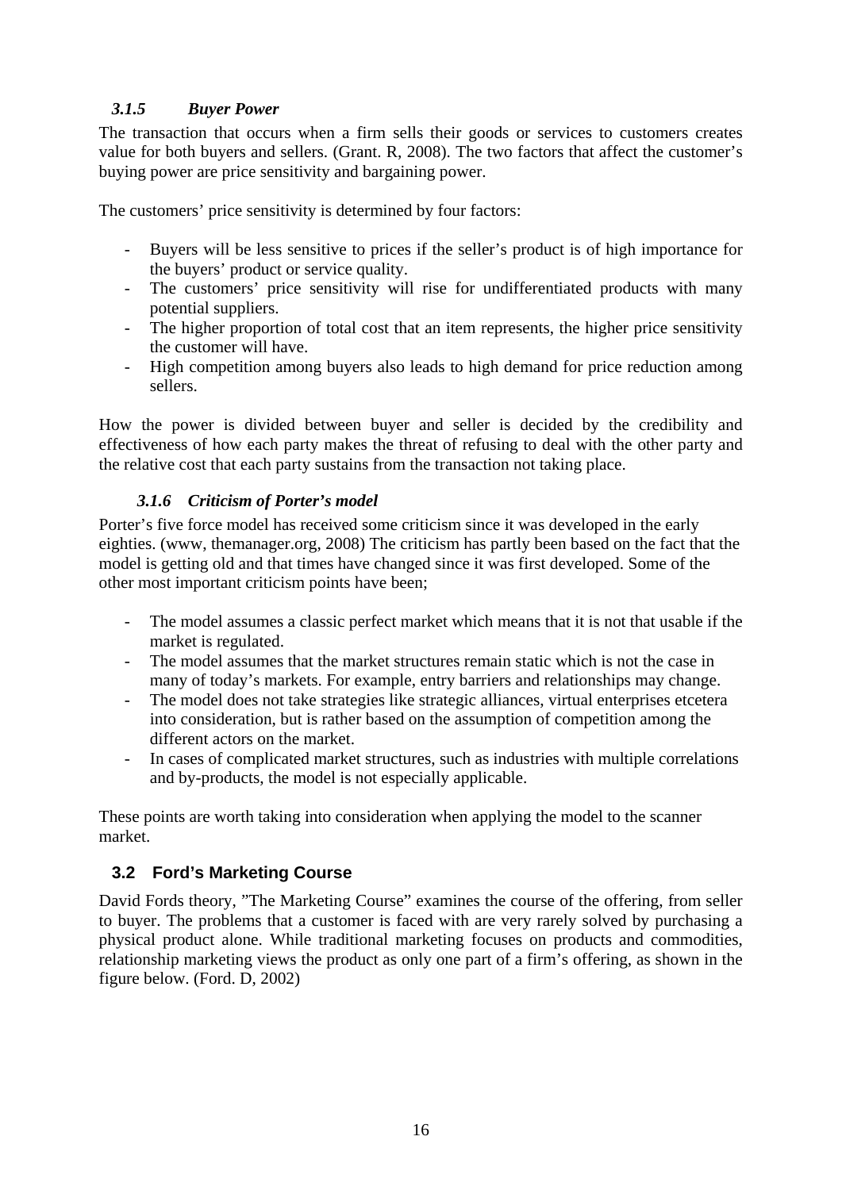### *3.1.5 Buyer Power*

The transaction that occurs when a firm sells their goods or services to customers creates value for both buyers and sellers. (Grant. R, 2008). The two factors that affect the customer's buying power are price sensitivity and bargaining power.

The customers' price sensitivity is determined by four factors:

- Buyers will be less sensitive to prices if the seller's product is of high importance for the buyers' product or service quality.
- The customers' price sensitivity will rise for undifferentiated products with many potential suppliers.
- The higher proportion of total cost that an item represents, the higher price sensitivity the customer will have.
- High competition among buyers also leads to high demand for price reduction among sellers.

How the power is divided between buyer and seller is decided by the credibility and effectiveness of how each party makes the threat of refusing to deal with the other party and the relative cost that each party sustains from the transaction not taking place.

### *3.1.6 Criticism of Porter's model*

Porter's five force model has received some criticism since it was developed in the early eighties. (www, themanager.org, 2008) The criticism has partly been based on the fact that the model is getting old and that times have changed since it was first developed. Some of the other most important criticism points have been;

- The model assumes a classic perfect market which means that it is not that usable if the market is regulated.
- The model assumes that the market structures remain static which is not the case in many of today's markets. For example, entry barriers and relationships may change.
- The model does not take strategies like strategic alliances, virtual enterprises etcetera into consideration, but is rather based on the assumption of competition among the different actors on the market.
- In cases of complicated market structures, such as industries with multiple correlations and by-products, the model is not especially applicable.

These points are worth taking into consideration when applying the model to the scanner market.

## 3.2 Ford's Marketing Course

David Fords theory, "The Marketing Course" examines the course of the offering, from seller to buyer. The problems that a customer is faced with are very rarely solved by purchasing a physical product alone. While traditional marketing focuses on products and commodities, relationship marketing views the product as only one part of a firm's offering, as shown in the figure below. (Ford. D, 2002)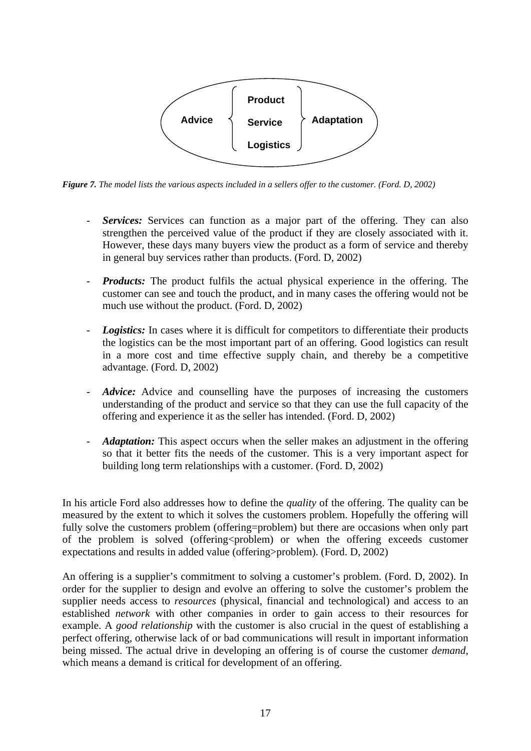Advice | Product / Service / Logistics | Adaptation

***Figure 7.*** *The model lists the various aspects included in a sellers offer to the customer. (Ford. D, 2002)*

- ***Services:*** Services can function as a major part of the offering. They can also strengthen the perceived value of the product if they are closely associated with it. However, these days many buyers view the product as a form of service and thereby in general buy services rather than products. (Ford. D, 2002)

- ***Products:*** The product fulfils the actual physical experience in the offering. The customer can see and touch the product, and in many cases the offering would not be much use without the product. (Ford. D, 2002)

- ***Logistics:*** In cases where it is difficult for competitors to differentiate their products the logistics can be the most important part of an offering. Good logistics can result in a more cost and time effective supply chain, and thereby be a competitive advantage. (Ford. D, 2002)

- ***Advice:*** Advice and counselling have the purposes of increasing the customers understanding of the product and service so that they can use the full capacity of the offering and experience it as the seller has intended. (Ford. D, 2002)

- ***Adaptation:*** This aspect occurs when the seller makes an adjustment in the offering so that it better fits the needs of the customer. This is a very important aspect for building long term relationships with a customer. (Ford. D, 2002)

In his article Ford also addresses how to define the *quality* of the offering. The quality can be measured by the extent to which it solves the customers problem. Hopefully the offering will fully solve the customers problem (offering=problem) but there are occasions when only part of the problem is solved (offering<problem) or when the offering exceeds customer expectations and results in added value (offering>problem). (Ford. D, 2002)

An offering is a supplier's commitment to solving a customer's problem. (Ford. D, 2002). In order for the supplier to design and evolve an offering to solve the customer's problem the supplier needs access to *resources* (physical, financial and technological) and access to an established *network* with other companies in order to gain access to their resources for example. A *good relationship* with the customer is also crucial in the quest of establishing a perfect offering, otherwise lack of or bad communications will result in important information being missed. The actual drive in developing an offering is of course the customer *demand*, which means a demand is critical for development of an offering.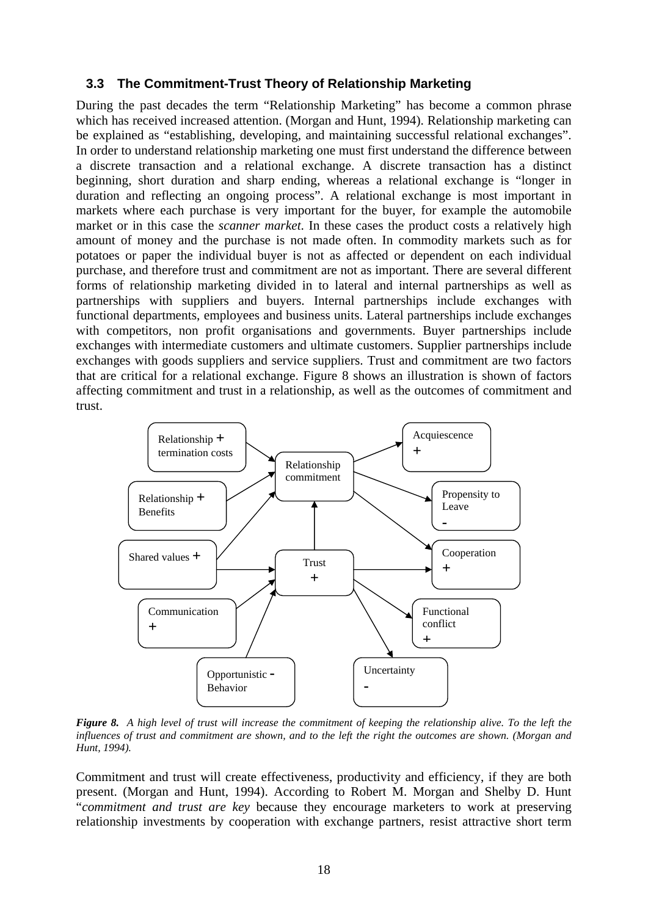### 3.3 The Commitment-Trust Theory of Relationship Marketing

During the past decades the term "Relationship Marketing" has become a common phrase which has received increased attention. (Morgan and Hunt, 1994). Relationship marketing can be explained as "establishing, developing, and maintaining successful relational exchanges". In order to understand relationship marketing one must first understand the difference between a discrete transaction and a relational exchange. A discrete transaction has a distinct beginning, short duration and sharp ending, whereas a relational exchange is "longer in duration and reflecting an ongoing process". A relational exchange is most important in markets where each purchase is very important for the buyer, for example the automobile market or in this case the *scanner market*. In these cases the product costs a relatively high amount of money and the purchase is not made often. In commodity markets such as for potatoes or paper the individual buyer is not as affected or dependent on each individual purchase, and therefore trust and commitment are not as important. There are several different forms of relationship marketing divided in to lateral and internal partnerships as well as partnerships with suppliers and buyers. Internal partnerships include exchanges with functional departments, employees and business units. Lateral partnerships include exchanges with competitors, non profit organisations and governments. Buyer partnerships include exchanges with intermediate customers and ultimate customers. Supplier partnerships include exchanges with goods suppliers and service suppliers. Trust and commitment are two factors that are critical for a relational exchange. Figure 8 shows an illustration is shown of factors affecting commitment and trust in a relationship, as well as the outcomes of commitment and trust.

Relationship termination costs +
Relationship Benefits +
Shared values +
Communication +
Opportunistic Behavior -
Relationship commitment
Trust +
Acquiescence +
Propensity to Leave -
Cooperation +
Functional conflict +
Uncertainty -

***Figure 8.*** *A high level of trust will increase the commitment of keeping the relationship alive. To the left the influences of trust and commitment are shown, and to the left the right the outcomes are shown. (Morgan and Hunt, 1994).*

Commitment and trust will create effectiveness, productivity and efficiency, if they are both present. (Morgan and Hunt, 1994). According to Robert M. Morgan and Shelby D. Hunt "*commitment and trust are key* because they encourage marketers to work at preserving relationship investments by cooperation with exchange partners, resist attractive short term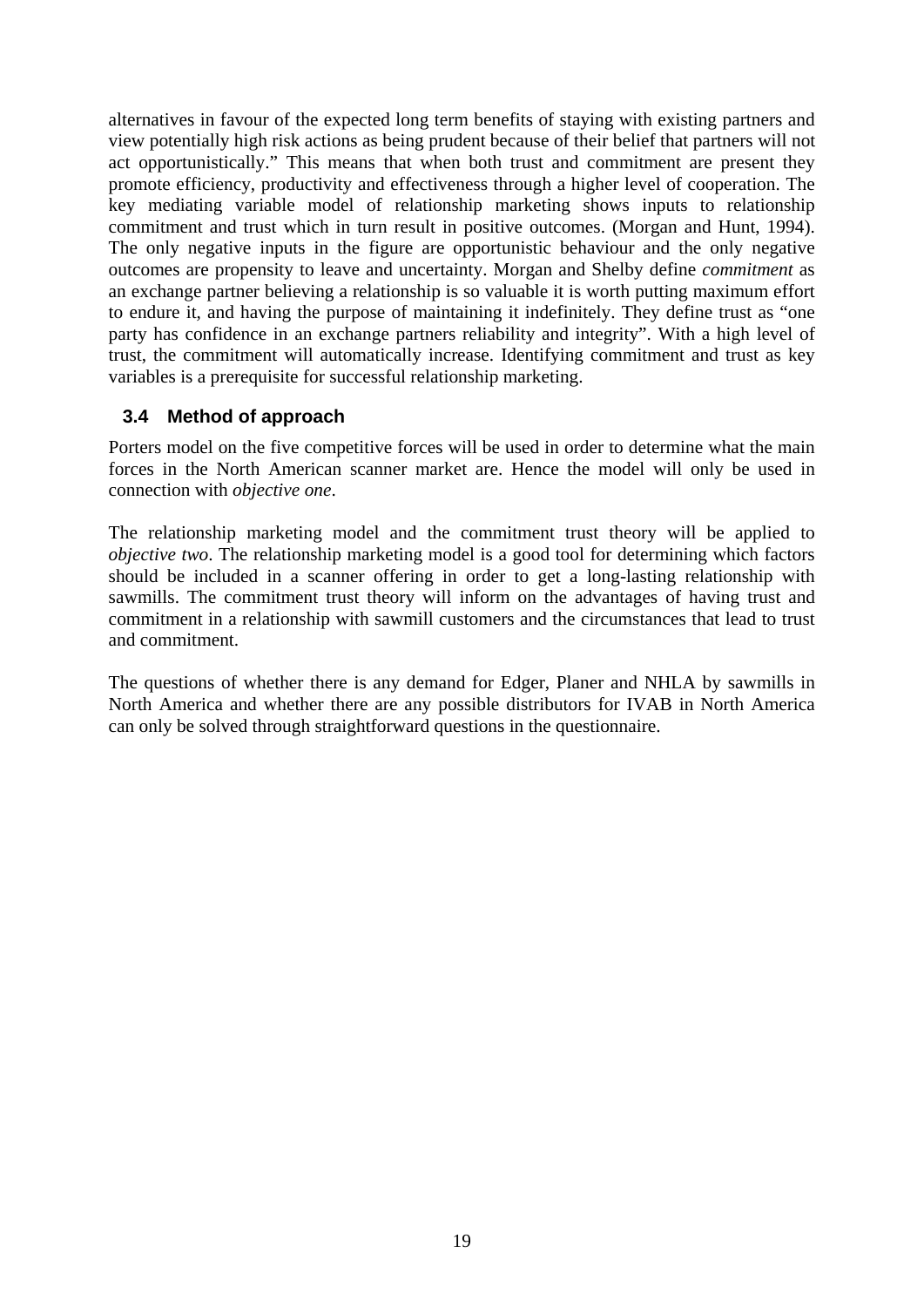alternatives in favour of the expected long term benefits of staying with existing partners and view potentially high risk actions as being prudent because of their belief that partners will not act opportunistically." This means that when both trust and commitment are present they promote efficiency, productivity and effectiveness through a higher level of cooperation. The key mediating variable model of relationship marketing shows inputs to relationship commitment and trust which in turn result in positive outcomes. (Morgan and Hunt, 1994). The only negative inputs in the figure are opportunistic behaviour and the only negative outcomes are propensity to leave and uncertainty. Morgan and Shelby define *commitment* as an exchange partner believing a relationship is so valuable it is worth putting maximum effort to endure it, and having the purpose of maintaining it indefinitely. They define trust as "one party has confidence in an exchange partners reliability and integrity". With a high level of trust, the commitment will automatically increase. Identifying commitment and trust as key variables is a prerequisite for successful relationship marketing.

### 3.4 Method of approach

Porters model on the five competitive forces will be used in order to determine what the main forces in the North American scanner market are. Hence the model will only be used in connection with *objective one*.

The relationship marketing model and the commitment trust theory will be applied to *objective two*. The relationship marketing model is a good tool for determining which factors should be included in a scanner offering in order to get a long-lasting relationship with sawmills. The commitment trust theory will inform on the advantages of having trust and commitment in a relationship with sawmill customers and the circumstances that lead to trust and commitment.

The questions of whether there is any demand for Edger, Planer and NHLA by sawmills in North America and whether there are any possible distributors for IVAB in North America can only be solved through straightforward questions in the questionnaire.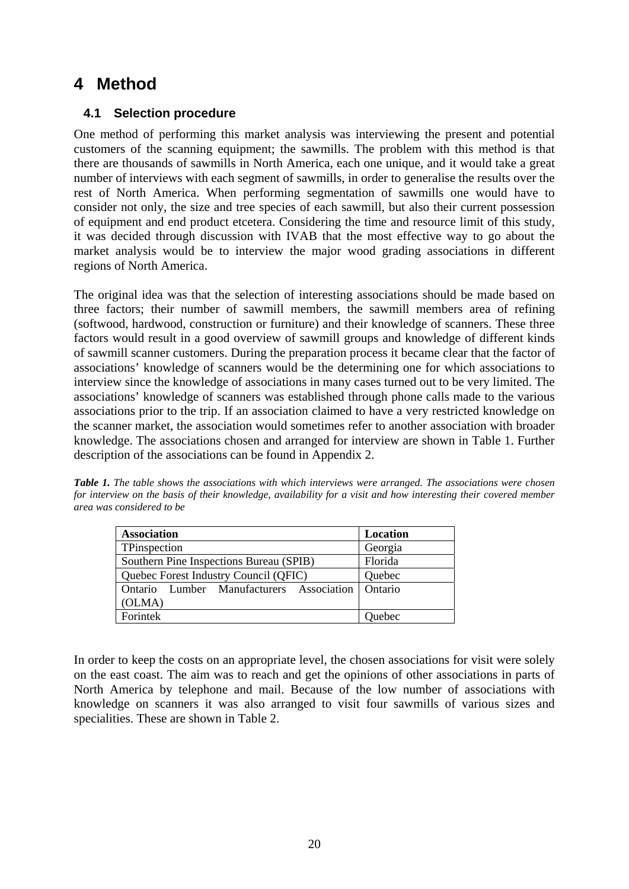# 4 Method

## 4.1 Selection procedure

One method of performing this market analysis was interviewing the present and potential customers of the scanning equipment; the sawmills. The problem with this method is that there are thousands of sawmills in North America, each one unique, and it would take a great number of interviews with each segment of sawmills, in order to generalise the results over the rest of North America. When performing segmentation of sawmills one would have to consider not only, the size and tree species of each sawmill, but also their current possession of equipment and end product etcetera. Considering the time and resource limit of this study, it was decided through discussion with IVAB that the most effective way to go about the market analysis would be to interview the major wood grading associations in different regions of North America.

The original idea was that the selection of interesting associations should be made based on three factors; their number of sawmill members, the sawmill members area of refining (softwood, hardwood, construction or furniture) and their knowledge of scanners. These three factors would result in a good overview of sawmill groups and knowledge of different kinds of sawmill scanner customers. During the preparation process it became clear that the factor of associations' knowledge of scanners would be the determining one for which associations to interview since the knowledge of associations in many cases turned out to be very limited. The associations' knowledge of scanners was established through phone calls made to the various associations prior to the trip. If an association claimed to have a very restricted knowledge on the scanner market, the association would sometimes refer to another association with broader knowledge. The associations chosen and arranged for interview are shown in Table 1. Further description of the associations can be found in Appendix 2.

***Table 1.*** *The table shows the associations with which interviews were arranged. The associations were chosen for interview on the basis of their knowledge, availability for a visit and how interesting their covered member area was considered to be*

| Association | Location |
|---|---|
| TPinspection | Georgia |
| Southern Pine Inspections Bureau (SPIB) | Florida |
| Quebec Forest Industry Council (QFIC) | Quebec |
| Ontario Lumber Manufacturers Association (OLMA) | Ontario |
| Forintek | Quebec |

In order to keep the costs on an appropriate level, the chosen associations for visit were solely on the east coast. The aim was to reach and get the opinions of other associations in parts of North America by telephone and mail. Because of the low number of associations with knowledge on scanners it was also arranged to visit four sawmills of various sizes and specialities. These are shown in Table 2.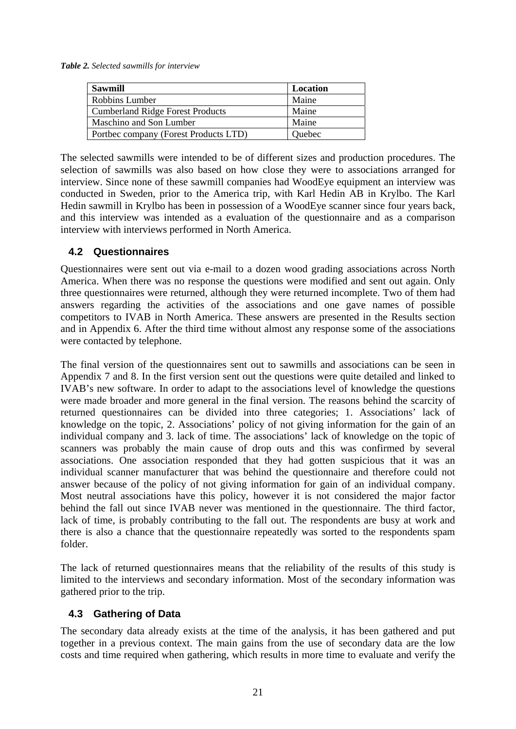***Table 2.*** *Selected sawmills for interview*

| Sawmill | Location |
|---|---|
| Robbins Lumber | Maine |
| Cumberland Ridge Forest Products | Maine |
| Maschino and Son Lumber | Maine |
| Portbec company (Forest Products LTD) | Quebec |

The selected sawmills were intended to be of different sizes and production procedures. The selection of sawmills was also based on how close they were to associations arranged for interview. Since none of these sawmill companies had WoodEye equipment an interview was conducted in Sweden, prior to the America trip, with Karl Hedin AB in Krylbo. The Karl Hedin sawmill in Krylbo has been in possession of a WoodEye scanner since four years back, and this interview was intended as a evaluation of the questionnaire and as a comparison interview with interviews performed in North America.

## 4.2 Questionnaires

Questionnaires were sent out via e-mail to a dozen wood grading associations across North America. When there was no response the questions were modified and sent out again. Only three questionnaires were returned, although they were returned incomplete. Two of them had answers regarding the activities of the associations and one gave names of possible competitors to IVAB in North America. These answers are presented in the Results section and in Appendix 6. After the third time without almost any response some of the associations were contacted by telephone.

The final version of the questionnaires sent out to sawmills and associations can be seen in Appendix 7 and 8. In the first version sent out the questions were quite detailed and linked to IVAB's new software. In order to adapt to the associations level of knowledge the questions were made broader and more general in the final version. The reasons behind the scarcity of returned questionnaires can be divided into three categories; 1. Associations' lack of knowledge on the topic, 2. Associations' policy of not giving information for the gain of an individual company and 3. lack of time. The associations' lack of knowledge on the topic of scanners was probably the main cause of drop outs and this was confirmed by several associations. One association responded that they had gotten suspicious that it was an individual scanner manufacturer that was behind the questionnaire and therefore could not answer because of the policy of not giving information for gain of an individual company. Most neutral associations have this policy, however it is not considered the major factor behind the fall out since IVAB never was mentioned in the questionnaire. The third factor, lack of time, is probably contributing to the fall out. The respondents are busy at work and there is also a chance that the questionnaire repeatedly was sorted to the respondents spam folder.

The lack of returned questionnaires means that the reliability of the results of this study is limited to the interviews and secondary information. Most of the secondary information was gathered prior to the trip.

## 4.3 Gathering of Data

The secondary data already exists at the time of the analysis, it has been gathered and put together in a previous context. The main gains from the use of secondary data are the low costs and time required when gathering, which results in more time to evaluate and verify the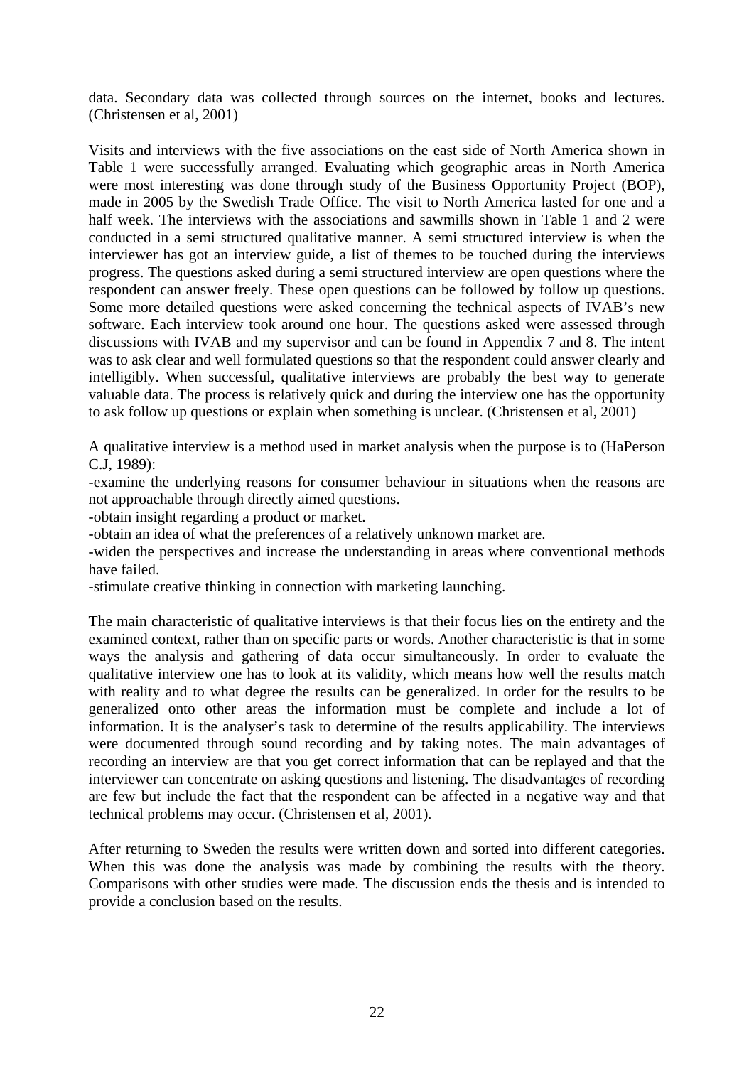data. Secondary data was collected through sources on the internet, books and lectures. (Christensen et al, 2001)

Visits and interviews with the five associations on the east side of North America shown in Table 1 were successfully arranged. Evaluating which geographic areas in North America were most interesting was done through study of the Business Opportunity Project (BOP), made in 2005 by the Swedish Trade Office. The visit to North America lasted for one and a half week. The interviews with the associations and sawmills shown in Table 1 and 2 were conducted in a semi structured qualitative manner. A semi structured interview is when the interviewer has got an interview guide, a list of themes to be touched during the interviews progress. The questions asked during a semi structured interview are open questions where the respondent can answer freely. These open questions can be followed by follow up questions. Some more detailed questions were asked concerning the technical aspects of IVAB's new software. Each interview took around one hour. The questions asked were assessed through discussions with IVAB and my supervisor and can be found in Appendix 7 and 8. The intent was to ask clear and well formulated questions so that the respondent could answer clearly and intelligibly. When successful, qualitative interviews are probably the best way to generate valuable data. The process is relatively quick and during the interview one has the opportunity to ask follow up questions or explain when something is unclear. (Christensen et al, 2001)

A qualitative interview is a method used in market analysis when the purpose is to (HaPerson C.J, 1989):

-examine the underlying reasons for consumer behaviour in situations when the reasons are not approachable through directly aimed questions.

-obtain insight regarding a product or market.

-obtain an idea of what the preferences of a relatively unknown market are.

-widen the perspectives and increase the understanding in areas where conventional methods have failed.

-stimulate creative thinking in connection with marketing launching.

The main characteristic of qualitative interviews is that their focus lies on the entirety and the examined context, rather than on specific parts or words. Another characteristic is that in some ways the analysis and gathering of data occur simultaneously. In order to evaluate the qualitative interview one has to look at its validity, which means how well the results match with reality and to what degree the results can be generalized. In order for the results to be generalized onto other areas the information must be complete and include a lot of information. It is the analyser's task to determine of the results applicability. The interviews were documented through sound recording and by taking notes. The main advantages of recording an interview are that you get correct information that can be replayed and that the interviewer can concentrate on asking questions and listening. The disadvantages of recording are few but include the fact that the respondent can be affected in a negative way and that technical problems may occur. (Christensen et al, 2001).

After returning to Sweden the results were written down and sorted into different categories. When this was done the analysis was made by combining the results with the theory. Comparisons with other studies were made. The discussion ends the thesis and is intended to provide a conclusion based on the results.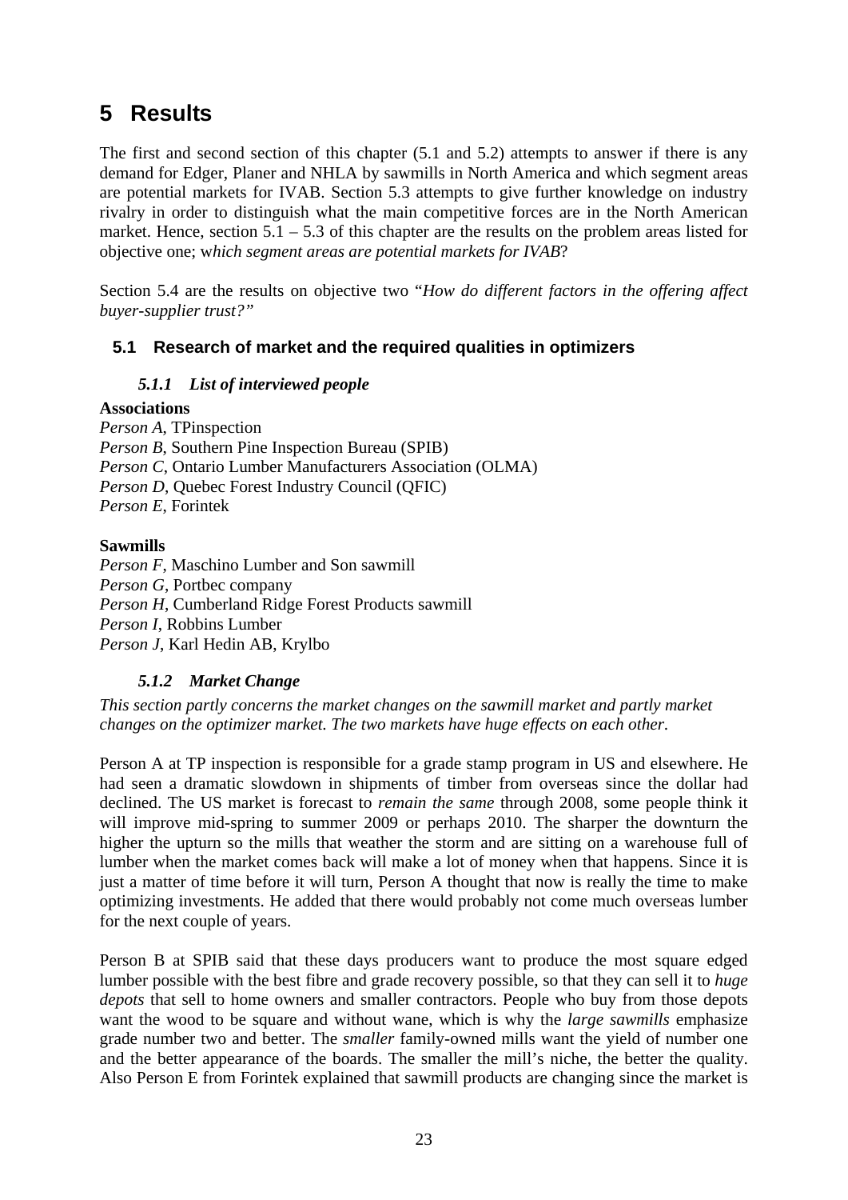# 5 Results

The first and second section of this chapter (5.1 and 5.2) attempts to answer if there is any demand for Edger, Planer and NHLA by sawmills in North America and which segment areas are potential markets for IVAB. Section 5.3 attempts to give further knowledge on industry rivalry in order to distinguish what the main competitive forces are in the North American market. Hence, section 5.1 – 5.3 of this chapter are the results on the problem areas listed for objective one; w*hich segment areas are potential markets for IVAB*?

Section 5.4 are the results on objective two "*How do different factors in the offering affect buyer-supplier trust?"*

## 5.1 Research of market and the required qualities in optimizers

### *5.1.1 List of interviewed people*

**Associations**
*Person A*, TPinspection
*Person B*, Southern Pine Inspection Bureau (SPIB)
*Person C*, Ontario Lumber Manufacturers Association (OLMA)
*Person D*, Quebec Forest Industry Council (QFIC)
*Person E*, Forintek

**Sawmills**
*Person F*, Maschino Lumber and Son sawmill
*Person G*, Portbec company
*Person H*, Cumberland Ridge Forest Products sawmill
*Person I*, Robbins Lumber
*Person J*, Karl Hedin AB, Krylbo

### *5.1.2 Market Change*

*This section partly concerns the market changes on the sawmill market and partly market changes on the optimizer market. The two markets have huge effects on each other.*

Person A at TP inspection is responsible for a grade stamp program in US and elsewhere. He had seen a dramatic slowdown in shipments of timber from overseas since the dollar had declined. The US market is forecast to *remain the same* through 2008, some people think it will improve mid-spring to summer 2009 or perhaps 2010. The sharper the downturn the higher the upturn so the mills that weather the storm and are sitting on a warehouse full of lumber when the market comes back will make a lot of money when that happens. Since it is just a matter of time before it will turn, Person A thought that now is really the time to make optimizing investments. He added that there would probably not come much overseas lumber for the next couple of years.

Person B at SPIB said that these days producers want to produce the most square edged lumber possible with the best fibre and grade recovery possible, so that they can sell it to *huge depots* that sell to home owners and smaller contractors. People who buy from those depots want the wood to be square and without wane, which is why the *large sawmills* emphasize grade number two and better. The *smaller* family-owned mills want the yield of number one and the better appearance of the boards. The smaller the mill's niche, the better the quality. Also Person E from Forintek explained that sawmill products are changing since the market is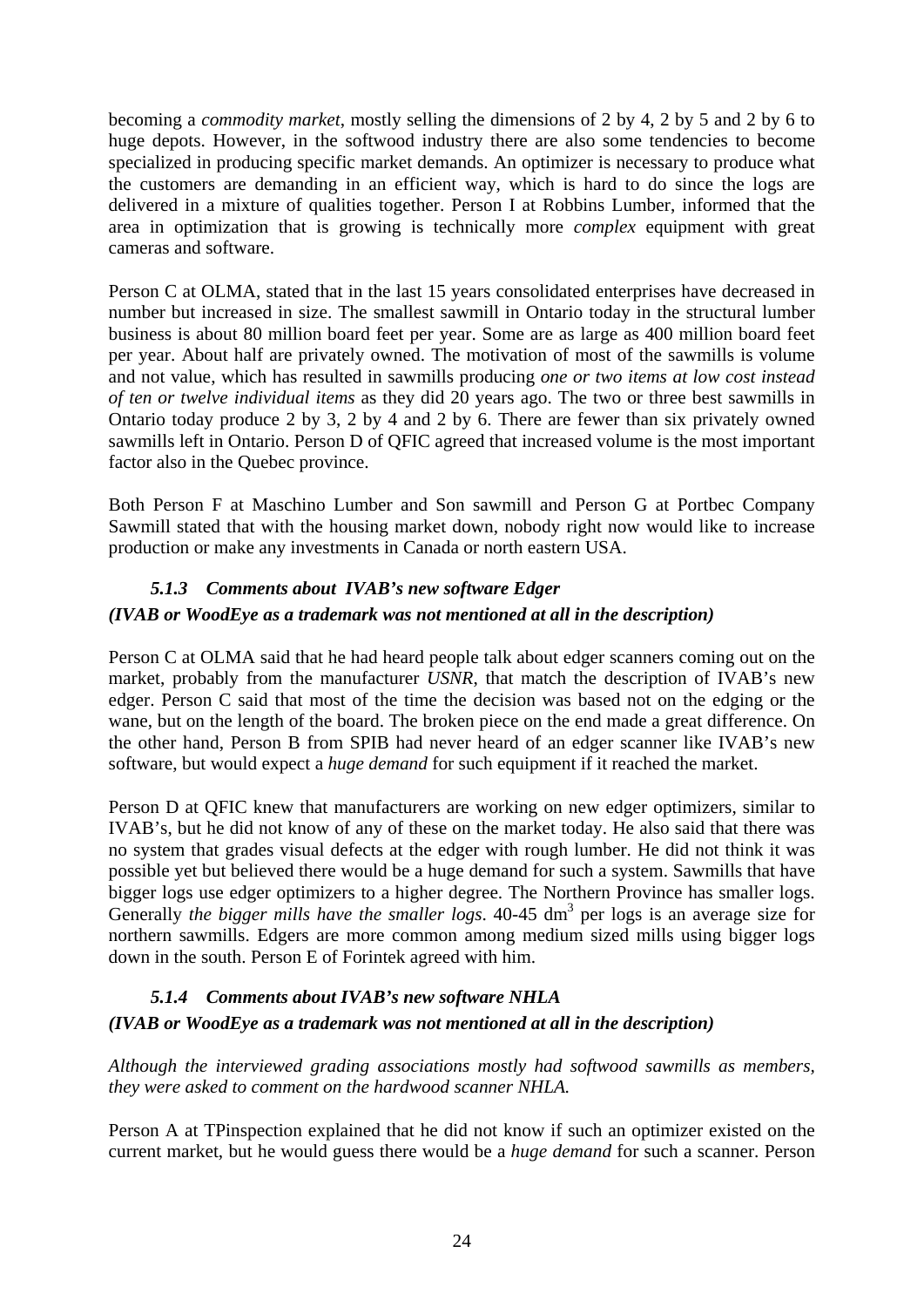becoming a *commodity market*, mostly selling the dimensions of 2 by 4, 2 by 5 and 2 by 6 to huge depots. However, in the softwood industry there are also some tendencies to become specialized in producing specific market demands. An optimizer is necessary to produce what the customers are demanding in an efficient way, which is hard to do since the logs are delivered in a mixture of qualities together. Person I at Robbins Lumber, informed that the area in optimization that is growing is technically more *complex* equipment with great cameras and software.

Person C at OLMA, stated that in the last 15 years consolidated enterprises have decreased in number but increased in size. The smallest sawmill in Ontario today in the structural lumber business is about 80 million board feet per year. Some are as large as 400 million board feet per year. About half are privately owned. The motivation of most of the sawmills is volume and not value, which has resulted in sawmills producing *one or two items at low cost instead of ten or twelve individual items* as they did 20 years ago. The two or three best sawmills in Ontario today produce 2 by 3, 2 by 4 and 2 by 6. There are fewer than six privately owned sawmills left in Ontario. Person D of QFIC agreed that increased volume is the most important factor also in the Quebec province.

Both Person F at Maschino Lumber and Son sawmill and Person G at Portbec Company Sawmill stated that with the housing market down, nobody right now would like to increase production or make any investments in Canada or north eastern USA.

### *5.1.3 Comments about IVAB's new software Edger*

***(IVAB or WoodEye as a trademark was not mentioned at all in the description)***

Person C at OLMA said that he had heard people talk about edger scanners coming out on the market, probably from the manufacturer *USNR*, that match the description of IVAB's new edger. Person C said that most of the time the decision was based not on the edging or the wane, but on the length of the board. The broken piece on the end made a great difference. On the other hand, Person B from SPIB had never heard of an edger scanner like IVAB's new software, but would expect a *huge demand* for such equipment if it reached the market.

Person D at QFIC knew that manufacturers are working on new edger optimizers, similar to IVAB's, but he did not know of any of these on the market today. He also said that there was no system that grades visual defects at the edger with rough lumber. He did not think it was possible yet but believed there would be a huge demand for such a system. Sawmills that have bigger logs use edger optimizers to a higher degree. The Northern Province has smaller logs. Generally *the bigger mills have the smaller logs*. 40-45 $dm^3$ per logs is an average size for northern sawmills. Edgers are more common among medium sized mills using bigger logs down in the south. Person E of Forintek agreed with him.

### *5.1.4 Comments about IVAB's new software NHLA*

***(IVAB or WoodEye as a trademark was not mentioned at all in the description)***

*Although the interviewed grading associations mostly had softwood sawmills as members, they were asked to comment on the hardwood scanner NHLA.*

Person A at TPinspection explained that he did not know if such an optimizer existed on the current market, but he would guess there would be a *huge demand* for such a scanner. Person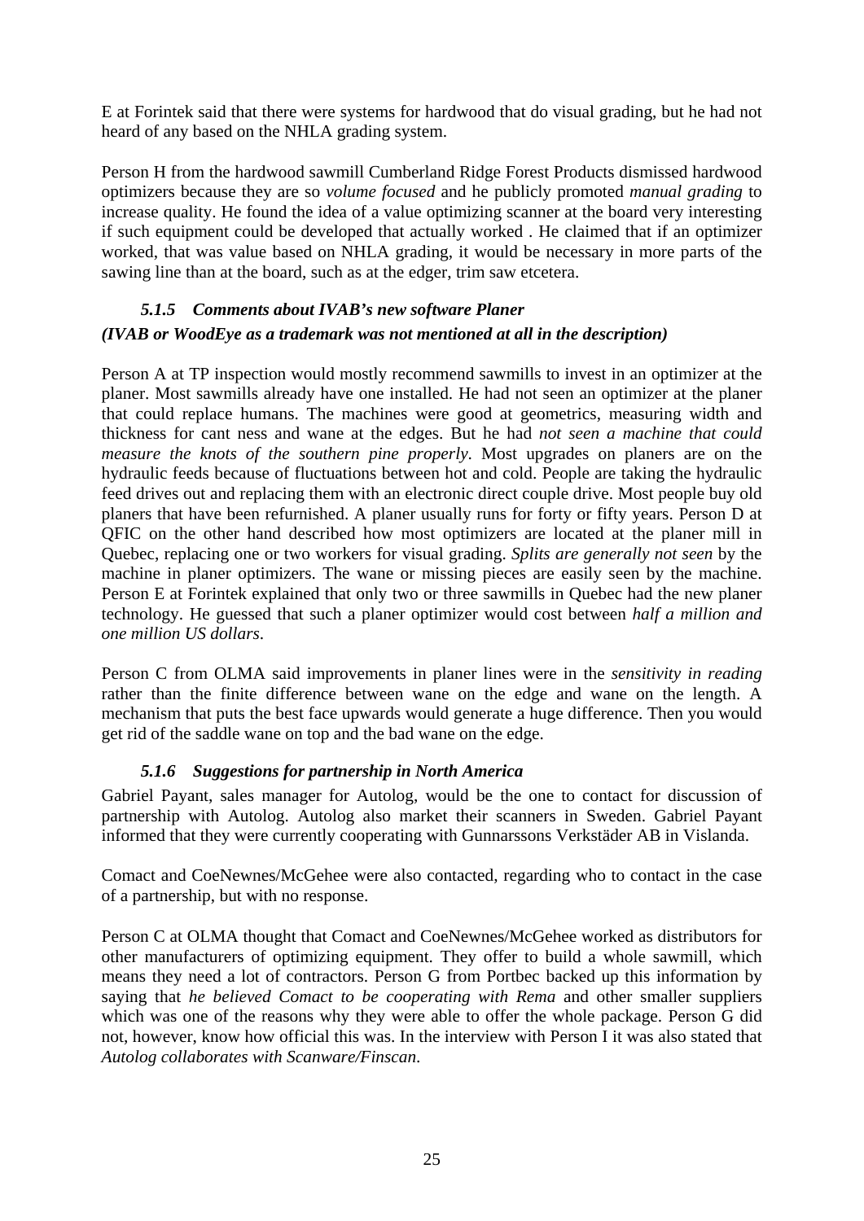E at Forintek said that there were systems for hardwood that do visual grading, but he had not heard of any based on the NHLA grading system.

Person H from the hardwood sawmill Cumberland Ridge Forest Products dismissed hardwood optimizers because they are so *volume focused* and he publicly promoted *manual grading* to increase quality. He found the idea of a value optimizing scanner at the board very interesting if such equipment could be developed that actually worked . He claimed that if an optimizer worked, that was value based on NHLA grading, it would be necessary in more parts of the sawing line than at the board, such as at the edger, trim saw etcetera.

### *5.1.5 Comments about IVAB's new software Planer*

***(IVAB or WoodEye as a trademark was not mentioned at all in the description)***

Person A at TP inspection would mostly recommend sawmills to invest in an optimizer at the planer. Most sawmills already have one installed. He had not seen an optimizer at the planer that could replace humans. The machines were good at geometrics, measuring width and thickness for cant ness and wane at the edges. But he had *not seen a machine that could measure the knots of the southern pine properly*. Most upgrades on planers are on the hydraulic feeds because of fluctuations between hot and cold. People are taking the hydraulic feed drives out and replacing them with an electronic direct couple drive. Most people buy old planers that have been refurnished. A planer usually runs for forty or fifty years. Person D at QFIC on the other hand described how most optimizers are located at the planer mill in Quebec, replacing one or two workers for visual grading. *Splits are generally not seen* by the machine in planer optimizers. The wane or missing pieces are easily seen by the machine. Person E at Forintek explained that only two or three sawmills in Quebec had the new planer technology. He guessed that such a planer optimizer would cost between *half a million and one million US dollars*.

Person C from OLMA said improvements in planer lines were in the *sensitivity in reading* rather than the finite difference between wane on the edge and wane on the length. A mechanism that puts the best face upwards would generate a huge difference. Then you would get rid of the saddle wane on top and the bad wane on the edge.

### *5.1.6 Suggestions for partnership in North America*

Gabriel Payant, sales manager for Autolog, would be the one to contact for discussion of partnership with Autolog. Autolog also market their scanners in Sweden. Gabriel Payant informed that they were currently cooperating with Gunnarssons Verkstäder AB in Vislanda.

Comact and CoeNewnes/McGehee were also contacted, regarding who to contact in the case of a partnership, but with no response.

Person C at OLMA thought that Comact and CoeNewnes/McGehee worked as distributors for other manufacturers of optimizing equipment. They offer to build a whole sawmill, which means they need a lot of contractors. Person G from Portbec backed up this information by saying that *he believed Comact to be cooperating with Rema* and other smaller suppliers which was one of the reasons why they were able to offer the whole package. Person G did not, however, know how official this was. In the interview with Person I it was also stated that *Autolog collaborates with Scanware/Finscan*.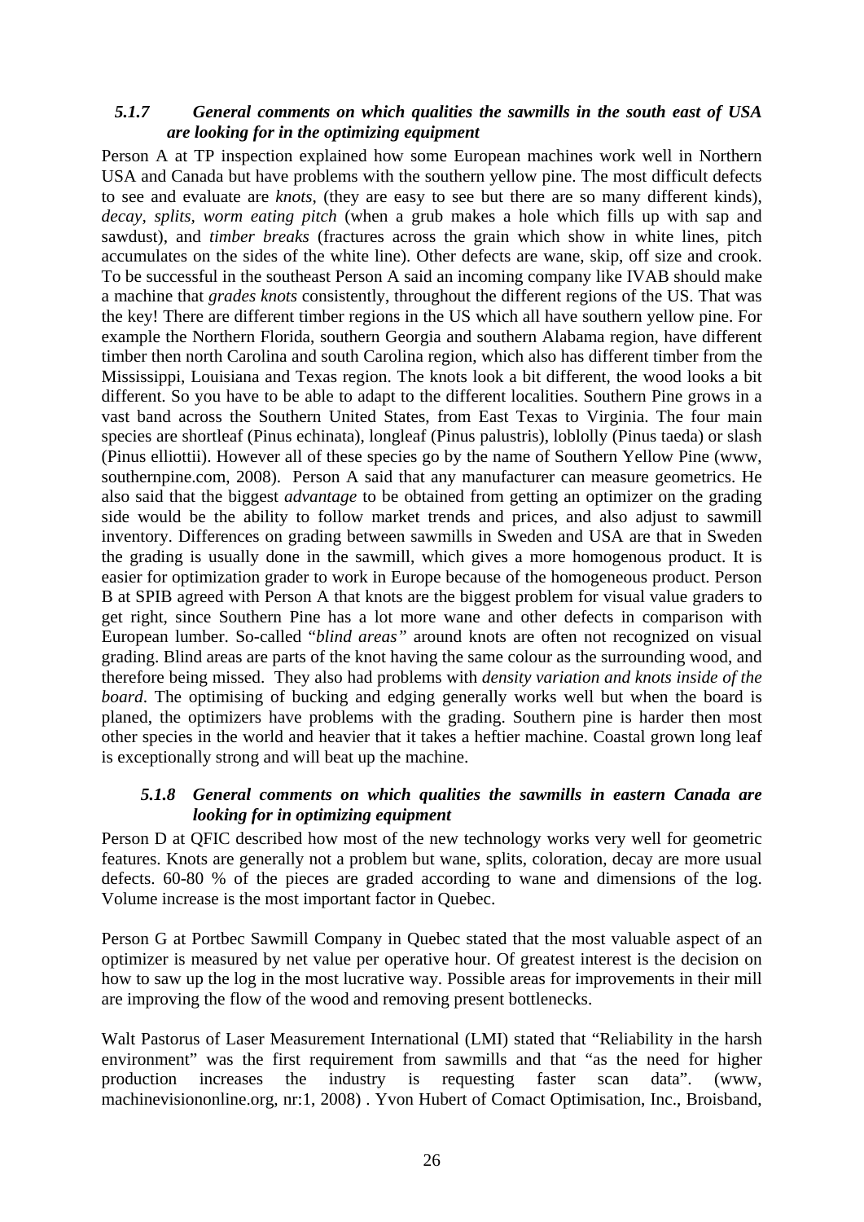### *5.1.7 General comments on which qualities the sawmills in the south east of USA are looking for in the optimizing equipment*

Person A at TP inspection explained how some European machines work well in Northern USA and Canada but have problems with the southern yellow pine. The most difficult defects to see and evaluate are *knots*, (they are easy to see but there are so many different kinds), *decay*, *splits*, *worm eating pitch* (when a grub makes a hole which fills up with sap and sawdust), and *timber breaks* (fractures across the grain which show in white lines, pitch accumulates on the sides of the white line). Other defects are wane, skip, off size and crook. To be successful in the southeast Person A said an incoming company like IVAB should make a machine that *grades knots* consistently, throughout the different regions of the US. That was the key! There are different timber regions in the US which all have southern yellow pine. For example the Northern Florida, southern Georgia and southern Alabama region, have different timber then north Carolina and south Carolina region, which also has different timber from the Mississippi, Louisiana and Texas region. The knots look a bit different, the wood looks a bit different. So you have to be able to adapt to the different localities. Southern Pine grows in a vast band across the Southern United States, from East Texas to Virginia. The four main species are shortleaf (Pinus echinata), longleaf (Pinus palustris), loblolly (Pinus taeda) or slash (Pinus elliottii). However all of these species go by the name of Southern Yellow Pine (www, southernpine.com, 2008). Person A said that any manufacturer can measure geometrics. He also said that the biggest *advantage* to be obtained from getting an optimizer on the grading side would be the ability to follow market trends and prices, and also adjust to sawmill inventory. Differences on grading between sawmills in Sweden and USA are that in Sweden the grading is usually done in the sawmill, which gives a more homogenous product. It is easier for optimization grader to work in Europe because of the homogeneous product. Person B at SPIB agreed with Person A that knots are the biggest problem for visual value graders to get right, since Southern Pine has a lot more wane and other defects in comparison with European lumber. So-called "*blind areas"* around knots are often not recognized on visual grading. Blind areas are parts of the knot having the same colour as the surrounding wood, and therefore being missed. They also had problems with *density variation and knots inside of the board*. The optimising of bucking and edging generally works well but when the board is planed, the optimizers have problems with the grading. Southern pine is harder then most other species in the world and heavier that it takes a heftier machine. Coastal grown long leaf is exceptionally strong and will beat up the machine.

### *5.1.8 General comments on which qualities the sawmills in eastern Canada are looking for in optimizing equipment*

Person D at QFIC described how most of the new technology works very well for geometric features. Knots are generally not a problem but wane, splits, coloration, decay are more usual defects. 60-80 % of the pieces are graded according to wane and dimensions of the log. Volume increase is the most important factor in Quebec.

Person G at Portbec Sawmill Company in Quebec stated that the most valuable aspect of an optimizer is measured by net value per operative hour. Of greatest interest is the decision on how to saw up the log in the most lucrative way. Possible areas for improvements in their mill are improving the flow of the wood and removing present bottlenecks.

Walt Pastorus of Laser Measurement International (LMI) stated that "Reliability in the harsh environment" was the first requirement from sawmills and that "as the need for higher production increases the industry is requesting faster scan data". (www, machinevisiononline.org, nr:1, 2008) . Yvon Hubert of Comact Optimisation, Inc., Broisband,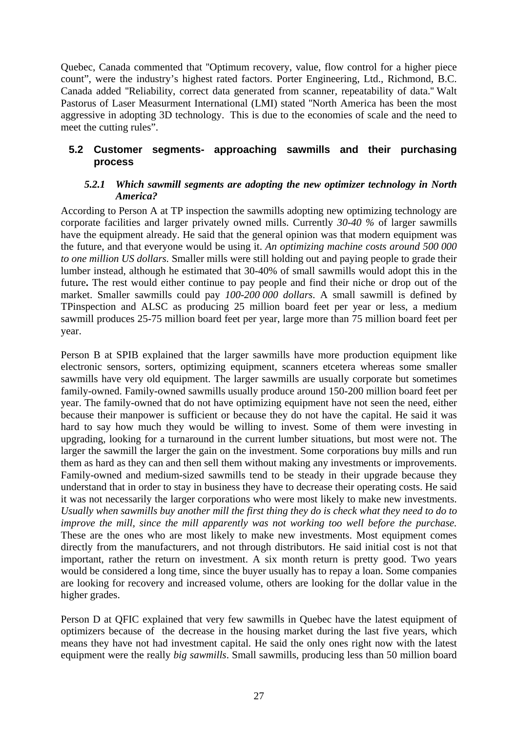Quebec, Canada commented that "Optimum recovery, value, flow control for a higher piece count", were the industry's highest rated factors. Porter Engineering, Ltd., Richmond, B.C. Canada added "Reliability, correct data generated from scanner, repeatability of data." Walt Pastorus of Laser Measurment International (LMI) stated "North America has been the most aggressive in adopting 3D technology. This is due to the economies of scale and the need to meet the cutting rules".

## 5.2 Customer segments- approaching sawmills and their purchasing process

### *5.2.1 Which sawmill segments are adopting the new optimizer technology in North America?*

According to Person A at TP inspection the sawmills adopting new optimizing technology are corporate facilities and larger privately owned mills. Currently *30-40 %* of larger sawmills have the equipment already. He said that the general opinion was that modern equipment was the future, and that everyone would be using it. *An optimizing machine costs around 500 000 to one million US dollars.* Smaller mills were still holding out and paying people to grade their lumber instead, although he estimated that 30-40% of small sawmills would adopt this in the future**.** The rest would either continue to pay people and find their niche or drop out of the market. Smaller sawmills could pay *100-200 000 dollars*. A small sawmill is defined by TPinspection and ALSC as producing 25 million board feet per year or less, a medium sawmill produces 25-75 million board feet per year, large more than 75 million board feet per year.

Person B at SPIB explained that the larger sawmills have more production equipment like electronic sensors, sorters, optimizing equipment, scanners etcetera whereas some smaller sawmills have very old equipment. The larger sawmills are usually corporate but sometimes family-owned. Family-owned sawmills usually produce around 150-200 million board feet per year. The family-owned that do not have optimizing equipment have not seen the need, either because their manpower is sufficient or because they do not have the capital. He said it was hard to say how much they would be willing to invest. Some of them were investing in upgrading, looking for a turnaround in the current lumber situations, but most were not. The larger the sawmill the larger the gain on the investment. Some corporations buy mills and run them as hard as they can and then sell them without making any investments or improvements. Family-owned and medium-sized sawmills tend to be steady in their upgrade because they understand that in order to stay in business they have to decrease their operating costs. He said it was not necessarily the larger corporations who were most likely to make new investments. *Usually when sawmills buy another mill the first thing they do is check what they need to do to improve the mill, since the mill apparently was not working too well before the purchase.* These are the ones who are most likely to make new investments. Most equipment comes directly from the manufacturers, and not through distributors. He said initial cost is not that important, rather the return on investment. A six month return is pretty good. Two years would be considered a long time, since the buyer usually has to repay a loan. Some companies are looking for recovery and increased volume, others are looking for the dollar value in the higher grades.

Person D at QFIC explained that very few sawmills in Quebec have the latest equipment of optimizers because of the decrease in the housing market during the last five years, which means they have not had investment capital. He said the only ones right now with the latest equipment were the really *big sawmills*. Small sawmills, producing less than 50 million board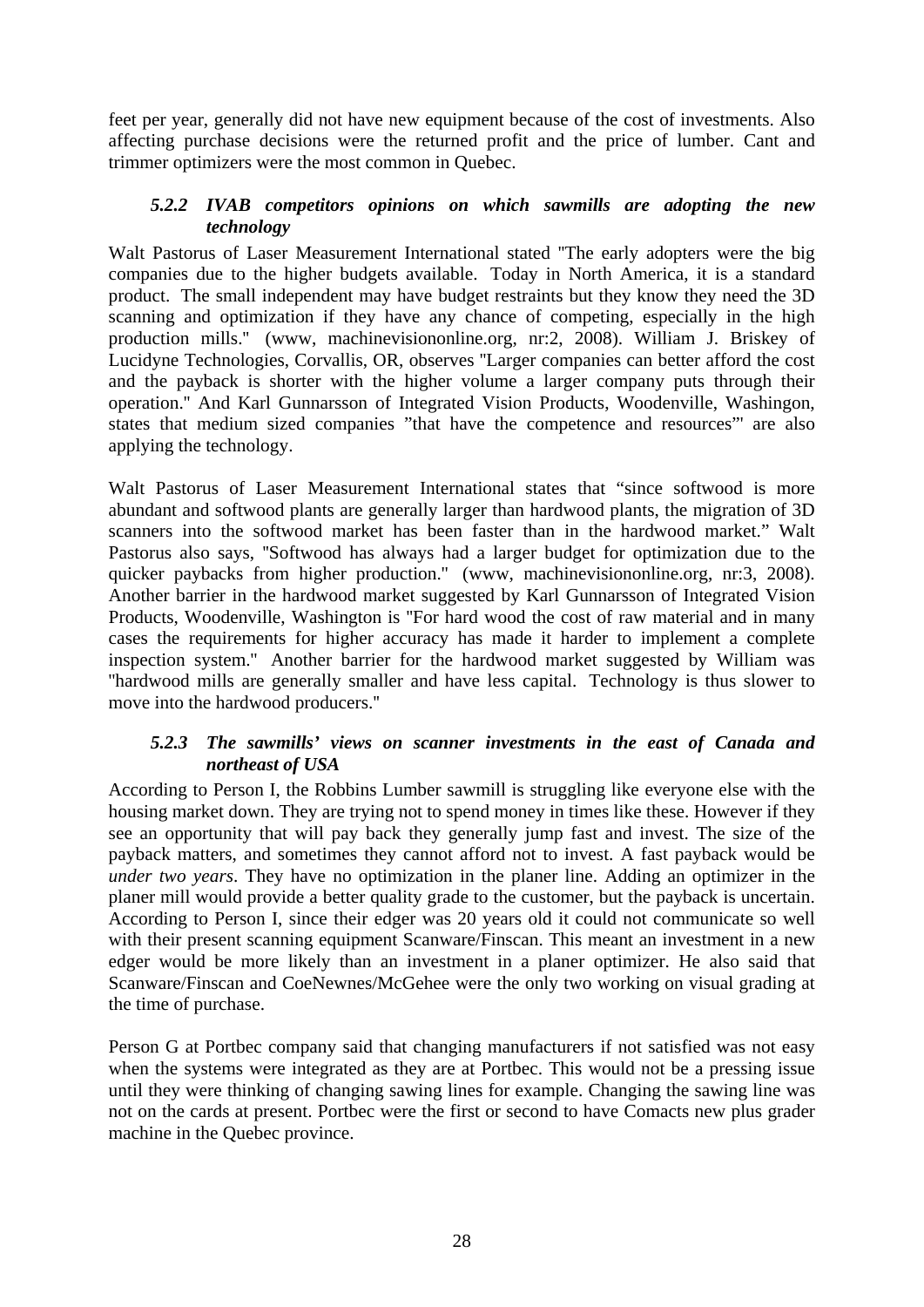feet per year, generally did not have new equipment because of the cost of investments. Also affecting purchase decisions were the returned profit and the price of lumber. Cant and trimmer optimizers were the most common in Quebec.

### *5.2.2 IVAB competitors opinions on which sawmills are adopting the new technology*

Walt Pastorus of Laser Measurement International stated "The early adopters were the big companies due to the higher budgets available. Today in North America, it is a standard product. The small independent may have budget restraints but they know they need the 3D scanning and optimization if they have any chance of competing, especially in the high production mills." (www, machinevisiononline.org, nr:2, 2008). William J. Briskey of Lucidyne Technologies, Corvallis, OR, observes "Larger companies can better afford the cost and the payback is shorter with the higher volume a larger company puts through their operation." And Karl Gunnarsson of Integrated Vision Products, Woodenville, Washingon, states that medium sized companies "that have the competence and resources"' are also applying the technology.

Walt Pastorus of Laser Measurement International states that "since softwood is more abundant and softwood plants are generally larger than hardwood plants, the migration of 3D scanners into the softwood market has been faster than in the hardwood market." Walt Pastorus also says, "Softwood has always had a larger budget for optimization due to the quicker paybacks from higher production." (www, machinevisiononline.org, nr:3, 2008). Another barrier in the hardwood market suggested by Karl Gunnarsson of Integrated Vision Products, Woodenville, Washington is "For hard wood the cost of raw material and in many cases the requirements for higher accuracy has made it harder to implement a complete inspection system." Another barrier for the hardwood market suggested by William was "hardwood mills are generally smaller and have less capital. Technology is thus slower to move into the hardwood producers."

### *5.2.3 The sawmills' views on scanner investments in the east of Canada and northeast of USA*

According to Person I, the Robbins Lumber sawmill is struggling like everyone else with the housing market down. They are trying not to spend money in times like these. However if they see an opportunity that will pay back they generally jump fast and invest. The size of the payback matters, and sometimes they cannot afford not to invest. A fast payback would be *under two years*. They have no optimization in the planer line. Adding an optimizer in the planer mill would provide a better quality grade to the customer, but the payback is uncertain. According to Person I, since their edger was 20 years old it could not communicate so well with their present scanning equipment Scanware/Finscan. This meant an investment in a new edger would be more likely than an investment in a planer optimizer. He also said that Scanware/Finscan and CoeNewnes/McGehee were the only two working on visual grading at the time of purchase.

Person G at Portbec company said that changing manufacturers if not satisfied was not easy when the systems were integrated as they are at Portbec. This would not be a pressing issue until they were thinking of changing sawing lines for example. Changing the sawing line was not on the cards at present. Portbec were the first or second to have Comacts new plus grader machine in the Quebec province.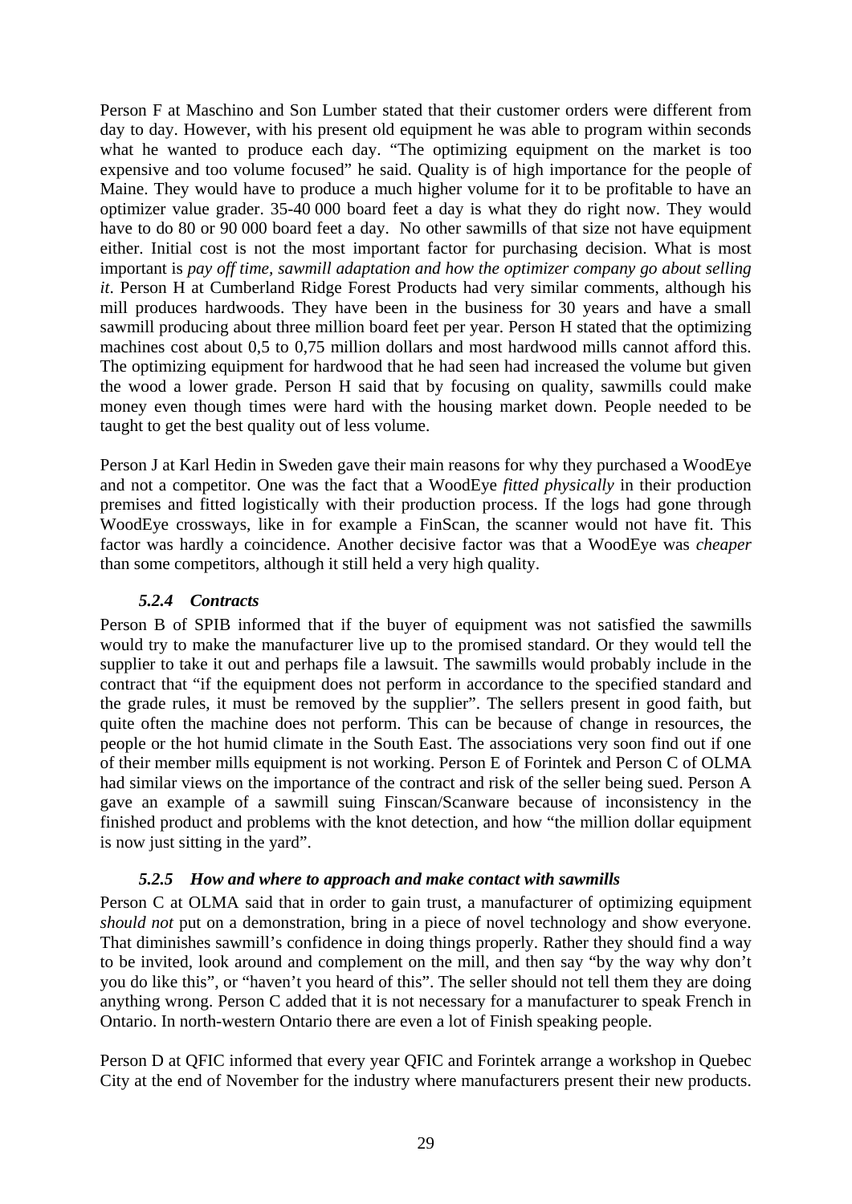Person F at Maschino and Son Lumber stated that their customer orders were different from day to day. However, with his present old equipment he was able to program within seconds what he wanted to produce each day. "The optimizing equipment on the market is too expensive and too volume focused" he said. Quality is of high importance for the people of Maine. They would have to produce a much higher volume for it to be profitable to have an optimizer value grader. 35-40 000 board feet a day is what they do right now. They would have to do 80 or 90 000 board feet a day. No other sawmills of that size not have equipment either. Initial cost is not the most important factor for purchasing decision. What is most important is *pay off time, sawmill adaptation and how the optimizer company go about selling it*. Person H at Cumberland Ridge Forest Products had very similar comments, although his mill produces hardwoods. They have been in the business for 30 years and have a small sawmill producing about three million board feet per year. Person H stated that the optimizing machines cost about 0,5 to 0,75 million dollars and most hardwood mills cannot afford this. The optimizing equipment for hardwood that he had seen had increased the volume but given the wood a lower grade. Person H said that by focusing on quality, sawmills could make money even though times were hard with the housing market down. People needed to be taught to get the best quality out of less volume.

Person J at Karl Hedin in Sweden gave their main reasons for why they purchased a WoodEye and not a competitor. One was the fact that a WoodEye *fitted physically* in their production premises and fitted logistically with their production process. If the logs had gone through WoodEye crossways, like in for example a FinScan, the scanner would not have fit. This factor was hardly a coincidence. Another decisive factor was that a WoodEye was *cheaper* than some competitors, although it still held a very high quality.

### *5.2.4 Contracts*

Person B of SPIB informed that if the buyer of equipment was not satisfied the sawmills would try to make the manufacturer live up to the promised standard. Or they would tell the supplier to take it out and perhaps file a lawsuit. The sawmills would probably include in the contract that "if the equipment does not perform in accordance to the specified standard and the grade rules, it must be removed by the supplier". The sellers present in good faith, but quite often the machine does not perform. This can be because of change in resources, the people or the hot humid climate in the South East. The associations very soon find out if one of their member mills equipment is not working. Person E of Forintek and Person C of OLMA had similar views on the importance of the contract and risk of the seller being sued. Person A gave an example of a sawmill suing Finscan/Scanware because of inconsistency in the finished product and problems with the knot detection, and how "the million dollar equipment is now just sitting in the yard".

### *5.2.5 How and where to approach and make contact with sawmills*

Person C at OLMA said that in order to gain trust, a manufacturer of optimizing equipment *should not* put on a demonstration, bring in a piece of novel technology and show everyone. That diminishes sawmill's confidence in doing things properly. Rather they should find a way to be invited, look around and complement on the mill, and then say "by the way why don't you do like this", or "haven't you heard of this". The seller should not tell them they are doing anything wrong. Person C added that it is not necessary for a manufacturer to speak French in Ontario. In north-western Ontario there are even a lot of Finish speaking people.

Person D at QFIC informed that every year QFIC and Forintek arrange a workshop in Quebec City at the end of November for the industry where manufacturers present their new products.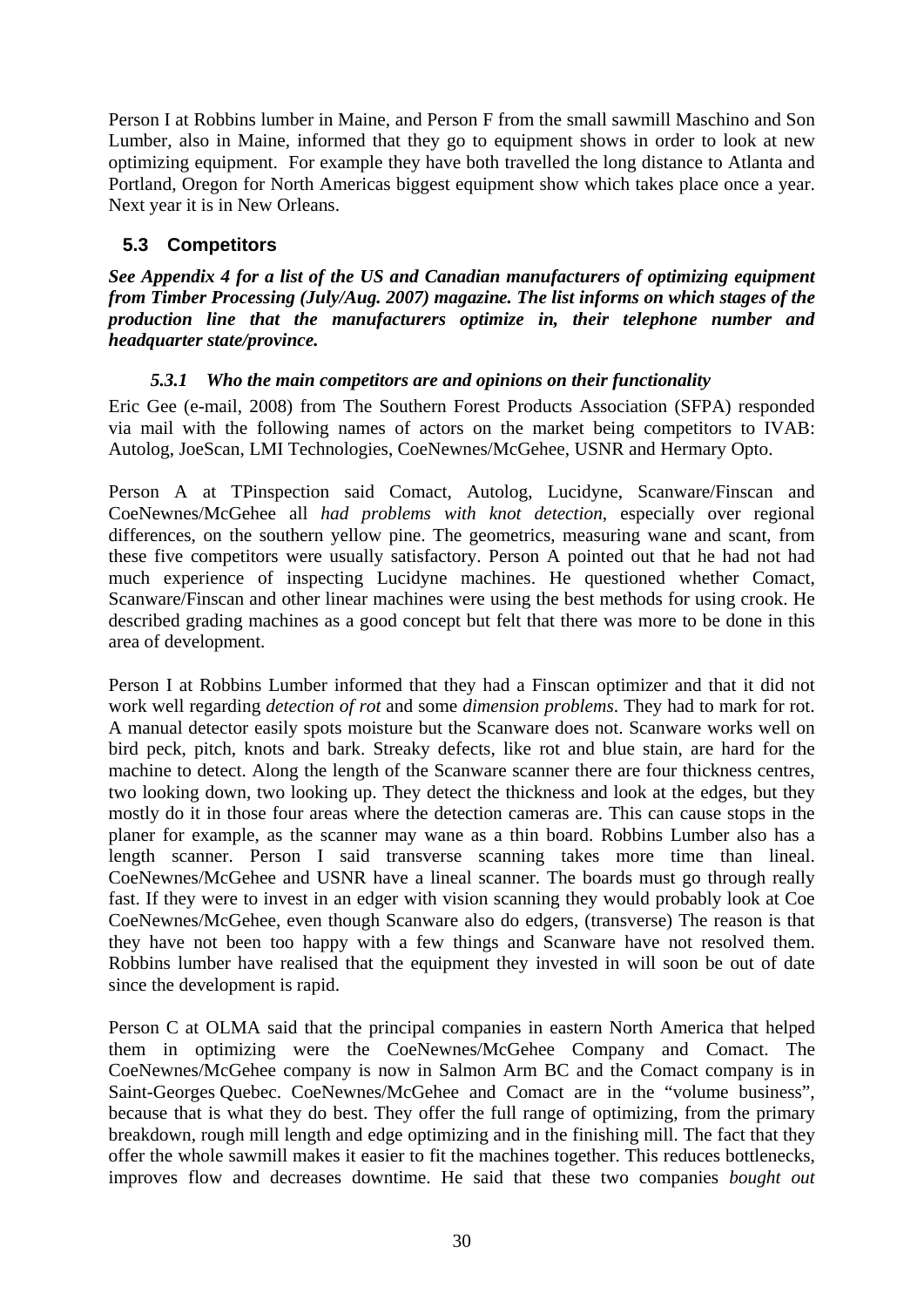Person I at Robbins lumber in Maine, and Person F from the small sawmill Maschino and Son Lumber, also in Maine, informed that they go to equipment shows in order to look at new optimizing equipment. For example they have both travelled the long distance to Atlanta and Portland, Oregon for North Americas biggest equipment show which takes place once a year. Next year it is in New Orleans.

## 5.3 Competitors

***See Appendix 4 for a list of the US and Canadian manufacturers of optimizing equipment from Timber Processing (July/Aug. 2007) magazine. The list informs on which stages of the production line that the manufacturers optimize in, their telephone number and headquarter state/province.***

### *5.3.1 Who the main competitors are and opinions on their functionality*

Eric Gee (e-mail, 2008) from The Southern Forest Products Association (SFPA) responded via mail with the following names of actors on the market being competitors to IVAB: Autolog, JoeScan, LMI Technologies, CoeNewnes/McGehee, USNR and Hermary Opto.

Person A at TPinspection said Comact, Autolog, Lucidyne, Scanware/Finscan and CoeNewnes/McGehee all *had problems with knot detection*, especially over regional differences, on the southern yellow pine. The geometrics, measuring wane and scant, from these five competitors were usually satisfactory. Person A pointed out that he had not had much experience of inspecting Lucidyne machines. He questioned whether Comact, Scanware/Finscan and other linear machines were using the best methods for using crook. He described grading machines as a good concept but felt that there was more to be done in this area of development.

Person I at Robbins Lumber informed that they had a Finscan optimizer and that it did not work well regarding *detection of rot* and some *dimension problems*. They had to mark for rot. A manual detector easily spots moisture but the Scanware does not. Scanware works well on bird peck, pitch, knots and bark. Streaky defects, like rot and blue stain, are hard for the machine to detect. Along the length of the Scanware scanner there are four thickness centres, two looking down, two looking up. They detect the thickness and look at the edges, but they mostly do it in those four areas where the detection cameras are. This can cause stops in the planer for example, as the scanner may wane as a thin board. Robbins Lumber also has a length scanner. Person I said transverse scanning takes more time than lineal. CoeNewnes/McGehee and USNR have a lineal scanner. The boards must go through really fast. If they were to invest in an edger with vision scanning they would probably look at Coe CoeNewnes/McGehee, even though Scanware also do edgers, (transverse) The reason is that they have not been too happy with a few things and Scanware have not resolved them. Robbins lumber have realised that the equipment they invested in will soon be out of date since the development is rapid.

Person C at OLMA said that the principal companies in eastern North America that helped them in optimizing were the CoeNewnes/McGehee Company and Comact. The CoeNewnes/McGehee company is now in Salmon Arm BC and the Comact company is in Saint-Georges Quebec. CoeNewnes/McGehee and Comact are in the "volume business", because that is what they do best. They offer the full range of optimizing, from the primary breakdown, rough mill length and edge optimizing and in the finishing mill. The fact that they offer the whole sawmill makes it easier to fit the machines together. This reduces bottlenecks, improves flow and decreases downtime. He said that these two companies *bought out*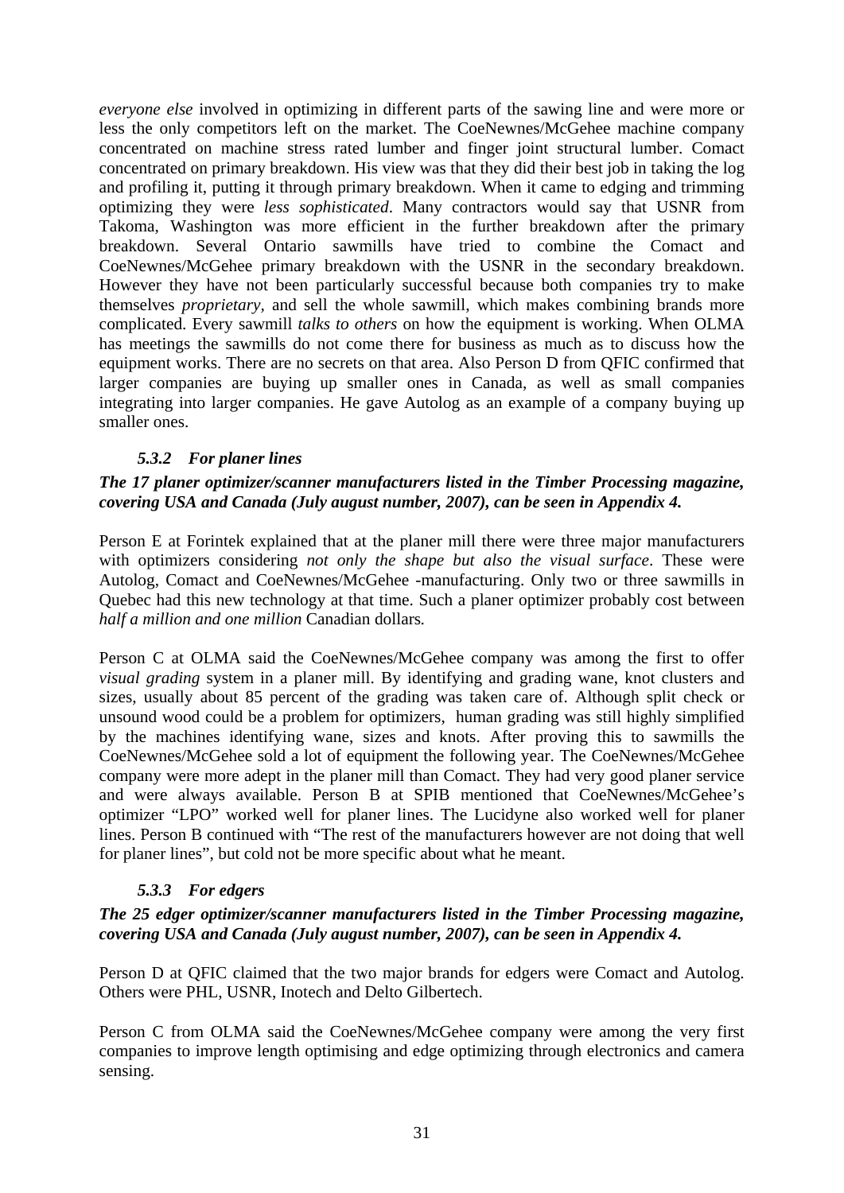*everyone else* involved in optimizing in different parts of the sawing line and were more or less the only competitors left on the market. The CoeNewnes/McGehee machine company concentrated on machine stress rated lumber and finger joint structural lumber. Comact concentrated on primary breakdown. His view was that they did their best job in taking the log and profiling it, putting it through primary breakdown. When it came to edging and trimming optimizing they were *less sophisticated*. Many contractors would say that USNR from Takoma, Washington was more efficient in the further breakdown after the primary breakdown. Several Ontario sawmills have tried to combine the Comact and CoeNewnes/McGehee primary breakdown with the USNR in the secondary breakdown. However they have not been particularly successful because both companies try to make themselves *proprietary*, and sell the whole sawmill, which makes combining brands more complicated. Every sawmill *talks to others* on how the equipment is working. When OLMA has meetings the sawmills do not come there for business as much as to discuss how the equipment works. There are no secrets on that area. Also Person D from QFIC confirmed that larger companies are buying up smaller ones in Canada, as well as small companies integrating into larger companies. He gave Autolog as an example of a company buying up smaller ones.

### *5.3.2 For planer lines*

***The 17 planer optimizer/scanner manufacturers listed in the Timber Processing magazine, covering USA and Canada (July august number, 2007), can be seen in Appendix 4.***

Person E at Forintek explained that at the planer mill there were three major manufacturers with optimizers considering *not only the shape but also the visual surface*. These were Autolog, Comact and CoeNewnes/McGehee -manufacturing. Only two or three sawmills in Quebec had this new technology at that time. Such a planer optimizer probably cost between *half a million and one million* Canadian dollars.

Person C at OLMA said the CoeNewnes/McGehee company was among the first to offer *visual grading* system in a planer mill. By identifying and grading wane, knot clusters and sizes, usually about 85 percent of the grading was taken care of. Although split check or unsound wood could be a problem for optimizers, human grading was still highly simplified by the machines identifying wane, sizes and knots. After proving this to sawmills the CoeNewnes/McGehee sold a lot of equipment the following year. The CoeNewnes/McGehee company were more adept in the planer mill than Comact. They had very good planer service and were always available. Person B at SPIB mentioned that CoeNewnes/McGehee's optimizer "LPO" worked well for planer lines. The Lucidyne also worked well for planer lines. Person B continued with "The rest of the manufacturers however are not doing that well for planer lines", but cold not be more specific about what he meant.

### *5.3.3 For edgers*

***The 25 edger optimizer/scanner manufacturers listed in the Timber Processing magazine, covering USA and Canada (July august number, 2007), can be seen in Appendix 4.***

Person D at QFIC claimed that the two major brands for edgers were Comact and Autolog. Others were PHL, USNR, Inotech and Delto Gilbertech.

Person C from OLMA said the CoeNewnes/McGehee company were among the very first companies to improve length optimising and edge optimizing through electronics and camera sensing.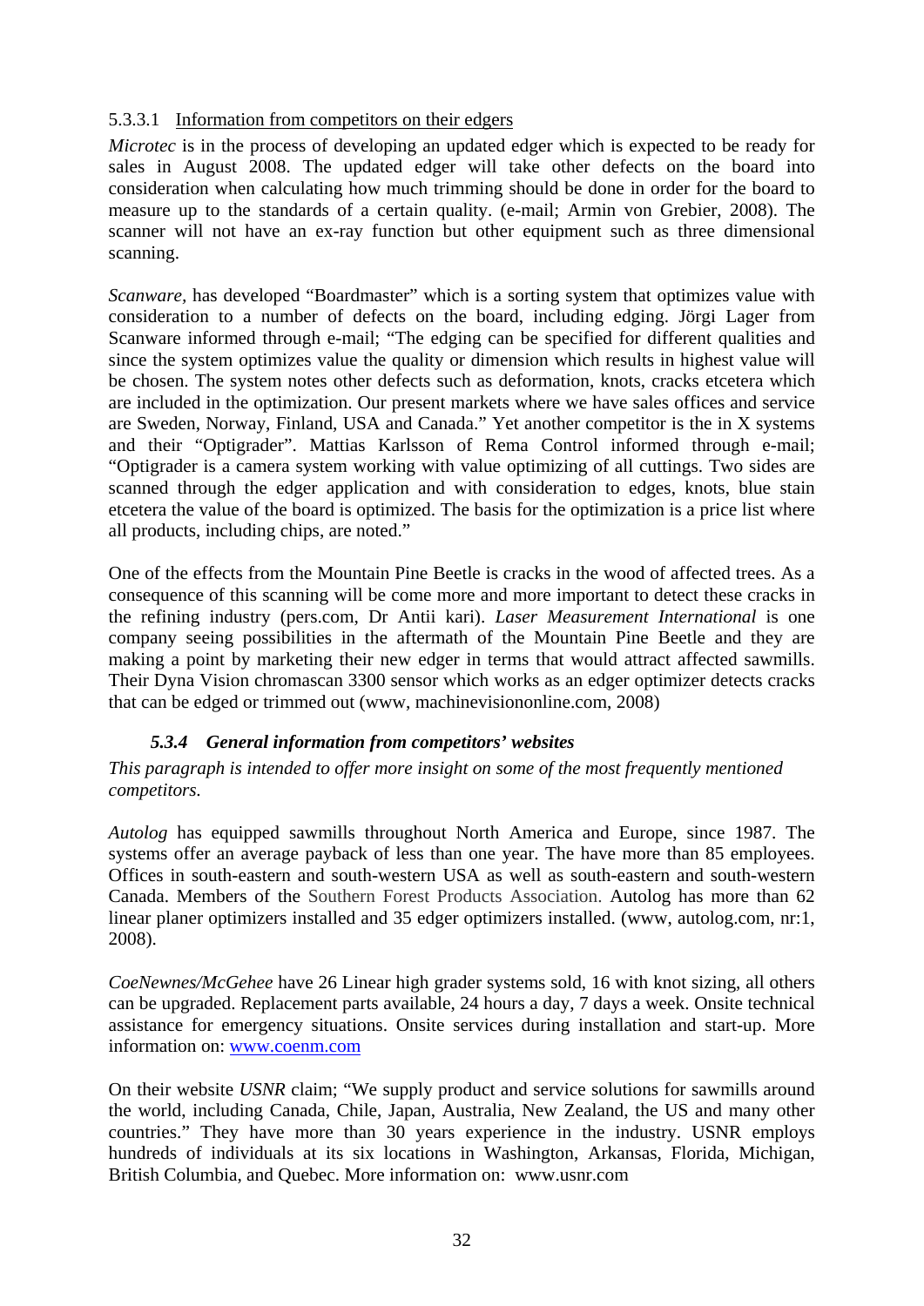#### 5.3.3.1 Information from competitors on their edgers

*Microtec* is in the process of developing an updated edger which is expected to be ready for sales in August 2008. The updated edger will take other defects on the board into consideration when calculating how much trimming should be done in order for the board to measure up to the standards of a certain quality. (e-mail; Armin von Grebier, 2008). The scanner will not have an ex-ray function but other equipment such as three dimensional scanning.

*Scanware*, has developed "Boardmaster" which is a sorting system that optimizes value with consideration to a number of defects on the board, including edging. Jörgi Lager from Scanware informed through e-mail; "The edging can be specified for different qualities and since the system optimizes value the quality or dimension which results in highest value will be chosen. The system notes other defects such as deformation, knots, cracks etcetera which are included in the optimization. Our present markets where we have sales offices and service are Sweden, Norway, Finland, USA and Canada." Yet another competitor is the in X systems and their "Optigrader". Mattias Karlsson of Rema Control informed through e-mail; "Optigrader is a camera system working with value optimizing of all cuttings. Two sides are scanned through the edger application and with consideration to edges, knots, blue stain etcetera the value of the board is optimized. The basis for the optimization is a price list where all products, including chips, are noted."

One of the effects from the Mountain Pine Beetle is cracks in the wood of affected trees. As a consequence of this scanning will be come more and more important to detect these cracks in the refining industry (pers.com, Dr Antii kari). *Laser Measurement International* is one company seeing possibilities in the aftermath of the Mountain Pine Beetle and they are making a point by marketing their new edger in terms that would attract affected sawmills. Their Dyna Vision chromascan 3300 sensor which works as an edger optimizer detects cracks that can be edged or trimmed out (www, machinevisiononline.com, 2008)

### *5.3.4 General information from competitors' websites*

*This paragraph is intended to offer more insight on some of the most frequently mentioned competitors.*

*Autolog* has equipped sawmills throughout North America and Europe, since 1987. The systems offer an average payback of less than one year. The have more than 85 employees. Offices in south-eastern and south-western USA as well as south-eastern and south-western Canada. Members of the Southern Forest Products Association. Autolog has more than 62 linear planer optimizers installed and 35 edger optimizers installed. (www, autolog.com, nr:1, 2008).

*CoeNewnes/McGehee* have 26 Linear high grader systems sold, 16 with knot sizing, all others can be upgraded. Replacement parts available, 24 hours a day, 7 days a week. Onsite technical assistance for emergency situations. Onsite services during installation and start-up. More information on: www.coenm.com

On their website *USNR* claim; "We supply product and service solutions for sawmills around the world, including Canada, Chile, Japan, Australia, New Zealand, the US and many other countries." They have more than 30 years experience in the industry. USNR employs hundreds of individuals at its six locations in Washington, Arkansas, Florida, Michigan, British Columbia, and Quebec. More information on: www.usnr.com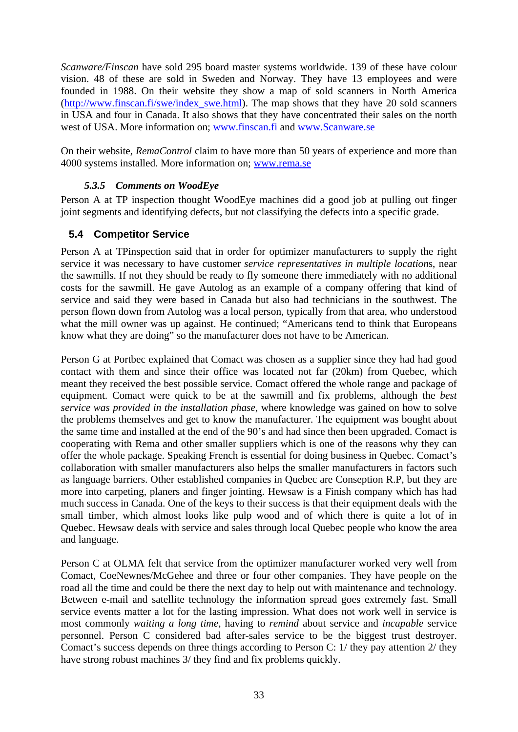*Scanware/Finscan* have sold 295 board master systems worldwide. 139 of these have colour vision. 48 of these are sold in Sweden and Norway. They have 13 employees and were founded in 1988. On their website they show a map of sold scanners in North America (http://www.finscan.fi/swe/index_swe.html). The map shows that they have 20 sold scanners in USA and four in Canada. It also shows that they have concentrated their sales on the north west of USA. More information on; www.finscan.fi and www.Scanware.se

On their website, *RemaControl* claim to have more than 50 years of experience and more than 4000 systems installed. More information on; www.rema.se

#### *5.3.5 Comments on WoodEye*

Person A at TP inspection thought WoodEye machines did a good job at pulling out finger joint segments and identifying defects, but not classifying the defects into a specific grade.

## 5.4 Competitor Service

Person A at TPinspection said that in order for optimizer manufacturers to supply the right service it was necessary to have customer *service representatives in multiple location*s, near the sawmills. If not they should be ready to fly someone there immediately with no additional costs for the sawmill. He gave Autolog as an example of a company offering that kind of service and said they were based in Canada but also had technicians in the southwest. The person flown down from Autolog was a local person, typically from that area, who understood what the mill owner was up against. He continued; “Americans tend to think that Europeans know what they are doing” so the manufacturer does not have to be American.

Person G at Portbec explained that Comact was chosen as a supplier since they had had good contact with them and since their office was located not far (20km) from Quebec, which meant they received the best possible service. Comact offered the whole range and package of equipment. Comact were quick to be at the sawmill and fix problems, although the *best service was provided in the installation phase*, where knowledge was gained on how to solve the problems themselves and get to know the manufacturer. The equipment was bought about the same time and installed at the end of the 90’s and had since then been upgraded. Comact is cooperating with Rema and other smaller suppliers which is one of the reasons why they can offer the whole package. Speaking French is essential for doing business in Quebec. Comact’s collaboration with smaller manufacturers also helps the smaller manufacturers in factors such as language barriers. Other established companies in Quebec are Conseption R.P, but they are more into carpeting, planers and finger jointing. Hewsaw is a Finish company which has had much success in Canada. One of the keys to their success is that their equipment deals with the small timber, which almost looks like pulp wood and of which there is quite a lot of in Quebec. Hewsaw deals with service and sales through local Quebec people who know the area and language.

Person C at OLMA felt that service from the optimizer manufacturer worked very well from Comact, CoeNewnes/McGehee and three or four other companies. They have people on the road all the time and could be there the next day to help out with maintenance and technology. Between e-mail and satellite technology the information spread goes extremely fast. Small service events matter a lot for the lasting impression. What does not work well in service is most commonly *waiting a long time*, having to *remind* about service and *incapable* service personnel. Person C considered bad after-sales service to be the biggest trust destroyer. Comact’s success depends on three things according to Person C: 1/ they pay attention 2/ they have strong robust machines 3/ they find and fix problems quickly.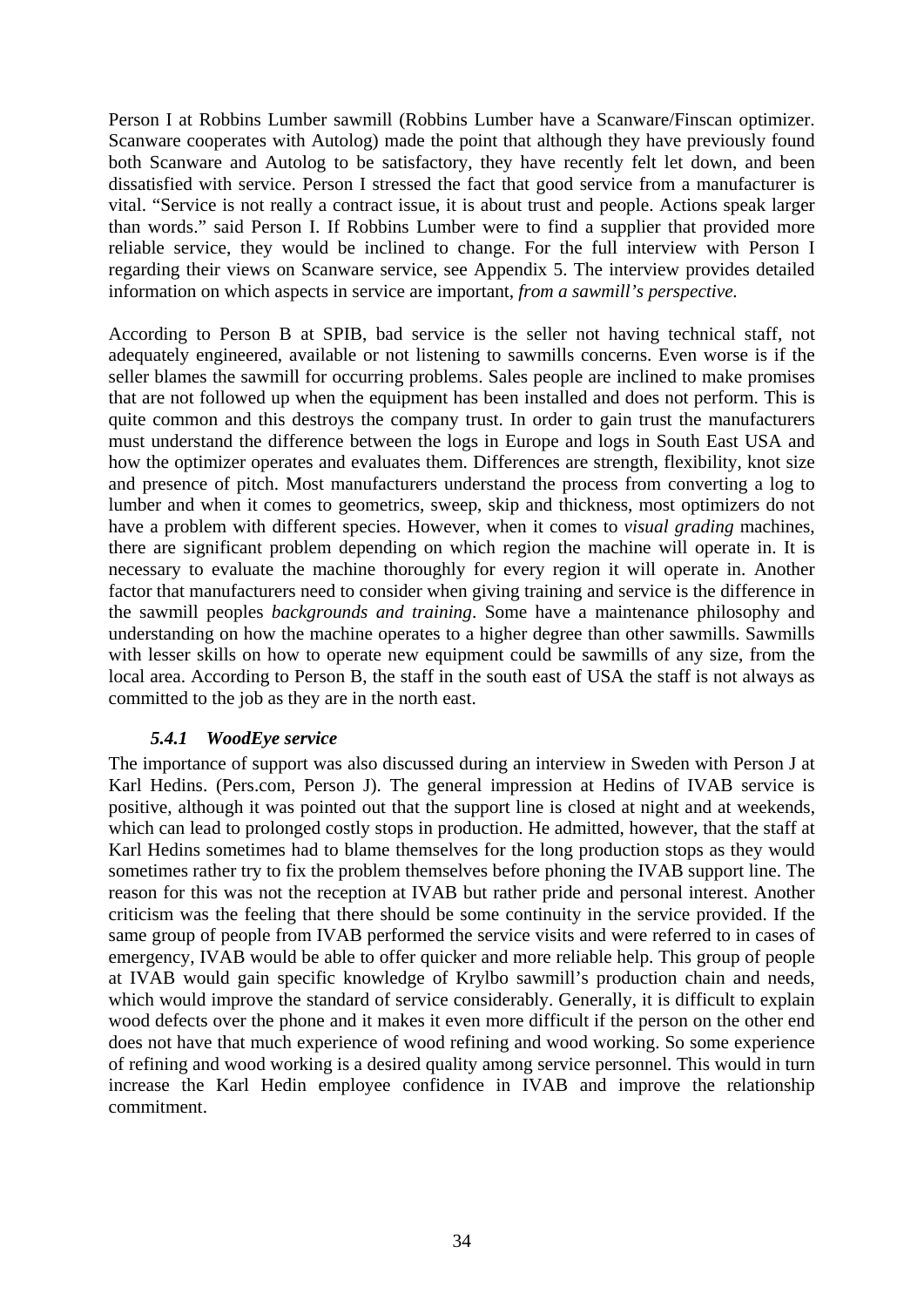Person I at Robbins Lumber sawmill (Robbins Lumber have a Scanware/Finscan optimizer. Scanware cooperates with Autolog) made the point that although they have previously found both Scanware and Autolog to be satisfactory, they have recently felt let down, and been dissatisfied with service. Person I stressed the fact that good service from a manufacturer is vital. "Service is not really a contract issue, it is about trust and people. Actions speak larger than words." said Person I. If Robbins Lumber were to find a supplier that provided more reliable service, they would be inclined to change. For the full interview with Person I regarding their views on Scanware service, see Appendix 5. The interview provides detailed information on which aspects in service are important, *from a sawmill's perspective.*

According to Person B at SPIB, bad service is the seller not having technical staff, not adequately engineered, available or not listening to sawmills concerns. Even worse is if the seller blames the sawmill for occurring problems. Sales people are inclined to make promises that are not followed up when the equipment has been installed and does not perform. This is quite common and this destroys the company trust. In order to gain trust the manufacturers must understand the difference between the logs in Europe and logs in South East USA and how the optimizer operates and evaluates them. Differences are strength, flexibility, knot size and presence of pitch. Most manufacturers understand the process from converting a log to lumber and when it comes to geometrics, sweep, skip and thickness, most optimizers do not have a problem with different species. However, when it comes to *visual grading* machines, there are significant problem depending on which region the machine will operate in. It is necessary to evaluate the machine thoroughly for every region it will operate in. Another factor that manufacturers need to consider when giving training and service is the difference in the sawmill peoples *backgrounds and training*. Some have a maintenance philosophy and understanding on how the machine operates to a higher degree than other sawmills. Sawmills with lesser skills on how to operate new equipment could be sawmills of any size, from the local area. According to Person B, the staff in the south east of USA the staff is not always as committed to the job as they are in the north east.

### *5.4.1 WoodEye service*

The importance of support was also discussed during an interview in Sweden with Person J at Karl Hedins. (Pers.com, Person J). The general impression at Hedins of IVAB service is positive, although it was pointed out that the support line is closed at night and at weekends, which can lead to prolonged costly stops in production. He admitted, however, that the staff at Karl Hedins sometimes had to blame themselves for the long production stops as they would sometimes rather try to fix the problem themselves before phoning the IVAB support line. The reason for this was not the reception at IVAB but rather pride and personal interest. Another criticism was the feeling that there should be some continuity in the service provided. If the same group of people from IVAB performed the service visits and were referred to in cases of emergency, IVAB would be able to offer quicker and more reliable help. This group of people at IVAB would gain specific knowledge of Krylbo sawmill's production chain and needs, which would improve the standard of service considerably. Generally, it is difficult to explain wood defects over the phone and it makes it even more difficult if the person on the other end does not have that much experience of wood refining and wood working. So some experience of refining and wood working is a desired quality among service personnel. This would in turn increase the Karl Hedin employee confidence in IVAB and improve the relationship commitment.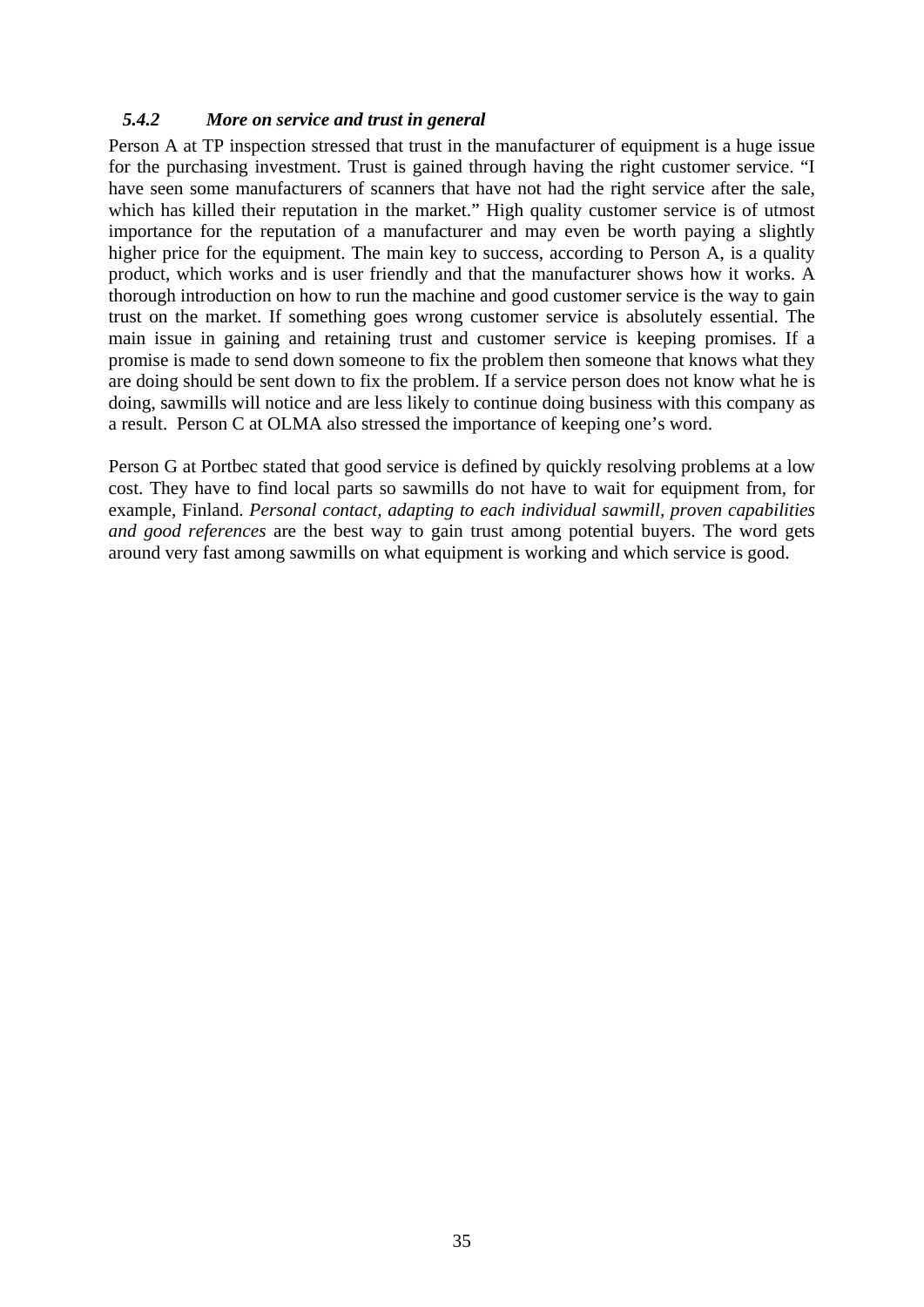### *5.4.2 More on service and trust in general*

Person A at TP inspection stressed that trust in the manufacturer of equipment is a huge issue for the purchasing investment. Trust is gained through having the right customer service. “I have seen some manufacturers of scanners that have not had the right service after the sale, which has killed their reputation in the market.” High quality customer service is of utmost importance for the reputation of a manufacturer and may even be worth paying a slightly higher price for the equipment. The main key to success, according to Person A, is a quality product, which works and is user friendly and that the manufacturer shows how it works. A thorough introduction on how to run the machine and good customer service is the way to gain trust on the market. If something goes wrong customer service is absolutely essential. The main issue in gaining and retaining trust and customer service is keeping promises. If a promise is made to send down someone to fix the problem then someone that knows what they are doing should be sent down to fix the problem. If a service person does not know what he is doing, sawmills will notice and are less likely to continue doing business with this company as a result. Person C at OLMA also stressed the importance of keeping one’s word.

Person G at Portbec stated that good service is defined by quickly resolving problems at a low cost. They have to find local parts so sawmills do not have to wait for equipment from, for example, Finland. *Personal contact, adapting to each individual sawmill, proven capabilities and good references* are the best way to gain trust among potential buyers. The word gets around very fast among sawmills on what equipment is working and which service is good.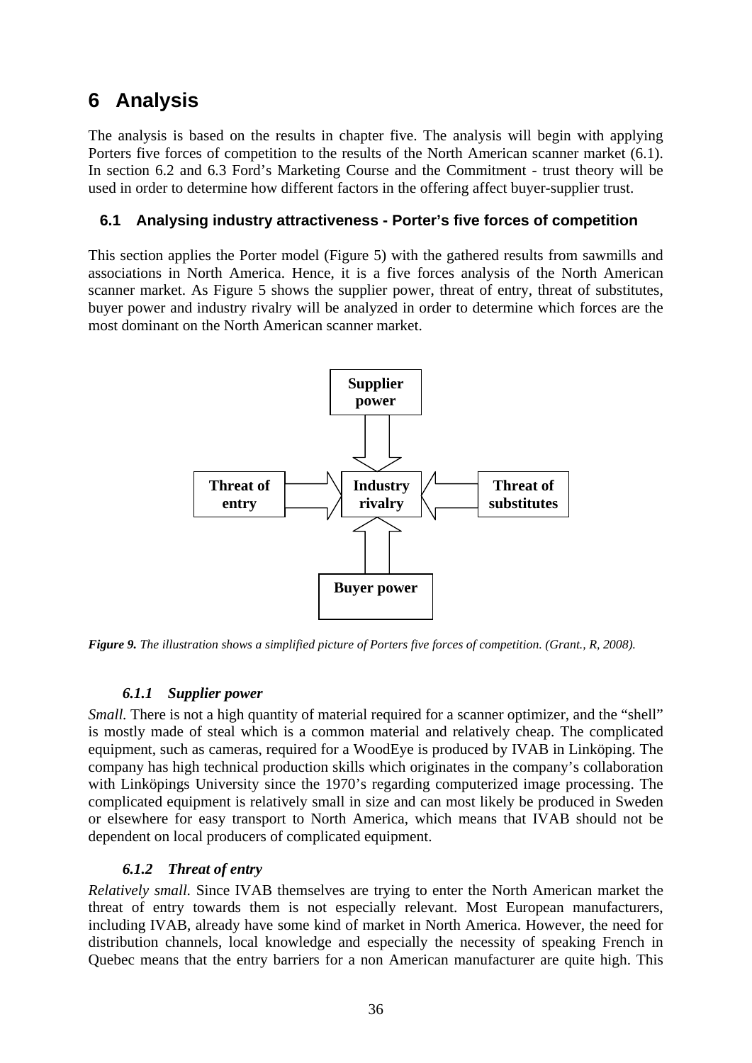# 6 Analysis

The analysis is based on the results in chapter five. The analysis will begin with applying Porters five forces of competition to the results of the North American scanner market (6.1). In section 6.2 and 6.3 Ford's Marketing Course and the Commitment - trust theory will be used in order to determine how different factors in the offering affect buyer-supplier trust.

## 6.1 Analysing industry attractiveness - Porter's five forces of competition

This section applies the Porter model (Figure 5) with the gathered results from sawmills and associations in North America. Hence, it is a five forces analysis of the North American scanner market. As Figure 5 shows the supplier power, threat of entry, threat of substitutes, buyer power and industry rivalry will be analyzed in order to determine which forces are the most dominant on the North American scanner market.

***Figure 9.*** *The illustration shows a simplified picture of Porters five forces of competition. (Grant., R, 2008).*

### *6.1.1 Supplier power*

*Small.* There is not a high quantity of material required for a scanner optimizer, and the "shell" is mostly made of steal which is a common material and relatively cheap. The complicated equipment, such as cameras, required for a WoodEye is produced by IVAB in Linköping. The company has high technical production skills which originates in the company's collaboration with Linköpings University since the 1970's regarding computerized image processing. The complicated equipment is relatively small in size and can most likely be produced in Sweden or elsewhere for easy transport to North America, which means that IVAB should not be dependent on local producers of complicated equipment.

### *6.1.2 Threat of entry*

*Relatively small.* Since IVAB themselves are trying to enter the North American market the threat of entry towards them is not especially relevant. Most European manufacturers, including IVAB, already have some kind of market in North America. However, the need for distribution channels, local knowledge and especially the necessity of speaking French in Quebec means that the entry barriers for a non American manufacturer are quite high. This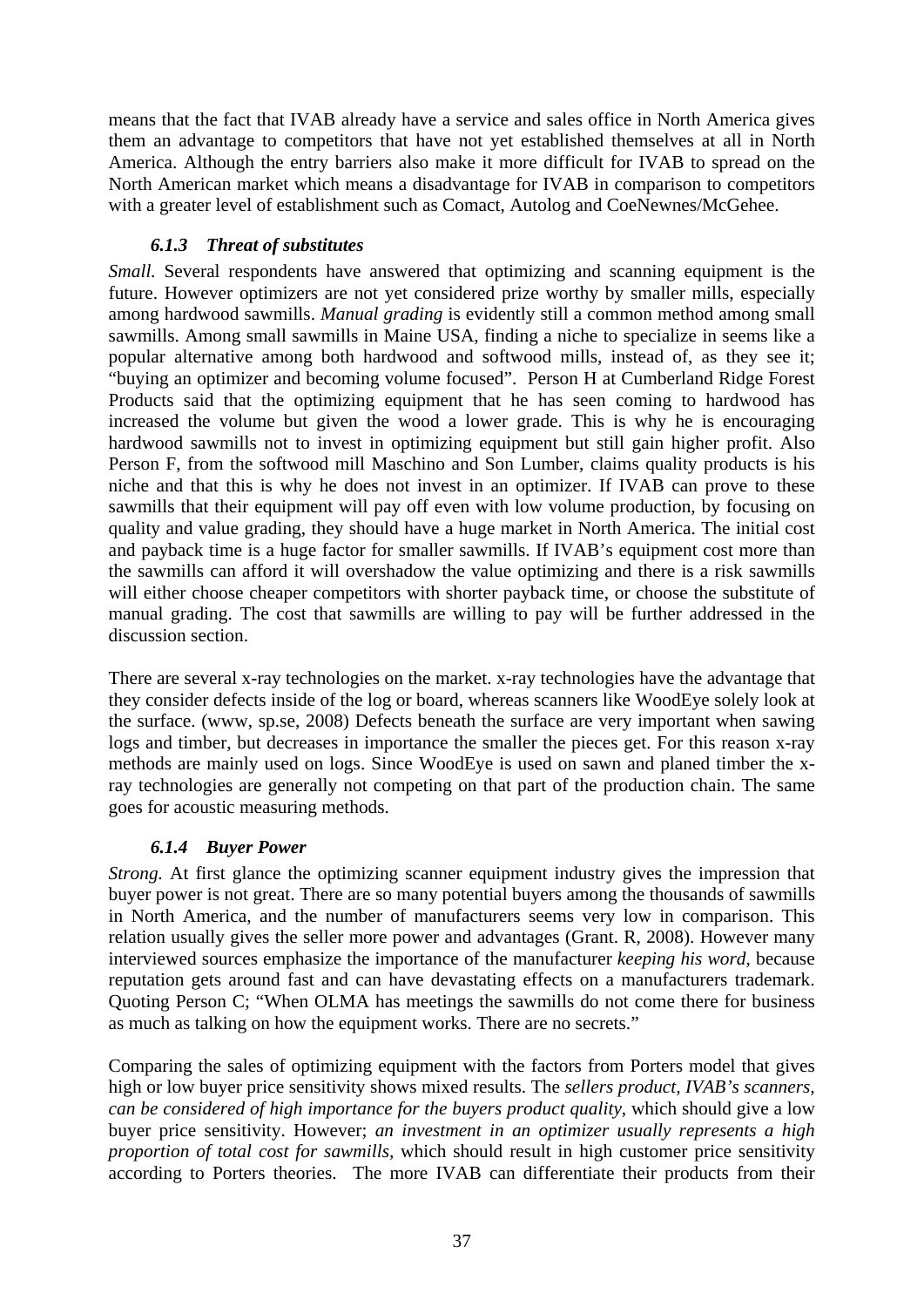means that the fact that IVAB already have a service and sales office in North America gives them an advantage to competitors that have not yet established themselves at all in North America. Although the entry barriers also make it more difficult for IVAB to spread on the North American market which means a disadvantage for IVAB in comparison to competitors with a greater level of establishment such as Comact, Autolog and CoeNewnes/McGehee.

### *6.1.3 Threat of substitutes*

*Small.* Several respondents have answered that optimizing and scanning equipment is the future. However optimizers are not yet considered prize worthy by smaller mills, especially among hardwood sawmills. *Manual grading* is evidently still a common method among small sawmills. Among small sawmills in Maine USA, finding a niche to specialize in seems like a popular alternative among both hardwood and softwood mills, instead of, as they see it; "buying an optimizer and becoming volume focused". Person H at Cumberland Ridge Forest Products said that the optimizing equipment that he has seen coming to hardwood has increased the volume but given the wood a lower grade. This is why he is encouraging hardwood sawmills not to invest in optimizing equipment but still gain higher profit. Also Person F, from the softwood mill Maschino and Son Lumber, claims quality products is his niche and that this is why he does not invest in an optimizer. If IVAB can prove to these sawmills that their equipment will pay off even with low volume production, by focusing on quality and value grading, they should have a huge market in North America. The initial cost and payback time is a huge factor for smaller sawmills. If IVAB's equipment cost more than the sawmills can afford it will overshadow the value optimizing and there is a risk sawmills will either choose cheaper competitors with shorter payback time, or choose the substitute of manual grading. The cost that sawmills are willing to pay will be further addressed in the discussion section.

There are several x-ray technologies on the market. x-ray technologies have the advantage that they consider defects inside of the log or board, whereas scanners like WoodEye solely look at the surface. (www, sp.se, 2008) Defects beneath the surface are very important when sawing logs and timber, but decreases in importance the smaller the pieces get. For this reason x-ray methods are mainly used on logs. Since WoodEye is used on sawn and planed timber the x-ray technologies are generally not competing on that part of the production chain. The same goes for acoustic measuring methods.

### *6.1.4 Buyer Power*

*Strong.* At first glance the optimizing scanner equipment industry gives the impression that buyer power is not great. There are so many potential buyers among the thousands of sawmills in North America, and the number of manufacturers seems very low in comparison. This relation usually gives the seller more power and advantages (Grant. R, 2008). However many interviewed sources emphasize the importance of the manufacturer *keeping his word*, because reputation gets around fast and can have devastating effects on a manufacturers trademark. Quoting Person C; "When OLMA has meetings the sawmills do not come there for business as much as talking on how the equipment works. There are no secrets."

Comparing the sales of optimizing equipment with the factors from Porters model that gives high or low buyer price sensitivity shows mixed results. The *sellers product, IVAB's scanners, can be considered of high importance for the buyers product quality*, which should give a low buyer price sensitivity. However; *an investment in an optimizer usually represents a high proportion of total cost for sawmills*, which should result in high customer price sensitivity according to Porters theories. The more IVAB can differentiate their products from their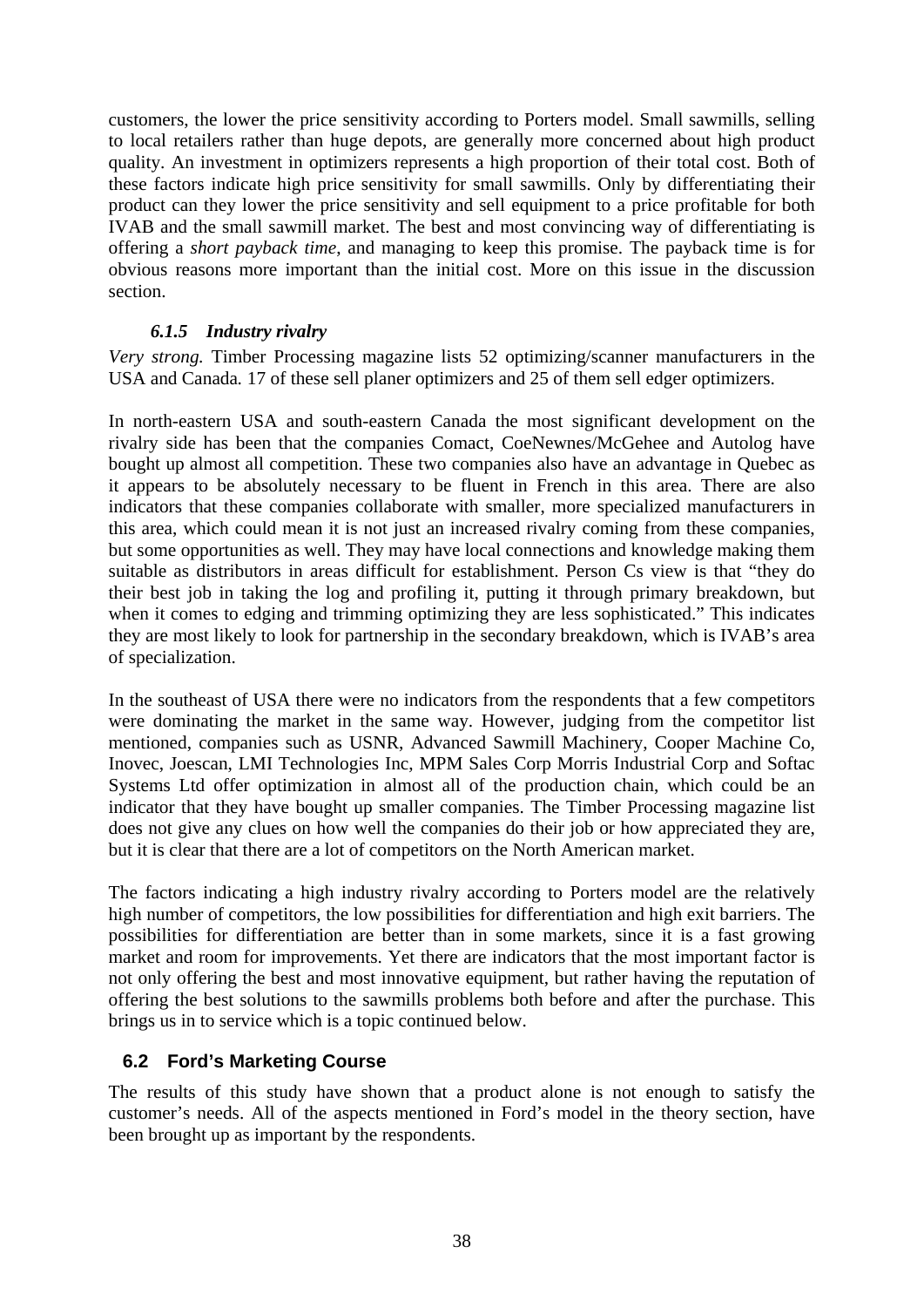customers, the lower the price sensitivity according to Porters model. Small sawmills, selling to local retailers rather than huge depots, are generally more concerned about high product quality. An investment in optimizers represents a high proportion of their total cost. Both of these factors indicate high price sensitivity for small sawmills. Only by differentiating their product can they lower the price sensitivity and sell equipment to a price profitable for both IVAB and the small sawmill market. The best and most convincing way of differentiating is offering a *short payback time*, and managing to keep this promise. The payback time is for obvious reasons more important than the initial cost. More on this issue in the discussion section.

### *6.1.5 Industry rivalry*

*Very strong.* Timber Processing magazine lists 52 optimizing/scanner manufacturers in the USA and Canada. 17 of these sell planer optimizers and 25 of them sell edger optimizers.

In north-eastern USA and south-eastern Canada the most significant development on the rivalry side has been that the companies Comact, CoeNewnes/McGehee and Autolog have bought up almost all competition. These two companies also have an advantage in Quebec as it appears to be absolutely necessary to be fluent in French in this area. There are also indicators that these companies collaborate with smaller, more specialized manufacturers in this area, which could mean it is not just an increased rivalry coming from these companies, but some opportunities as well. They may have local connections and knowledge making them suitable as distributors in areas difficult for establishment. Person Cs view is that "they do their best job in taking the log and profiling it, putting it through primary breakdown, but when it comes to edging and trimming optimizing they are less sophisticated." This indicates they are most likely to look for partnership in the secondary breakdown, which is IVAB's area of specialization.

In the southeast of USA there were no indicators from the respondents that a few competitors were dominating the market in the same way. However, judging from the competitor list mentioned, companies such as USNR, Advanced Sawmill Machinery, Cooper Machine Co, Inovec, Joescan, LMI Technologies Inc, MPM Sales Corp Morris Industrial Corp and Softac Systems Ltd offer optimization in almost all of the production chain, which could be an indicator that they have bought up smaller companies. The Timber Processing magazine list does not give any clues on how well the companies do their job or how appreciated they are, but it is clear that there are a lot of competitors on the North American market.

The factors indicating a high industry rivalry according to Porters model are the relatively high number of competitors, the low possibilities for differentiation and high exit barriers. The possibilities for differentiation are better than in some markets, since it is a fast growing market and room for improvements. Yet there are indicators that the most important factor is not only offering the best and most innovative equipment, but rather having the reputation of offering the best solutions to the sawmills problems both before and after the purchase. This brings us in to service which is a topic continued below.

## 6.2 Ford's Marketing Course

The results of this study have shown that a product alone is not enough to satisfy the customer's needs. All of the aspects mentioned in Ford's model in the theory section, have been brought up as important by the respondents.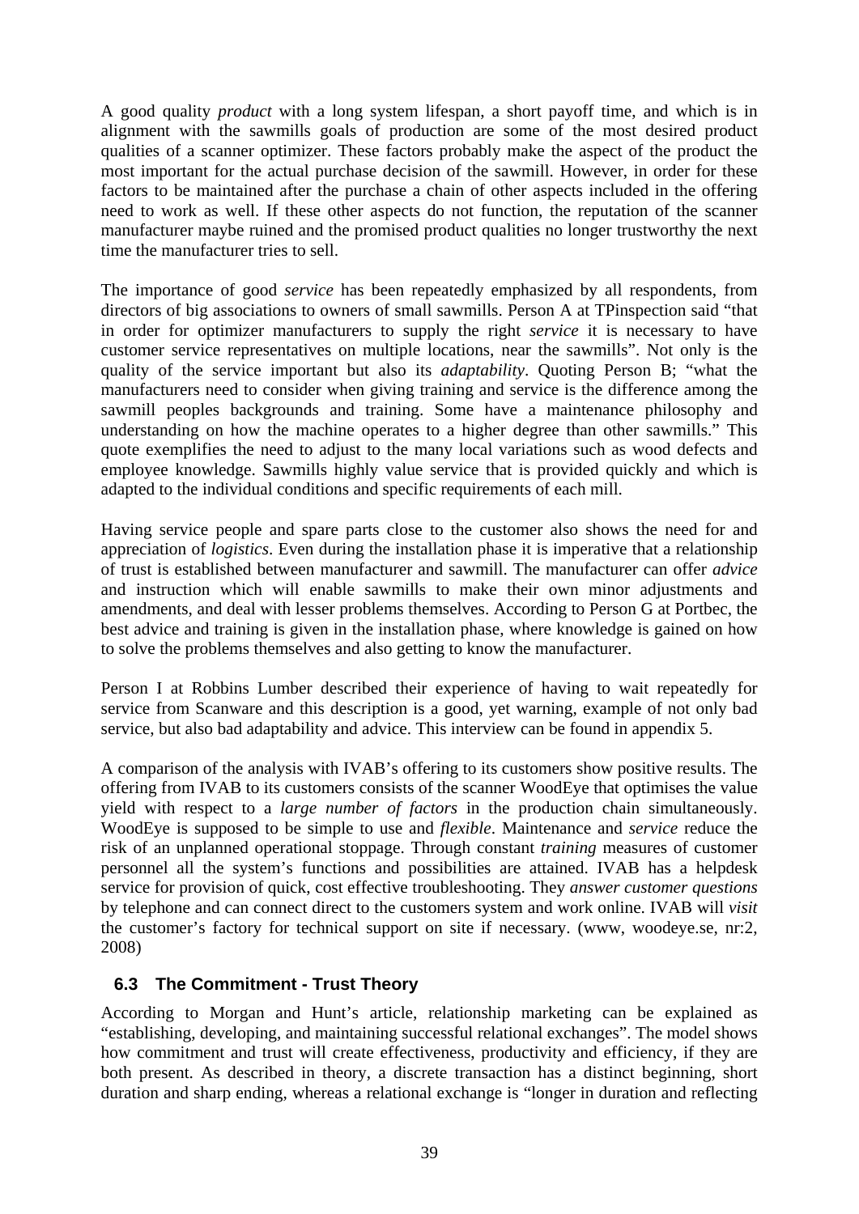A good quality *product* with a long system lifespan, a short payoff time, and which is in alignment with the sawmills goals of production are some of the most desired product qualities of a scanner optimizer. These factors probably make the aspect of the product the most important for the actual purchase decision of the sawmill. However, in order for these factors to be maintained after the purchase a chain of other aspects included in the offering need to work as well. If these other aspects do not function, the reputation of the scanner manufacturer maybe ruined and the promised product qualities no longer trustworthy the next time the manufacturer tries to sell.

The importance of good *service* has been repeatedly emphasized by all respondents, from directors of big associations to owners of small sawmills. Person A at TPinspection said "that in order for optimizer manufacturers to supply the right *service* it is necessary to have customer service representatives on multiple locations, near the sawmills". Not only is the quality of the service important but also its *adaptability*. Quoting Person B; "what the manufacturers need to consider when giving training and service is the difference among the sawmill peoples backgrounds and training. Some have a maintenance philosophy and understanding on how the machine operates to a higher degree than other sawmills." This quote exemplifies the need to adjust to the many local variations such as wood defects and employee knowledge. Sawmills highly value service that is provided quickly and which is adapted to the individual conditions and specific requirements of each mill.

Having service people and spare parts close to the customer also shows the need for and appreciation of *logistics*. Even during the installation phase it is imperative that a relationship of trust is established between manufacturer and sawmill. The manufacturer can offer *advice* and instruction which will enable sawmills to make their own minor adjustments and amendments, and deal with lesser problems themselves. According to Person G at Portbec, the best advice and training is given in the installation phase, where knowledge is gained on how to solve the problems themselves and also getting to know the manufacturer.

Person I at Robbins Lumber described their experience of having to wait repeatedly for service from Scanware and this description is a good, yet warning, example of not only bad service, but also bad adaptability and advice. This interview can be found in appendix 5.

A comparison of the analysis with IVAB's offering to its customers show positive results. The offering from IVAB to its customers consists of the scanner WoodEye that optimises the value yield with respect to a *large number of factors* in the production chain simultaneously. WoodEye is supposed to be simple to use and *flexible*. Maintenance and *service* reduce the risk of an unplanned operational stoppage. Through constant *training* measures of customer personnel all the system's functions and possibilities are attained. IVAB has a helpdesk service for provision of quick, cost effective troubleshooting. They *answer customer questions* by telephone and can connect direct to the customers system and work online. IVAB will *visit* the customer's factory for technical support on site if necessary. (www, woodeye.se, nr:2, 2008)

### 6.3 The Commitment - Trust Theory

According to Morgan and Hunt's article, relationship marketing can be explained as "establishing, developing, and maintaining successful relational exchanges". The model shows how commitment and trust will create effectiveness, productivity and efficiency, if they are both present. As described in theory, a discrete transaction has a distinct beginning, short duration and sharp ending, whereas a relational exchange is "longer in duration and reflecting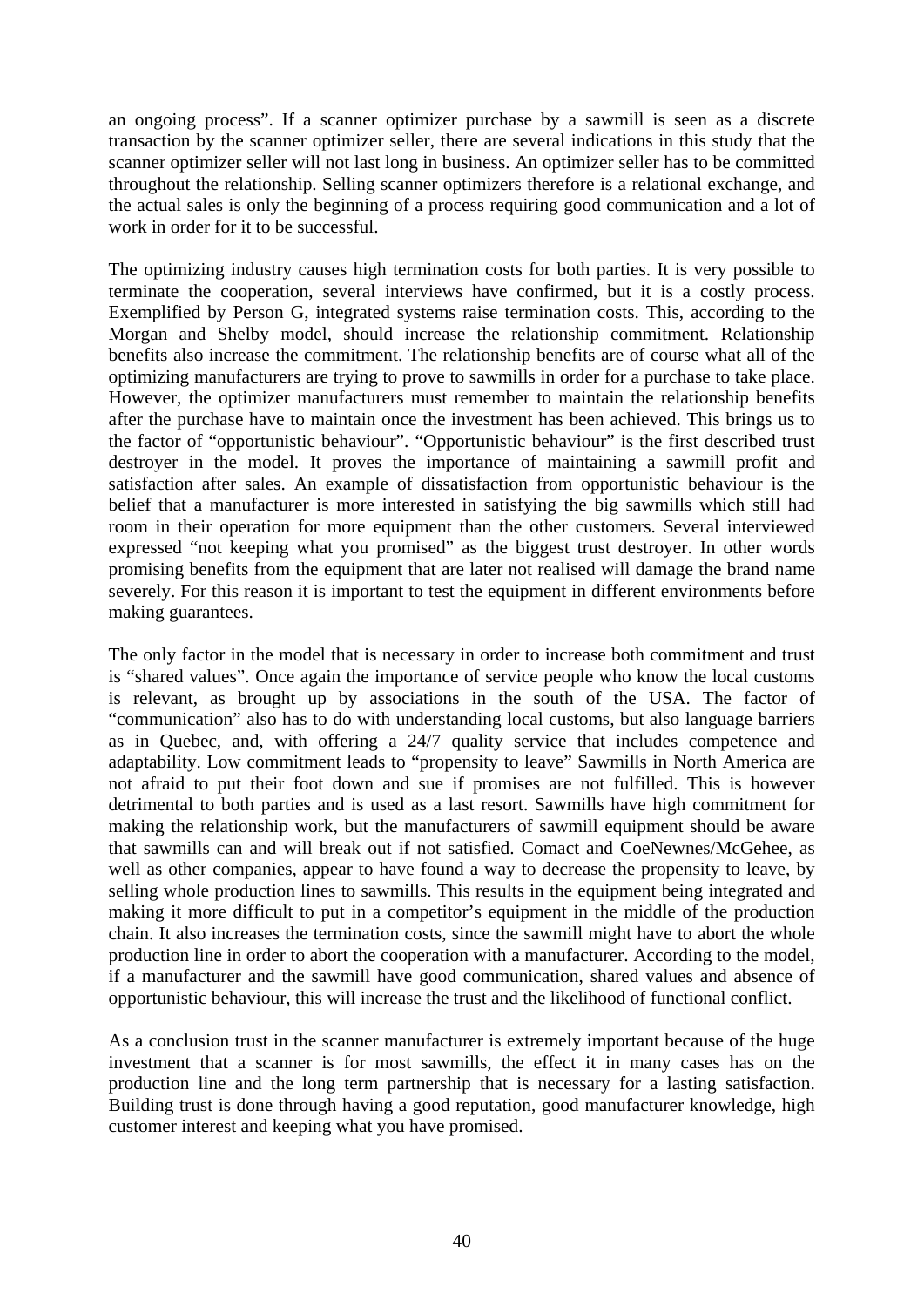an ongoing process". If a scanner optimizer purchase by a sawmill is seen as a discrete transaction by the scanner optimizer seller, there are several indications in this study that the scanner optimizer seller will not last long in business. An optimizer seller has to be committed throughout the relationship. Selling scanner optimizers therefore is a relational exchange, and the actual sales is only the beginning of a process requiring good communication and a lot of work in order for it to be successful.

The optimizing industry causes high termination costs for both parties. It is very possible to terminate the cooperation, several interviews have confirmed, but it is a costly process. Exemplified by Person G, integrated systems raise termination costs. This, according to the Morgan and Shelby model, should increase the relationship commitment. Relationship benefits also increase the commitment. The relationship benefits are of course what all of the optimizing manufacturers are trying to prove to sawmills in order for a purchase to take place. However, the optimizer manufacturers must remember to maintain the relationship benefits after the purchase have to maintain once the investment has been achieved. This brings us to the factor of "opportunistic behaviour". "Opportunistic behaviour" is the first described trust destroyer in the model. It proves the importance of maintaining a sawmill profit and satisfaction after sales. An example of dissatisfaction from opportunistic behaviour is the belief that a manufacturer is more interested in satisfying the big sawmills which still had room in their operation for more equipment than the other customers. Several interviewed expressed "not keeping what you promised" as the biggest trust destroyer. In other words promising benefits from the equipment that are later not realised will damage the brand name severely. For this reason it is important to test the equipment in different environments before making guarantees.

The only factor in the model that is necessary in order to increase both commitment and trust is "shared values". Once again the importance of service people who know the local customs is relevant, as brought up by associations in the south of the USA. The factor of "communication" also has to do with understanding local customs, but also language barriers as in Quebec, and, with offering a 24/7 quality service that includes competence and adaptability. Low commitment leads to "propensity to leave" Sawmills in North America are not afraid to put their foot down and sue if promises are not fulfilled. This is however detrimental to both parties and is used as a last resort. Sawmills have high commitment for making the relationship work, but the manufacturers of sawmill equipment should be aware that sawmills can and will break out if not satisfied. Comact and CoeNewnes/McGehee, as well as other companies, appear to have found a way to decrease the propensity to leave, by selling whole production lines to sawmills. This results in the equipment being integrated and making it more difficult to put in a competitor's equipment in the middle of the production chain. It also increases the termination costs, since the sawmill might have to abort the whole production line in order to abort the cooperation with a manufacturer. According to the model, if a manufacturer and the sawmill have good communication, shared values and absence of opportunistic behaviour, this will increase the trust and the likelihood of functional conflict.

As a conclusion trust in the scanner manufacturer is extremely important because of the huge investment that a scanner is for most sawmills, the effect it in many cases has on the production line and the long term partnership that is necessary for a lasting satisfaction. Building trust is done through having a good reputation, good manufacturer knowledge, high customer interest and keeping what you have promised.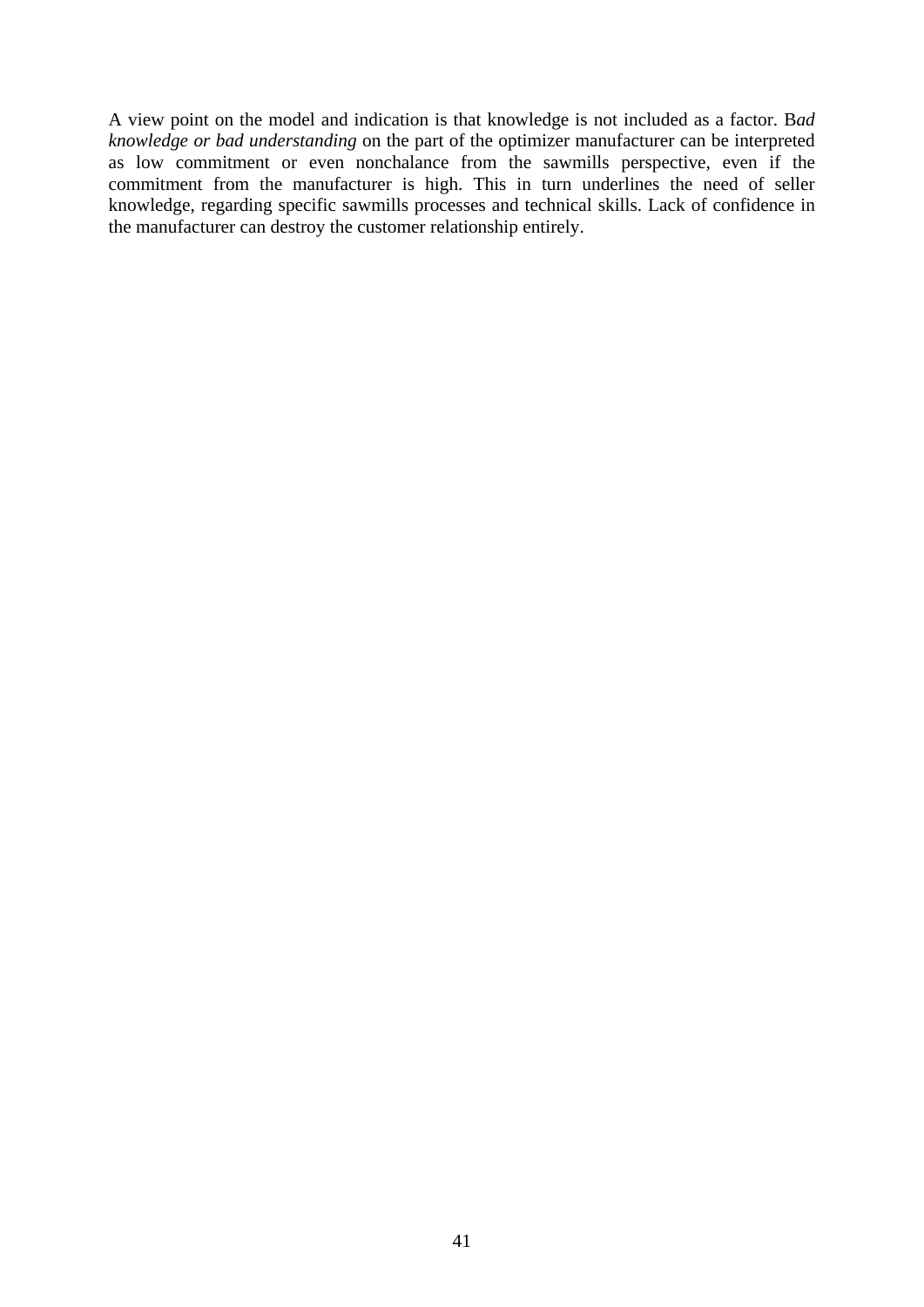A view point on the model and indication is that knowledge is not included as a factor. B*ad knowledge or bad understanding* on the part of the optimizer manufacturer can be interpreted as low commitment or even nonchalance from the sawmills perspective, even if the commitment from the manufacturer is high. This in turn underlines the need of seller knowledge, regarding specific sawmills processes and technical skills. Lack of confidence in the manufacturer can destroy the customer relationship entirely.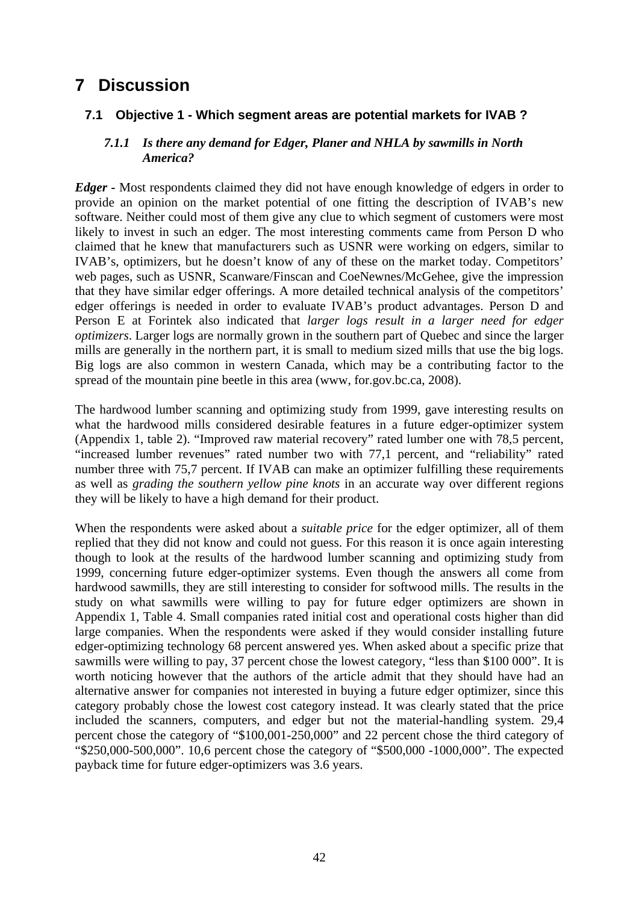# 7 Discussion

## 7.1 Objective 1 - Which segment areas are potential markets for IVAB ?

### *7.1.1 Is there any demand for Edger, Planer and NHLA by sawmills in North America?*

***Edger*** - Most respondents claimed they did not have enough knowledge of edgers in order to provide an opinion on the market potential of one fitting the description of IVAB's new software. Neither could most of them give any clue to which segment of customers were most likely to invest in such an edger. The most interesting comments came from Person D who claimed that he knew that manufacturers such as USNR were working on edgers, similar to IVAB's, optimizers, but he doesn't know of any of these on the market today. Competitors' web pages, such as USNR, Scanware/Finscan and CoeNewnes/McGehee, give the impression that they have similar edger offerings. A more detailed technical analysis of the competitors' edger offerings is needed in order to evaluate IVAB's product advantages. Person D and Person E at Forintek also indicated that *larger logs result in a larger need for edger optimizers*. Larger logs are normally grown in the southern part of Quebec and since the larger mills are generally in the northern part, it is small to medium sized mills that use the big logs. Big logs are also common in western Canada, which may be a contributing factor to the spread of the mountain pine beetle in this area (www, for.gov.bc.ca, 2008).

The hardwood lumber scanning and optimizing study from 1999, gave interesting results on what the hardwood mills considered desirable features in a future edger-optimizer system (Appendix 1, table 2). "Improved raw material recovery" rated lumber one with 78,5 percent, "increased lumber revenues" rated number two with 77,1 percent, and "reliability" rated number three with 75,7 percent. If IVAB can make an optimizer fulfilling these requirements as well as *grading the southern yellow pine knots* in an accurate way over different regions they will be likely to have a high demand for their product.

When the respondents were asked about a *suitable price* for the edger optimizer, all of them replied that they did not know and could not guess. For this reason it is once again interesting though to look at the results of the hardwood lumber scanning and optimizing study from 1999, concerning future edger-optimizer systems. Even though the answers all come from hardwood sawmills, they are still interesting to consider for softwood mills. The results in the study on what sawmills were willing to pay for future edger optimizers are shown in Appendix 1, Table 4. Small companies rated initial cost and operational costs higher than did large companies. When the respondents were asked if they would consider installing future edger-optimizing technology 68 percent answered yes. When asked about a specific prize that sawmills were willing to pay, 37 percent chose the lowest category, "less than $100 000". It is worth noticing however that the authors of the article admit that they should have had an alternative answer for companies not interested in buying a future edger optimizer, since this category probably chose the lowest cost category instead. It was clearly stated that the price included the scanners, computers, and edger but not the material-handling system. 29,4 percent chose the category of "$100,001-250,000" and 22 percent chose the third category of "$250,000-500,000". 10,6 percent chose the category of "$500,000 -1000,000". The expected payback time for future edger-optimizers was 3.6 years.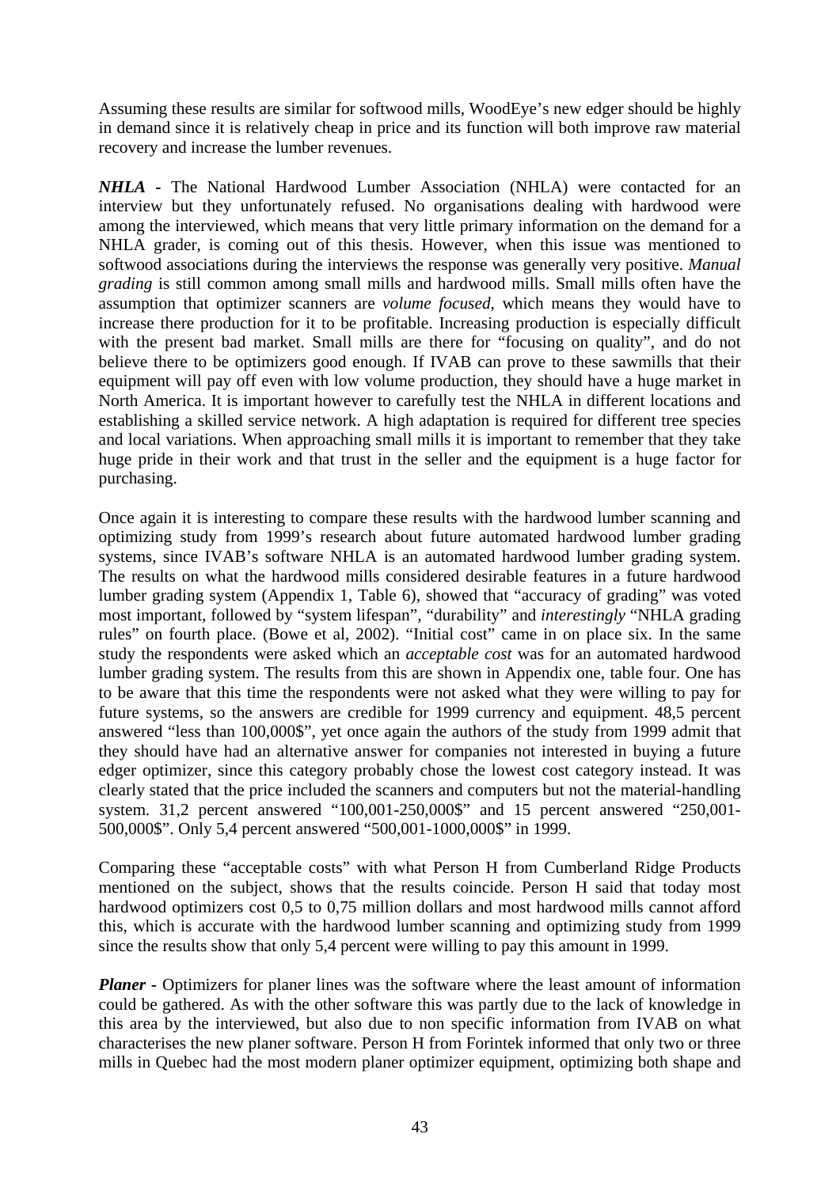Assuming these results are similar for softwood mills, WoodEye's new edger should be highly in demand since it is relatively cheap in price and its function will both improve raw material recovery and increase the lumber revenues.

***NHLA*** - The National Hardwood Lumber Association (NHLA) were contacted for an interview but they unfortunately refused. No organisations dealing with hardwood were among the interviewed, which means that very little primary information on the demand for a NHLA grader, is coming out of this thesis. However, when this issue was mentioned to softwood associations during the interviews the response was generally very positive. *Manual grading* is still common among small mills and hardwood mills. Small mills often have the assumption that optimizer scanners are *volume focused*, which means they would have to increase there production for it to be profitable. Increasing production is especially difficult with the present bad market. Small mills are there for "focusing on quality", and do not believe there to be optimizers good enough. If IVAB can prove to these sawmills that their equipment will pay off even with low volume production, they should have a huge market in North America. It is important however to carefully test the NHLA in different locations and establishing a skilled service network. A high adaptation is required for different tree species and local variations. When approaching small mills it is important to remember that they take huge pride in their work and that trust in the seller and the equipment is a huge factor for purchasing.

Once again it is interesting to compare these results with the hardwood lumber scanning and optimizing study from 1999's research about future automated hardwood lumber grading systems, since IVAB's software NHLA is an automated hardwood lumber grading system. The results on what the hardwood mills considered desirable features in a future hardwood lumber grading system (Appendix 1, Table 6), showed that "accuracy of grading" was voted most important, followed by "system lifespan", "durability" and *interestingly* "NHLA grading rules" on fourth place. (Bowe et al, 2002). "Initial cost" came in on place six. In the same study the respondents were asked which an *acceptable cost* was for an automated hardwood lumber grading system. The results from this are shown in Appendix one, table four. One has to be aware that this time the respondents were not asked what they were willing to pay for future systems, so the answers are credible for 1999 currency and equipment. 48,5 percent answered "less than 100,000$", yet once again the authors of the study from 1999 admit that they should have had an alternative answer for companies not interested in buying a future edger optimizer, since this category probably chose the lowest cost category instead. It was clearly stated that the price included the scanners and computers but not the material-handling system. 31,2 percent answered "100,001-250,000$" and 15 percent answered "250,001-500,000$". Only 5,4 percent answered "500,001-1000,000$" in 1999.

Comparing these "acceptable costs" with what Person H from Cumberland Ridge Products mentioned on the subject, shows that the results coincide. Person H said that today most hardwood optimizers cost 0,5 to 0,75 million dollars and most hardwood mills cannot afford this, which is accurate with the hardwood lumber scanning and optimizing study from 1999 since the results show that only 5,4 percent were willing to pay this amount in 1999.

***Planer*** - Optimizers for planer lines was the software where the least amount of information could be gathered. As with the other software this was partly due to the lack of knowledge in this area by the interviewed, but also due to non specific information from IVAB on what characterises the new planer software. Person H from Forintek informed that only two or three mills in Quebec had the most modern planer optimizer equipment, optimizing both shape and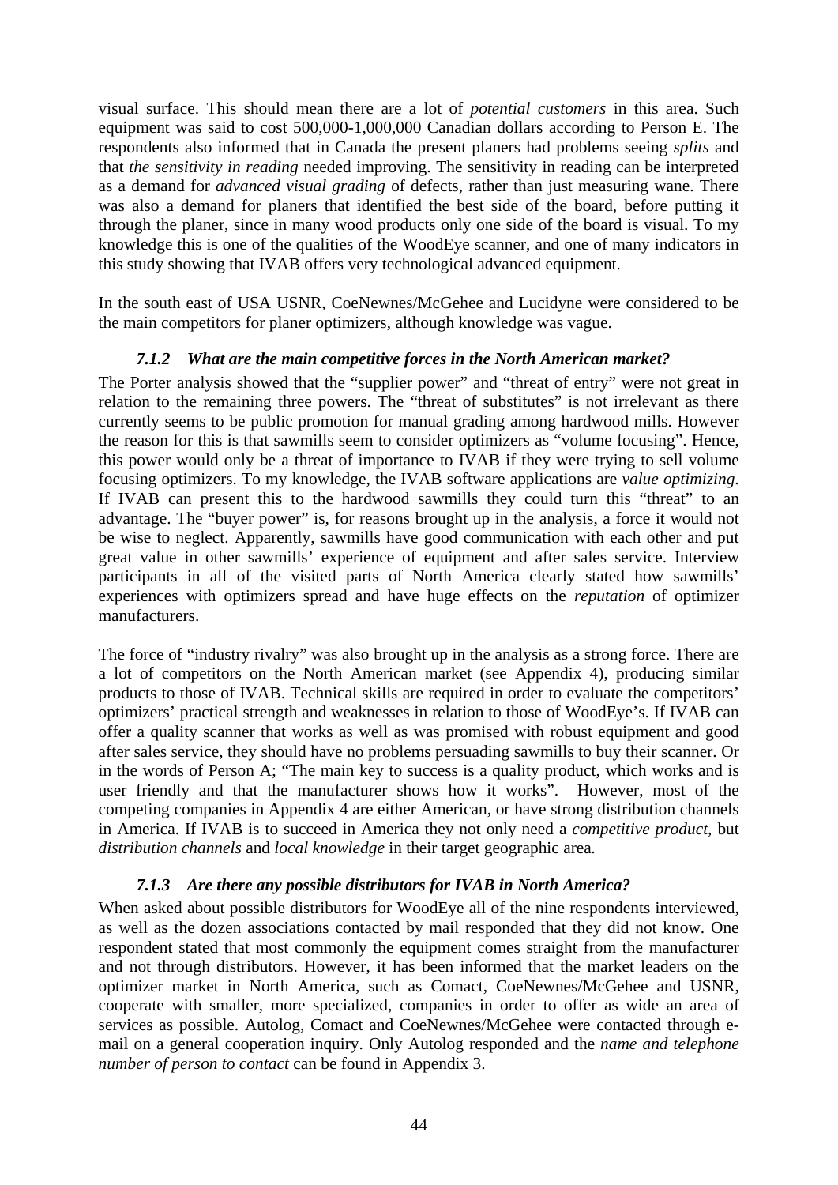visual surface. This should mean there are a lot of *potential customers* in this area. Such equipment was said to cost 500,000-1,000,000 Canadian dollars according to Person E. The respondents also informed that in Canada the present planers had problems seeing *splits* and that *the sensitivity in reading* needed improving. The sensitivity in reading can be interpreted as a demand for *advanced visual grading* of defects, rather than just measuring wane. There was also a demand for planers that identified the best side of the board, before putting it through the planer, since in many wood products only one side of the board is visual. To my knowledge this is one of the qualities of the WoodEye scanner, and one of many indicators in this study showing that IVAB offers very technological advanced equipment.

In the south east of USA USNR, CoeNewnes/McGehee and Lucidyne were considered to be the main competitors for planer optimizers, although knowledge was vague.

### *7.1.2 What are the main competitive forces in the North American market?*

The Porter analysis showed that the "supplier power" and "threat of entry" were not great in relation to the remaining three powers. The "threat of substitutes" is not irrelevant as there currently seems to be public promotion for manual grading among hardwood mills. However the reason for this is that sawmills seem to consider optimizers as "volume focusing". Hence, this power would only be a threat of importance to IVAB if they were trying to sell volume focusing optimizers. To my knowledge, the IVAB software applications are *value optimizing*. If IVAB can present this to the hardwood sawmills they could turn this "threat" to an advantage. The "buyer power" is, for reasons brought up in the analysis, a force it would not be wise to neglect. Apparently, sawmills have good communication with each other and put great value in other sawmills' experience of equipment and after sales service. Interview participants in all of the visited parts of North America clearly stated how sawmills' experiences with optimizers spread and have huge effects on the *reputation* of optimizer manufacturers.

The force of "industry rivalry" was also brought up in the analysis as a strong force. There are a lot of competitors on the North American market (see Appendix 4), producing similar products to those of IVAB. Technical skills are required in order to evaluate the competitors' optimizers' practical strength and weaknesses in relation to those of WoodEye's. If IVAB can offer a quality scanner that works as well as was promised with robust equipment and good after sales service, they should have no problems persuading sawmills to buy their scanner. Or in the words of Person A; "The main key to success is a quality product, which works and is user friendly and that the manufacturer shows how it works". However, most of the competing companies in Appendix 4 are either American, or have strong distribution channels in America. If IVAB is to succeed in America they not only need a *competitive product*, but *distribution channels* and *local knowledge* in their target geographic area*.*

### *7.1.3 Are there any possible distributors for IVAB in North America?*

When asked about possible distributors for WoodEye all of the nine respondents interviewed, as well as the dozen associations contacted by mail responded that they did not know. One respondent stated that most commonly the equipment comes straight from the manufacturer and not through distributors. However, it has been informed that the market leaders on the optimizer market in North America, such as Comact, CoeNewnes/McGehee and USNR, cooperate with smaller, more specialized, companies in order to offer as wide an area of services as possible. Autolog, Comact and CoeNewnes/McGehee were contacted through e-mail on a general cooperation inquiry. Only Autolog responded and the *name and telephone number of person to contact* can be found in Appendix 3.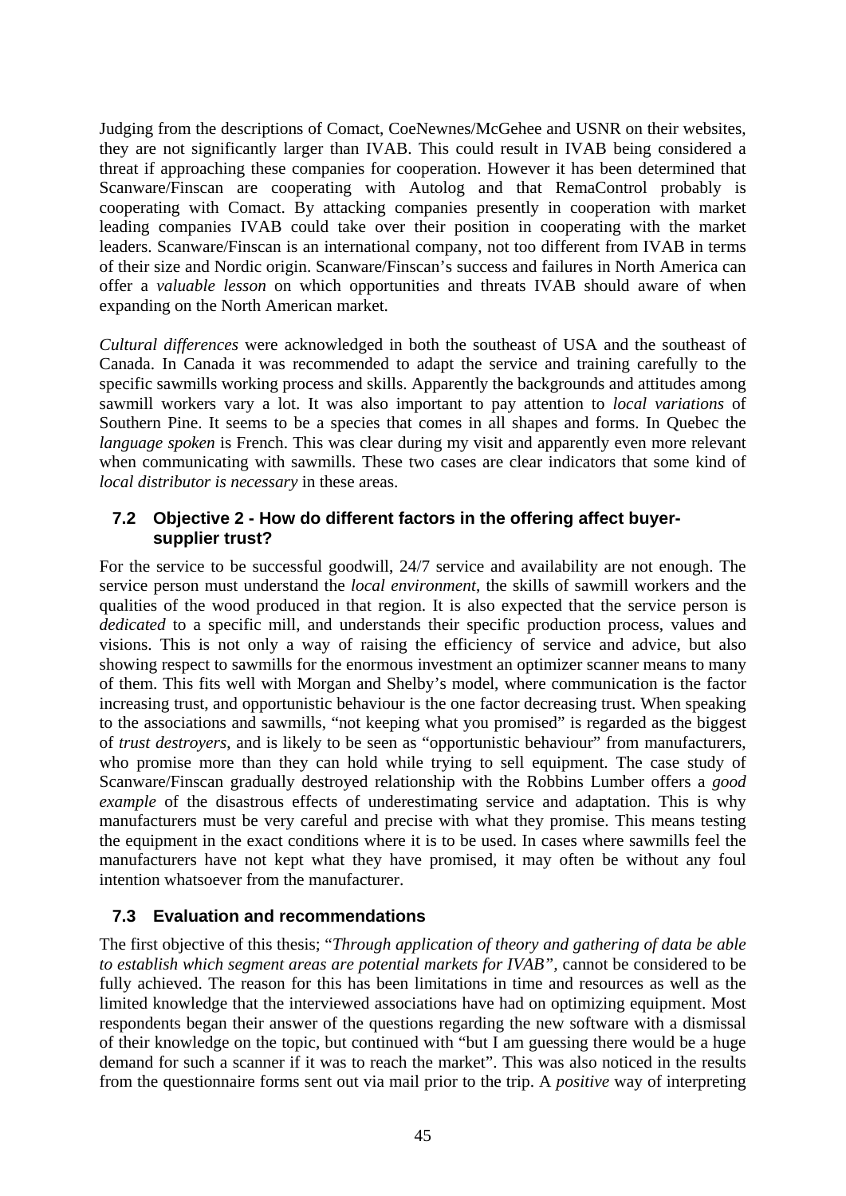Judging from the descriptions of Comact, CoeNewnes/McGehee and USNR on their websites, they are not significantly larger than IVAB. This could result in IVAB being considered a threat if approaching these companies for cooperation. However it has been determined that Scanware/Finscan are cooperating with Autolog and that RemaControl probably is cooperating with Comact. By attacking companies presently in cooperation with market leading companies IVAB could take over their position in cooperating with the market leaders. Scanware/Finscan is an international company, not too different from IVAB in terms of their size and Nordic origin. Scanware/Finscan's success and failures in North America can offer a *valuable lesson* on which opportunities and threats IVAB should aware of when expanding on the North American market.

*Cultural differences* were acknowledged in both the southeast of USA and the southeast of Canada. In Canada it was recommended to adapt the service and training carefully to the specific sawmills working process and skills. Apparently the backgrounds and attitudes among sawmill workers vary a lot. It was also important to pay attention to *local variations* of Southern Pine. It seems to be a species that comes in all shapes and forms. In Quebec the *language spoken* is French. This was clear during my visit and apparently even more relevant when communicating with sawmills. These two cases are clear indicators that some kind of *local distributor is necessary* in these areas.

### 7.2 Objective 2 - How do different factors in the offering affect buyer-supplier trust?

For the service to be successful goodwill, 24/7 service and availability are not enough. The service person must understand the *local environment*, the skills of sawmill workers and the qualities of the wood produced in that region. It is also expected that the service person is *dedicated* to a specific mill, and understands their specific production process, values and visions. This is not only a way of raising the efficiency of service and advice, but also showing respect to sawmills for the enormous investment an optimizer scanner means to many of them. This fits well with Morgan and Shelby's model, where communication is the factor increasing trust, and opportunistic behaviour is the one factor decreasing trust. When speaking to the associations and sawmills, "not keeping what you promised" is regarded as the biggest of *trust destroyers*, and is likely to be seen as "opportunistic behaviour" from manufacturers, who promise more than they can hold while trying to sell equipment. The case study of Scanware/Finscan gradually destroyed relationship with the Robbins Lumber offers a *good example* of the disastrous effects of underestimating service and adaptation. This is why manufacturers must be very careful and precise with what they promise. This means testing the equipment in the exact conditions where it is to be used. In cases where sawmills feel the manufacturers have not kept what they have promised, it may often be without any foul intention whatsoever from the manufacturer.

### 7.3 Evaluation and recommendations

The first objective of this thesis; "*Through application of theory and gathering of data be able to establish which segment areas are potential markets for IVAB"*, cannot be considered to be fully achieved. The reason for this has been limitations in time and resources as well as the limited knowledge that the interviewed associations have had on optimizing equipment. Most respondents began their answer of the questions regarding the new software with a dismissal of their knowledge on the topic, but continued with "but I am guessing there would be a huge demand for such a scanner if it was to reach the market". This was also noticed in the results from the questionnaire forms sent out via mail prior to the trip. A *positive* way of interpreting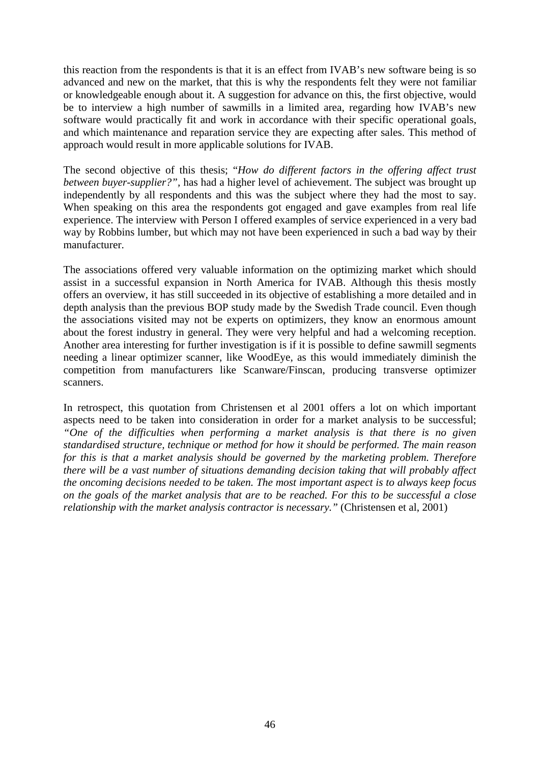this reaction from the respondents is that it is an effect from IVAB's new software being is so advanced and new on the market, that this is why the respondents felt they were not familiar or knowledgeable enough about it. A suggestion for advance on this, the first objective, would be to interview a high number of sawmills in a limited area, regarding how IVAB's new software would practically fit and work in accordance with their specific operational goals, and which maintenance and reparation service they are expecting after sales. This method of approach would result in more applicable solutions for IVAB.

The second objective of this thesis; "*How do different factors in the offering affect trust between buyer-supplier?*", has had a higher level of achievement. The subject was brought up independently by all respondents and this was the subject where they had the most to say. When speaking on this area the respondents got engaged and gave examples from real life experience. The interview with Person I offered examples of service experienced in a very bad way by Robbins lumber, but which may not have been experienced in such a bad way by their manufacturer.

The associations offered very valuable information on the optimizing market which should assist in a successful expansion in North America for IVAB. Although this thesis mostly offers an overview, it has still succeeded in its objective of establishing a more detailed and in depth analysis than the previous BOP study made by the Swedish Trade council. Even though the associations visited may not be experts on optimizers, they know an enormous amount about the forest industry in general. They were very helpful and had a welcoming reception. Another area interesting for further investigation is if it is possible to define sawmill segments needing a linear optimizer scanner, like WoodEye, as this would immediately diminish the competition from manufacturers like Scanware/Finscan, producing transverse optimizer scanners.

In retrospect, this quotation from Christensen et al 2001 offers a lot on which important aspects need to be taken into consideration in order for a market analysis to be successful; *"One of the difficulties when performing a market analysis is that there is no given standardised structure, technique or method for how it should be performed. The main reason for this is that a market analysis should be governed by the marketing problem. Therefore there will be a vast number of situations demanding decision taking that will probably affect the oncoming decisions needed to be taken. The most important aspect is to always keep focus on the goals of the market analysis that are to be reached. For this to be successful a close relationship with the market analysis contractor is necessary."* (Christensen et al, 2001)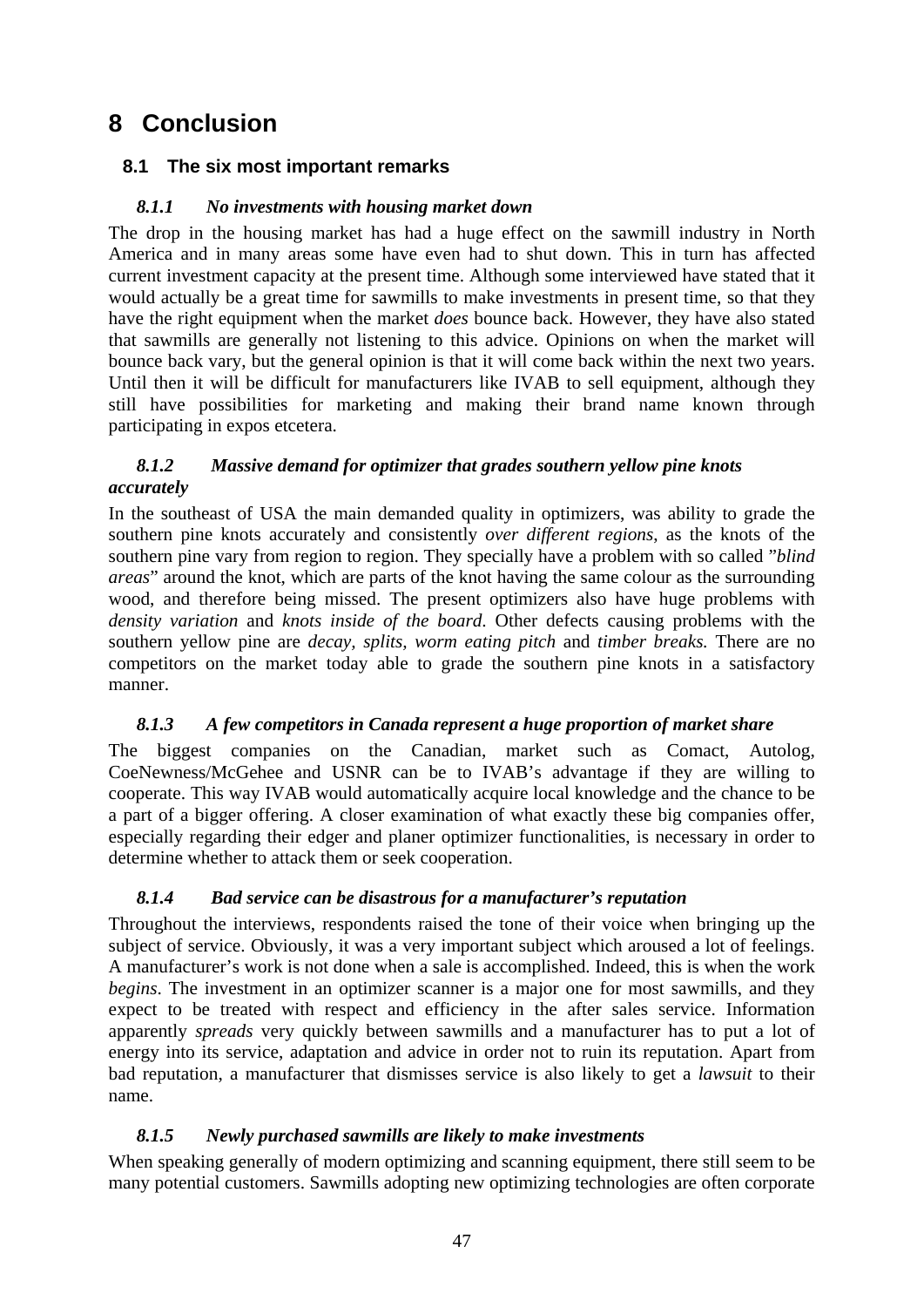# 8 Conclusion

## 8.1 The six most important remarks

### *8.1.1 No investments with housing market down*

The drop in the housing market has had a huge effect on the sawmill industry in North America and in many areas some have even had to shut down. This in turn has affected current investment capacity at the present time. Although some interviewed have stated that it would actually be a great time for sawmills to make investments in present time, so that they have the right equipment when the market *does* bounce back. However, they have also stated that sawmills are generally not listening to this advice. Opinions on when the market will bounce back vary, but the general opinion is that it will come back within the next two years. Until then it will be difficult for manufacturers like IVAB to sell equipment, although they still have possibilities for marketing and making their brand name known through participating in expos etcetera.

### *8.1.2 Massive demand for optimizer that grades southern yellow pine knots accurately*

In the southeast of USA the main demanded quality in optimizers, was ability to grade the southern pine knots accurately and consistently *over different regions*, as the knots of the southern pine vary from region to region. They specially have a problem with so called "*blind areas*" around the knot, which are parts of the knot having the same colour as the surrounding wood, and therefore being missed. The present optimizers also have huge problems with *density variation* and *knots inside of the board*. Other defects causing problems with the southern yellow pine are *decay, splits, worm eating pitch* and *timber breaks.* There are no competitors on the market today able to grade the southern pine knots in a satisfactory manner.

### *8.1.3 A few competitors in Canada represent a huge proportion of market share*

The biggest companies on the Canadian, market such as Comact, Autolog, CoeNewness/McGehee and USNR can be to IVAB's advantage if they are willing to cooperate. This way IVAB would automatically acquire local knowledge and the chance to be a part of a bigger offering. A closer examination of what exactly these big companies offer, especially regarding their edger and planer optimizer functionalities, is necessary in order to determine whether to attack them or seek cooperation.

### *8.1.4 Bad service can be disastrous for a manufacturer's reputation*

Throughout the interviews, respondents raised the tone of their voice when bringing up the subject of service. Obviously, it was a very important subject which aroused a lot of feelings. A manufacturer's work is not done when a sale is accomplished. Indeed, this is when the work *begins*. The investment in an optimizer scanner is a major one for most sawmills, and they expect to be treated with respect and efficiency in the after sales service. Information apparently *spreads* very quickly between sawmills and a manufacturer has to put a lot of energy into its service, adaptation and advice in order not to ruin its reputation. Apart from bad reputation, a manufacturer that dismisses service is also likely to get a *lawsuit* to their name.

### *8.1.5 Newly purchased sawmills are likely to make investments*

When speaking generally of modern optimizing and scanning equipment, there still seem to be many potential customers. Sawmills adopting new optimizing technologies are often corporate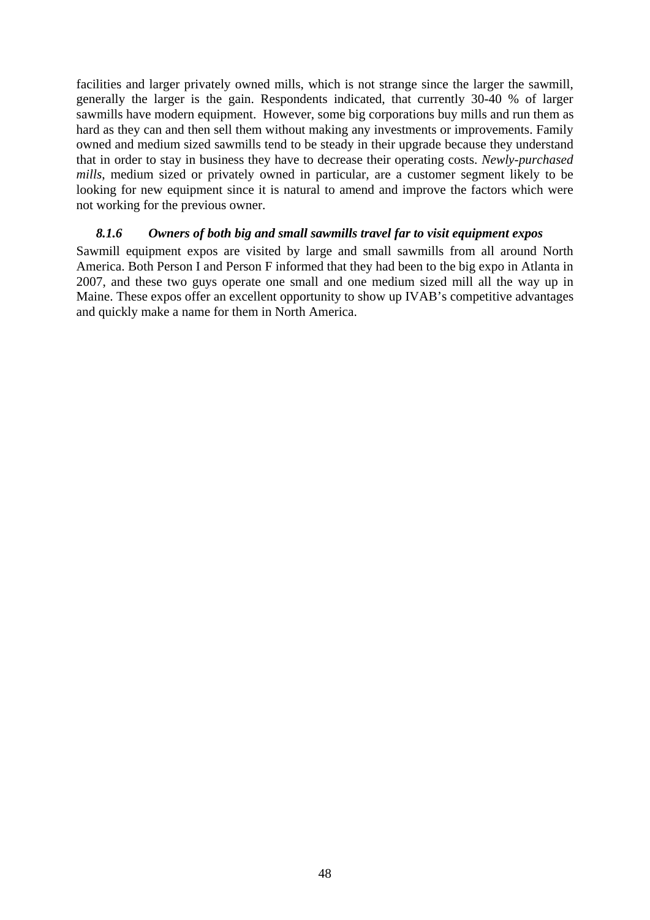facilities and larger privately owned mills, which is not strange since the larger the sawmill, generally the larger is the gain. Respondents indicated, that currently 30-40 % of larger sawmills have modern equipment. However, some big corporations buy mills and run them as hard as they can and then sell them without making any investments or improvements. Family owned and medium sized sawmills tend to be steady in their upgrade because they understand that in order to stay in business they have to decrease their operating costs. *Newly-purchased mills*, medium sized or privately owned in particular, are a customer segment likely to be looking for new equipment since it is natural to amend and improve the factors which were not working for the previous owner.

### *8.1.6 Owners of both big and small sawmills travel far to visit equipment expos*

Sawmill equipment expos are visited by large and small sawmills from all around North America. Both Person I and Person F informed that they had been to the big expo in Atlanta in 2007, and these two guys operate one small and one medium sized mill all the way up in Maine. These expos offer an excellent opportunity to show up IVAB's competitive advantages and quickly make a name for them in North America.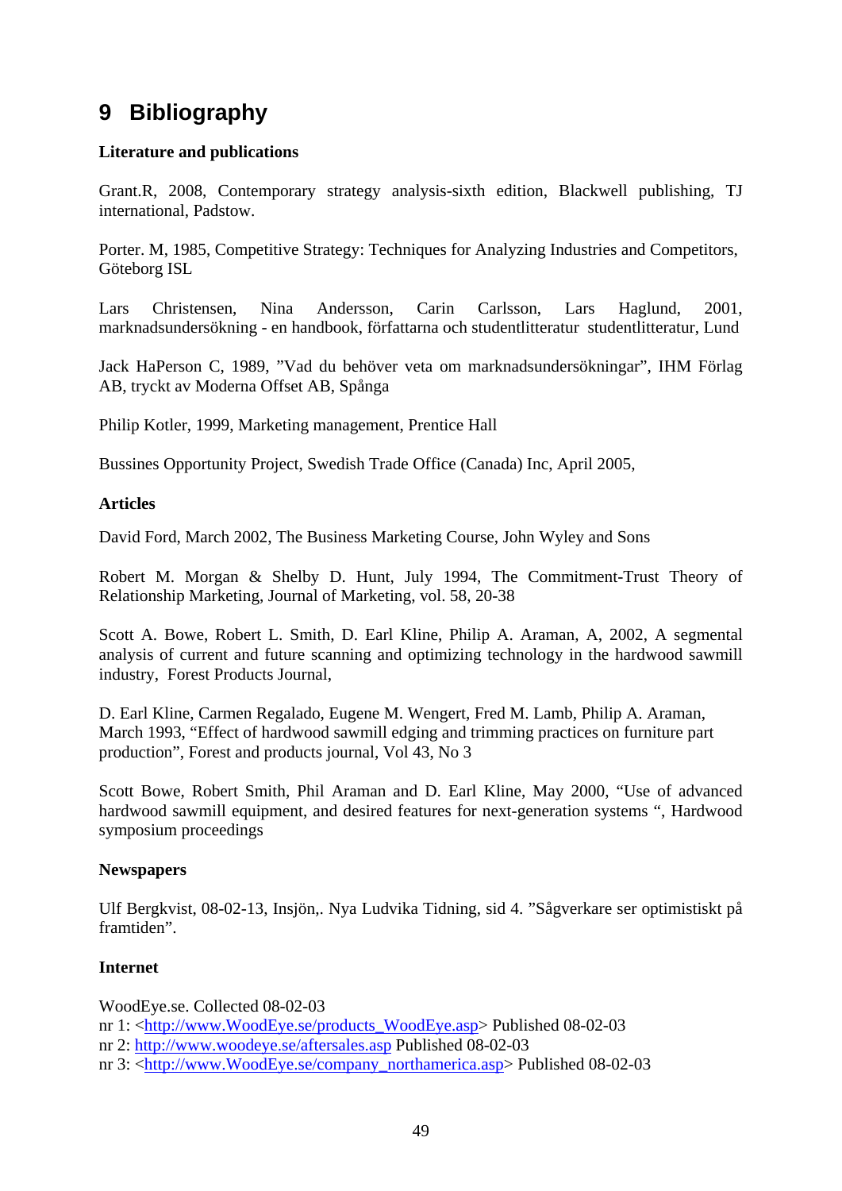# 9 Bibliography

**Literature and publications**

Grant.R, 2008, Contemporary strategy analysis-sixth edition, Blackwell publishing, TJ international, Padstow.

Porter. M, 1985, Competitive Strategy: Techniques for Analyzing Industries and Competitors, Göteborg ISL

Lars Christensen, Nina Andersson, Carin Carlsson, Lars Haglund, 2001, marknadsundersökning - en handbook, författarna och studentlitteratur studentlitteratur, Lund

Jack HaPerson C, 1989, "Vad du behöver veta om marknadsundersökningar", IHM Förlag AB, tryckt av Moderna Offset AB, Spånga

Philip Kotler, 1999, Marketing management, Prentice Hall

Bussines Opportunity Project, Swedish Trade Office (Canada) Inc, April 2005,

**Articles**

David Ford, March 2002, The Business Marketing Course, John Wyley and Sons

Robert M. Morgan & Shelby D. Hunt, July 1994, The Commitment-Trust Theory of Relationship Marketing, Journal of Marketing, vol. 58, 20-38

Scott A. Bowe, Robert L. Smith, D. Earl Kline, Philip A. Araman, A, 2002, A segmental analysis of current and future scanning and optimizing technology in the hardwood sawmill industry, Forest Products Journal,

D. Earl Kline, Carmen Regalado, Eugene M. Wengert, Fred M. Lamb, Philip A. Araman, March 1993, "Effect of hardwood sawmill edging and trimming practices on furniture part production", Forest and products journal, Vol 43, No 3

Scott Bowe, Robert Smith, Phil Araman and D. Earl Kline, May 2000, "Use of advanced hardwood sawmill equipment, and desired features for next-generation systems ", Hardwood symposium proceedings

**Newspapers**

Ulf Bergkvist, 08-02-13, Insjön,. Nya Ludvika Tidning, sid 4. "Sågverkare ser optimistiskt på framtiden".

**Internet**

WoodEye.se. Collected 08-02-03
nr 1: <http://www.WoodEye.se/products_WoodEye.asp> Published 08-02-03
nr 2: http://www.woodeye.se/aftersales.asp Published 08-02-03
nr 3: <http://www.WoodEye.se/company_northamerica.asp> Published 08-02-03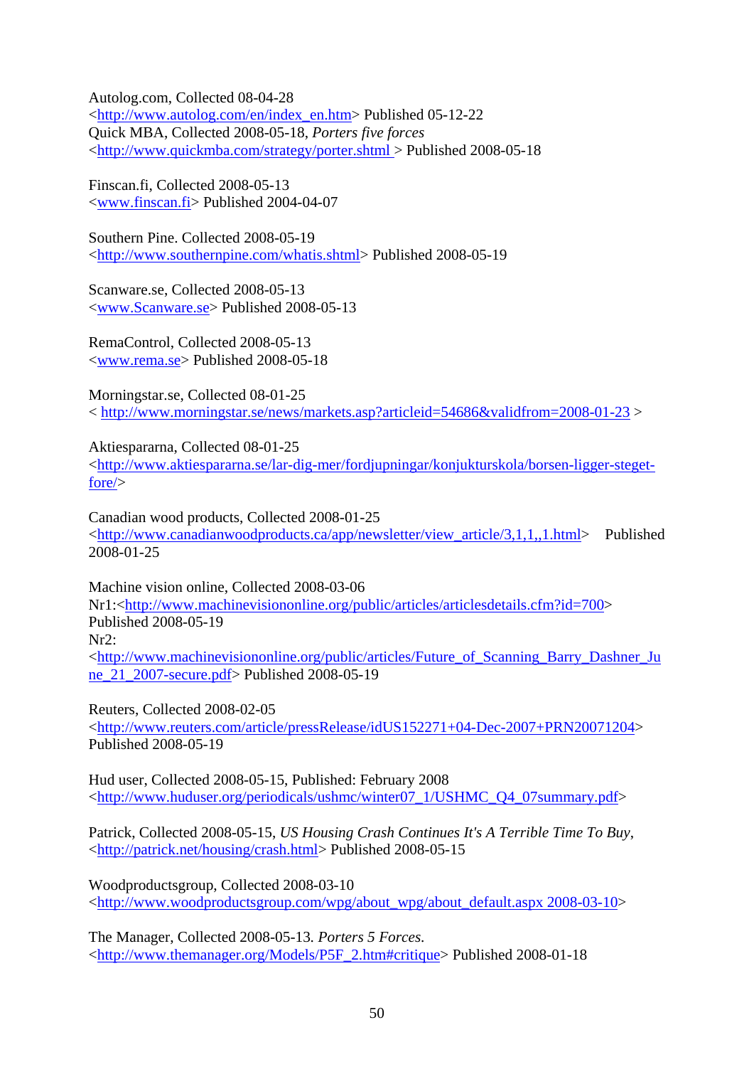Autolog.com, Collected 08-04-28
<http://www.autolog.com/en/index_en.htm> Published 05-12-22
Quick MBA, Collected 2008-05-18, *Porters five forces*
<http://www.quickmba.com/strategy/porter.shtml > Published 2008-05-18

Finscan.fi, Collected 2008-05-13
<www.finscan.fi> Published 2004-04-07

Southern Pine. Collected 2008-05-19
<http://www.southernpine.com/whatis.shtml> Published 2008-05-19

Scanware.se, Collected 2008-05-13
<www.Scanware.se> Published 2008-05-13

RemaControl, Collected 2008-05-13
<www.rema.se> Published 2008-05-18

Morningstar.se, Collected 08-01-25
< http://www.morningstar.se/news/markets.asp?articleid=54686&validfrom=2008-01-23 >

Aktiespararna, Collected 08-01-25
<http://www.aktiespararna.se/lar-dig-mer/fordjupningar/konjukturskola/borsen-ligger-steget-fore/>

Canadian wood products, Collected 2008-01-25
<http://www.canadianwoodproducts.ca/app/newsletter/view_article/3,1,1,,1.html> Published 2008-01-25

Machine vision online, Collected 2008-03-06
Nr1:<http://www.machinevisiononline.org/public/articles/articlesdetails.cfm?id=700>
Published 2008-05-19
Nr2:
<http://www.machinevisiononline.org/public/articles/Future_of_Scanning_Barry_Dashner_June_21_2007-secure.pdf> Published 2008-05-19

Reuters, Collected 2008-02-05
<http://www.reuters.com/article/pressRelease/idUS152271+04-Dec-2007+PRN20071204>
Published 2008-05-19

Hud user, Collected 2008-05-15, Published: February 2008
<http://www.huduser.org/periodicals/ushmc/winter07_1/USHMC_Q4_07summary.pdf>

Patrick, Collected 2008-05-15, *US Housing Crash Continues It's A Terrible Time To Buy*,
<http://patrick.net/housing/crash.html> Published 2008-05-15

Woodproductsgroup, Collected 2008-03-10
<http://www.woodproductsgroup.com/wpg/about_wpg/about_default.aspx 2008-03-10>

The Manager, Collected 2008-05-13. *Porters 5 Forces.*
<http://www.themanager.org/Models/P5F_2.htm#critique> Published 2008-01-18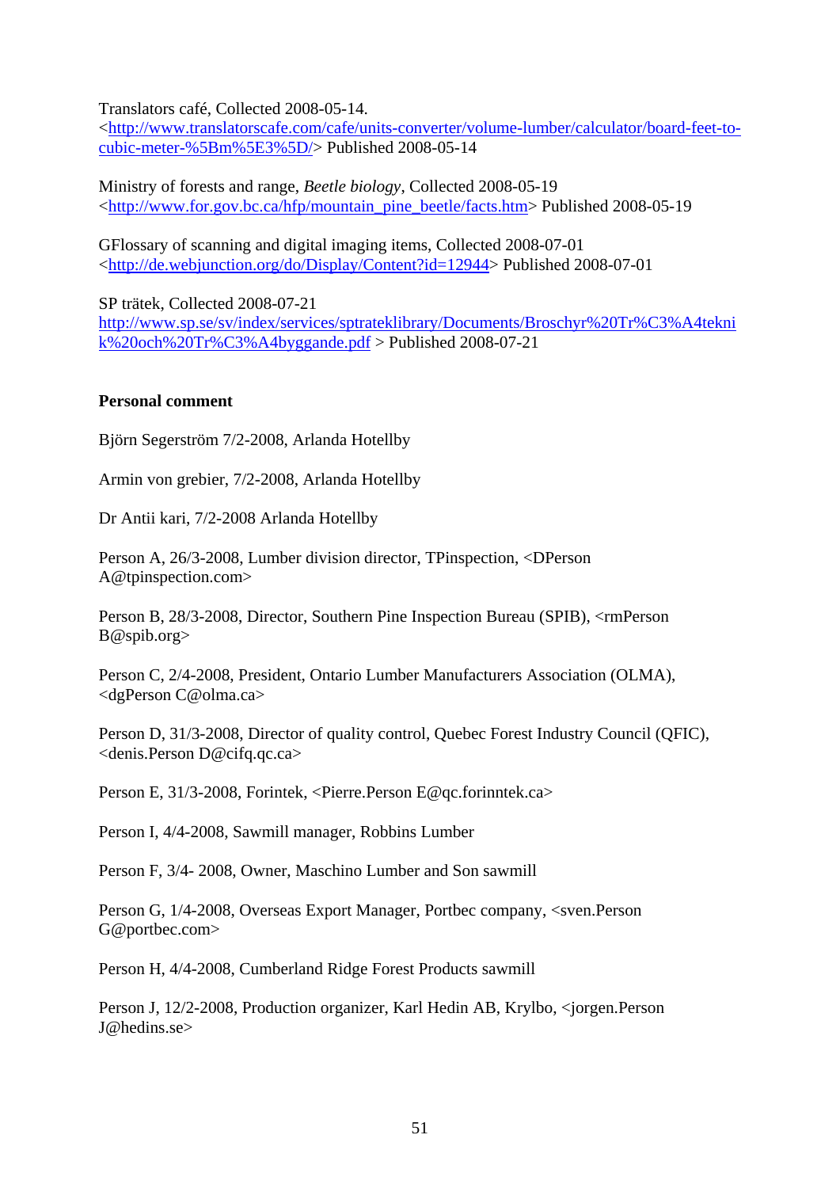Translators café, Collected 2008-05-14.
<http://www.translatorscafe.com/cafe/units-converter/volume-lumber/calculator/board-feet-to-cubic-meter-%5Bm%5E3%5D/> Published 2008-05-14

Ministry of forests and range, *Beetle biology*, Collected 2008-05-19
<http://www.for.gov.bc.ca/hfp/mountain_pine_beetle/facts.htm> Published 2008-05-19

GFlossary of scanning and digital imaging items, Collected 2008-07-01
<http://de.webjunction.org/do/Display/Content?id=12944> Published 2008-07-01

SP trätek, Collected 2008-07-21
http://www.sp.se/sv/index/services/sptrateklibrary/Documents/Broschyr%20Tr%C3%A4teknik%20och%20Tr%C3%A4byggande.pdf > Published 2008-07-21

**Personal comment**

Björn Segerström 7/2-2008, Arlanda Hotellby

Armin von grebier, 7/2-2008, Arlanda Hotellby

Dr Antii kari, 7/2-2008 Arlanda Hotellby

Person A, 26/3-2008, Lumber division director, TPinspection, <DPerson A@tpinspection.com>

Person B, 28/3-2008, Director, Southern Pine Inspection Bureau (SPIB), <rmPerson B@spib.org>

Person C, 2/4-2008, President, Ontario Lumber Manufacturers Association (OLMA), <dgPerson C@olma.ca>

Person D, 31/3-2008, Director of quality control, Quebec Forest Industry Council (QFIC), <denis.Person D@cifq.qc.ca>

Person E, 31/3-2008, Forintek, <Pierre.Person E@qc.forinntek.ca>

Person I, 4/4-2008, Sawmill manager, Robbins Lumber

Person F, 3/4- 2008, Owner, Maschino Lumber and Son sawmill

Person G, 1/4-2008, Overseas Export Manager, Portbec company, <sven.Person G@portbec.com>

Person H, 4/4-2008, Cumberland Ridge Forest Products sawmill

Person J, 12/2-2008, Production organizer, Karl Hedin AB, Krylbo, <jorgen.Person J@hedins.se>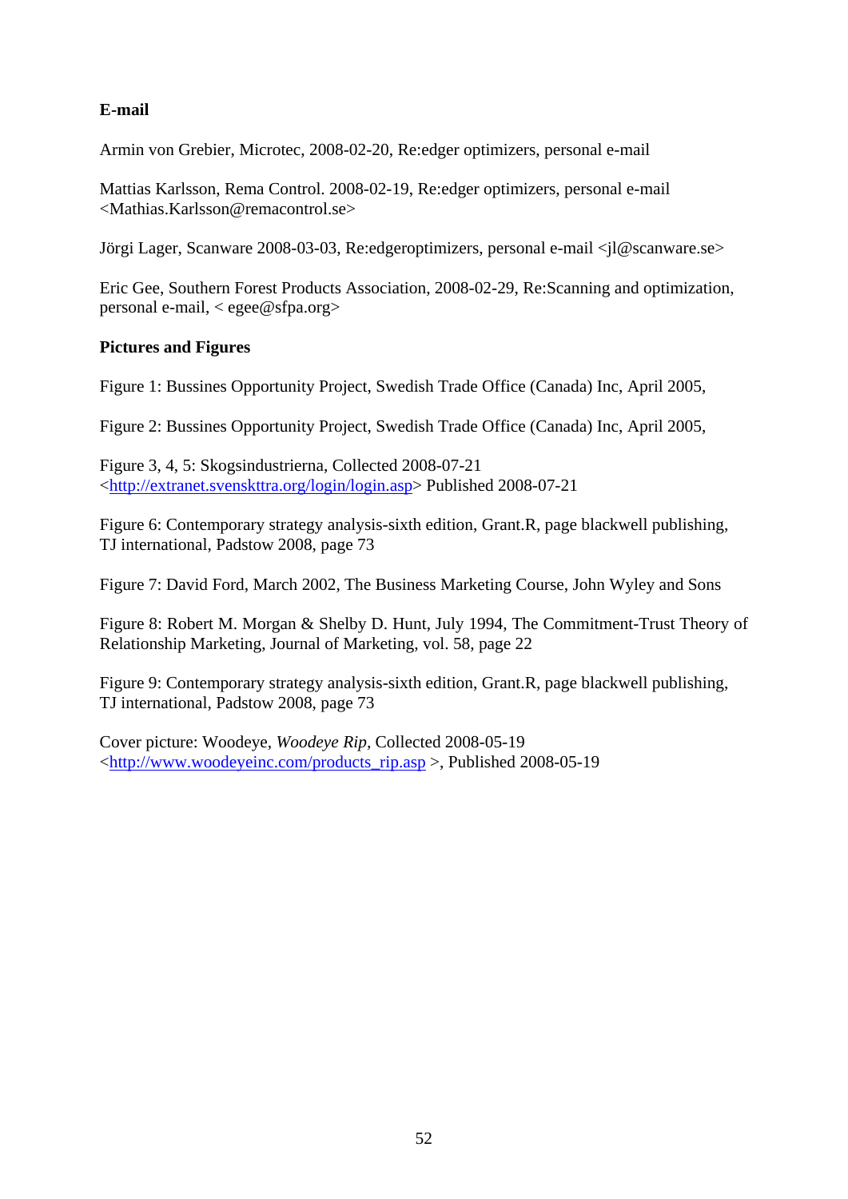**E-mail**

Armin von Grebier, Microtec, 2008-02-20, Re:edger optimizers, personal e-mail

Mattias Karlsson, Rema Control. 2008-02-19, Re:edger optimizers, personal e-mail <Mathias.Karlsson@remacontrol.se>

Jörgi Lager, Scanware 2008-03-03, Re:edgeroptimizers, personal e-mail <jl@scanware.se>

Eric Gee, Southern Forest Products Association, 2008-02-29, Re:Scanning and optimization, personal e-mail, < egee@sfpa.org>

**Pictures and Figures**

Figure 1: Bussines Opportunity Project, Swedish Trade Office (Canada) Inc, April 2005,

Figure 2: Bussines Opportunity Project, Swedish Trade Office (Canada) Inc, April 2005,

Figure 3, 4, 5: Skogsindustrierna, Collected 2008-07-21 <http://extranet.svensktta.org/login/login.asp> Published 2008-07-21

Figure 6: Contemporary strategy analysis-sixth edition, Grant.R, page blackwell publishing, TJ international, Padstow 2008, page 73

Figure 7: David Ford, March 2002, The Business Marketing Course, John Wyley and Sons

Figure 8: Robert M. Morgan & Shelby D. Hunt, July 1994, The Commitment-Trust Theory of Relationship Marketing, Journal of Marketing, vol. 58, page 22

Figure 9: Contemporary strategy analysis-sixth edition, Grant.R, page blackwell publishing, TJ international, Padstow 2008, page 73

Cover picture: Woodeye, *Woodeye Rip*, Collected 2008-05-19 <http://www.woodeyeinc.com/products_rip.asp >, Published 2008-05-19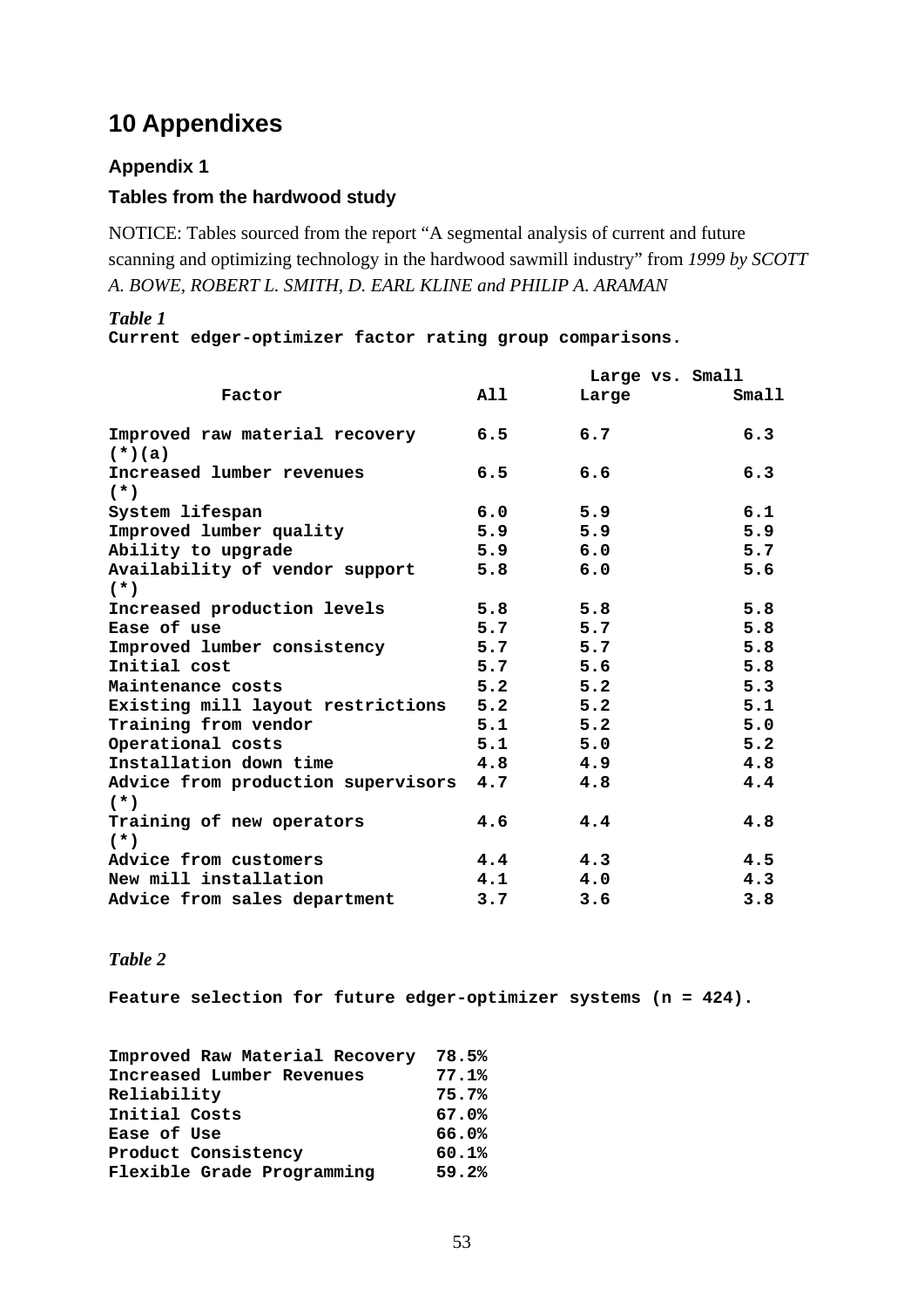# 10 Appendixes

### Appendix 1

### Tables from the hardwood study

NOTICE: Tables sourced from the report "A segmental analysis of current and future scanning and optimizing technology in the hardwood sawmill industry" from *1999 by SCOTT A. BOWE, ROBERT L. SMITH, D. EARL KLINE and PHILIP A. ARAMAN*

*Table 1*

**Current edger-optimizer factor rating group comparisons.**

| Factor | All | Large vs. Small | |
|---|---|---|---|
| | | Large | Small |
| Improved raw material recovery (*)(a) | 6.5 | 6.7 | 6.3 |
| Increased lumber revenues (*) | 6.5 | 6.6 | 6.3 |
| System lifespan | 6.0 | 5.9 | 6.1 |
| Improved lumber quality | 5.9 | 5.9 | 5.9 |
| Ability to upgrade | 5.9 | 6.0 | 5.7 |
| Availability of vendor support (*) | 5.8 | 6.0 | 5.6 |
| Increased production levels | 5.8 | 5.8 | 5.8 |
| Ease of use | 5.7 | 5.7 | 5.8 |
| Improved lumber consistency | 5.7 | 5.7 | 5.8 |
| Initial cost | 5.7 | 5.6 | 5.8 |
| Maintenance costs | 5.2 | 5.2 | 5.3 |
| Existing mill layout restrictions | 5.2 | 5.2 | 5.1 |
| Training from vendor | 5.1 | 5.2 | 5.0 |
| Operational costs | 5.1 | 5.0 | 5.2 |
| Installation down time | 4.8 | 4.9 | 4.8 |
| Advice from production supervisors (*) | 4.7 | 4.8 | 4.4 |
| Training of new operators (*) | 4.6 | 4.4 | 4.8 |
| Advice from customers | 4.4 | 4.3 | 4.5 |
| New mill installation | 4.1 | 4.0 | 4.3 |
| Advice from sales department | 3.7 | 3.6 | 3.8 |

*Table 2*

**Feature selection for future edger-optimizer systems (n = 424).**

| Feature | % |
|---|---|
| Improved Raw Material Recovery | 78.5% |
| Increased Lumber Revenues | 77.1% |
| Reliability | 75.7% |
| Initial Costs | 67.0% |
| Ease of Use | 66.0% |
| Product Consistency | 60.1% |
| Flexible Grade Programming | 59.2% |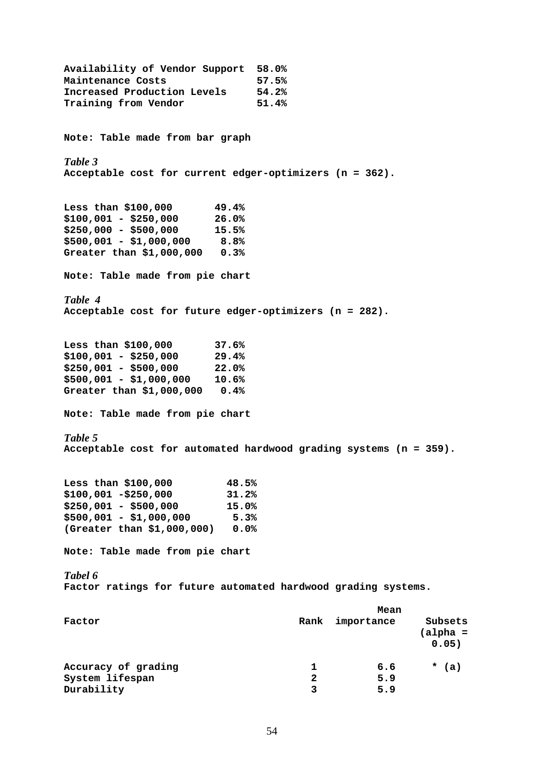| | |
|---|---|
| Availability of Vendor Support | 58.0% |
| Maintenance Costs | 57.5% |
| Increased Production Levels | 54.2% |
| Training from Vendor | 51.4% |

**Note: Table made from bar graph**

*Table 3*
**Acceptable cost for current edger-optimizers (n = 362).**

| | |
|---|---|
| Less than $100,000 | 49.4% |
| $100,001 - $250,000 | 26.0% |
| $250,000 - $500,000 | 15.5% |
| $500,001 - $1,000,000 | 8.8% |
| Greater than $1,000,000 | 0.3% |

**Note: Table made from pie chart**

*Table 4*
**Acceptable cost for future edger-optimizers (n = 282).**

| | |
|---|---|
| Less than $100,000 | 37.6% |
| $100,001 - $250,000 | 29.4% |
| $250,001 - $500,000 | 22.0% |
| $500,001 - $1,000,000 | 10.6% |
| Greater than $1,000,000 | 0.4% |

**Note: Table made from pie chart**

*Table 5*
**Acceptable cost for automated hardwood grading systems (n = 359).**

| | |
|---|---|
| Less than $100,000 | 48.5% |
| $100,001 -$250,000 | 31.2% |
| $250,001 - $500,000 | 15.0% |
| $500,001 - $1,000,000 | 5.3% |
| (Greater than $1,000,000) | 0.0% |

**Note: Table made from pie chart**

*Tabel 6*
**Factor ratings for future automated hardwood grading systems.**

| Factor | Rank | Mean importance | Subsets (alpha = 0.05) |
|---|---|---|---|
| Accuracy of grading | 1 | 6.6 | * (a) |
| System lifespan | 2 | 5.9 | |
| Durability | 3 | 5.9 | |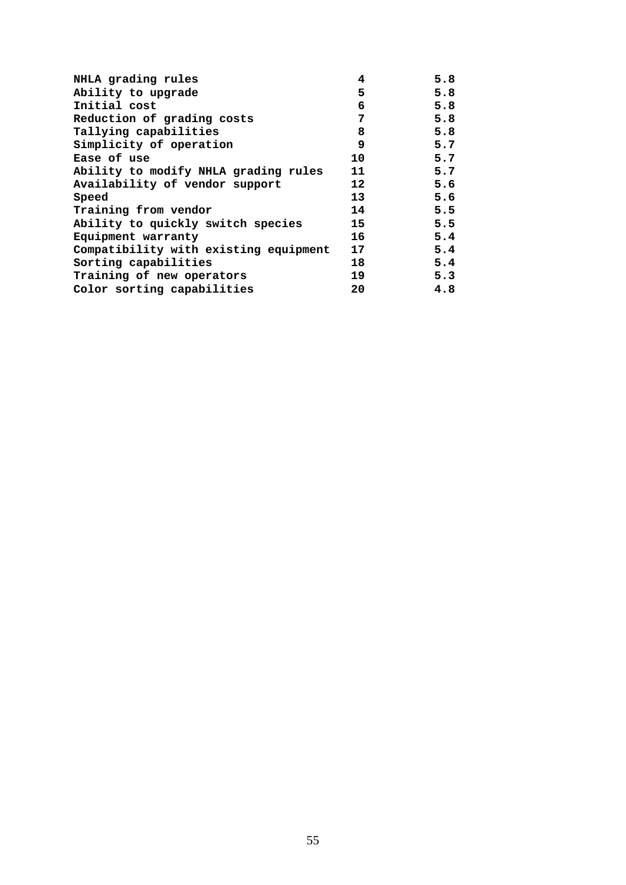| | | |
|---|---|---|
| NHLA grading rules | 4 | 5.8 |
| Ability to upgrade | 5 | 5.8 |
| Initial cost | 6 | 5.8 |
| Reduction of grading costs | 7 | 5.8 |
| Tallying capabilities | 8 | 5.8 |
| Simplicity of operation | 9 | 5.7 |
| Ease of use | 10 | 5.7 |
| Ability to modify NHLA grading rules | 11 | 5.7 |
| Availability of vendor support | 12 | 5.6 |
| Speed | 13 | 5.6 |
| Training from vendor | 14 | 5.5 |
| Ability to quickly switch species | 15 | 5.5 |
| Equipment warranty | 16 | 5.4 |
| Compatibility with existing equipment | 17 | 5.4 |
| Sorting capabilities | 18 | 5.4 |
| Training of new operators | 19 | 5.3 |
| Color sorting capabilities | 20 | 4.8 |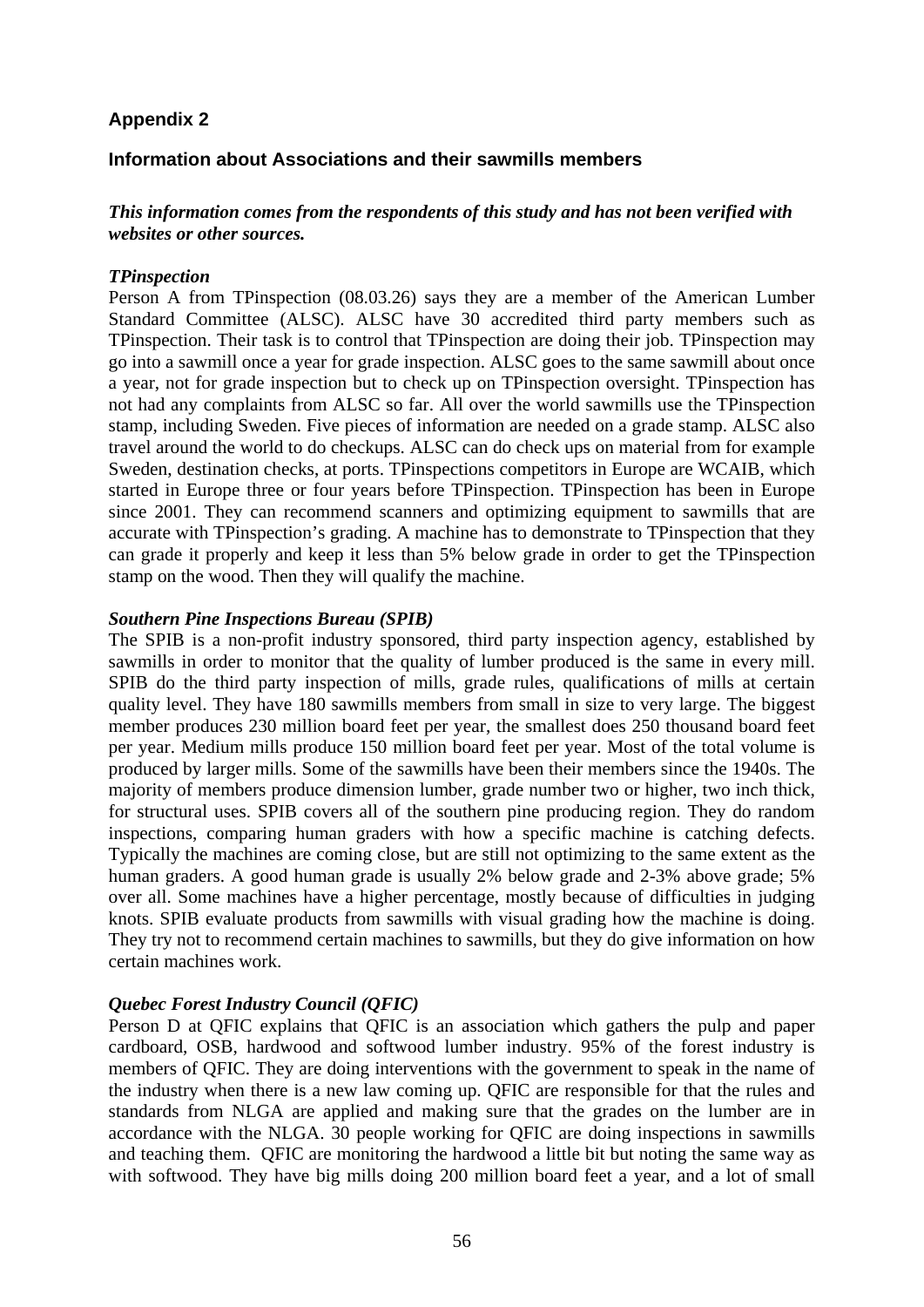## Appendix 2

## Information about Associations and their sawmills members

***This information comes from the respondents of this study and has not been verified with websites or other sources.***

***TPinspection***

Person A from TPinspection (08.03.26) says they are a member of the American Lumber Standard Committee (ALSC). ALSC have 30 accredited third party members such as TPinspection. Their task is to control that TPinspection are doing their job. TPinspection may go into a sawmill once a year for grade inspection. ALSC goes to the same sawmill about once a year, not for grade inspection but to check up on TPinspection oversight. TPinspection has not had any complaints from ALSC so far. All over the world sawmills use the TPinspection stamp, including Sweden. Five pieces of information are needed on a grade stamp. ALSC also travel around the world to do checkups. ALSC can do check ups on material from for example Sweden, destination checks, at ports. TPinspections competitors in Europe are WCAIB, which started in Europe three or four years before TPinspection. TPinspection has been in Europe since 2001. They can recommend scanners and optimizing equipment to sawmills that are accurate with TPinspection's grading. A machine has to demonstrate to TPinspection that they can grade it properly and keep it less than 5% below grade in order to get the TPinspection stamp on the wood. Then they will qualify the machine.

***Southern Pine Inspections Bureau (SPIB)***

The SPIB is a non-profit industry sponsored, third party inspection agency, established by sawmills in order to monitor that the quality of lumber produced is the same in every mill. SPIB do the third party inspection of mills, grade rules, qualifications of mills at certain quality level. They have 180 sawmills members from small in size to very large. The biggest member produces 230 million board feet per year, the smallest does 250 thousand board feet per year. Medium mills produce 150 million board feet per year. Most of the total volume is produced by larger mills. Some of the sawmills have been their members since the 1940s. The majority of members produce dimension lumber, grade number two or higher, two inch thick, for structural uses. SPIB covers all of the southern pine producing region. They do random inspections, comparing human graders with how a specific machine is catching defects. Typically the machines are coming close, but are still not optimizing to the same extent as the human graders. A good human grade is usually 2% below grade and 2-3% above grade; 5% over all. Some machines have a higher percentage, mostly because of difficulties in judging knots. SPIB evaluate products from sawmills with visual grading how the machine is doing. They try not to recommend certain machines to sawmills, but they do give information on how certain machines work.

***Quebec Forest Industry Council (QFIC)***

Person D at QFIC explains that QFIC is an association which gathers the pulp and paper cardboard, OSB, hardwood and softwood lumber industry. 95% of the forest industry is members of QFIC. They are doing interventions with the government to speak in the name of the industry when there is a new law coming up. QFIC are responsible for that the rules and standards from NLGA are applied and making sure that the grades on the lumber are in accordance with the NLGA. 30 people working for QFIC are doing inspections in sawmills and teaching them. QFIC are monitoring the hardwood a little bit but noting the same way as with softwood. They have big mills doing 200 million board feet a year, and a lot of small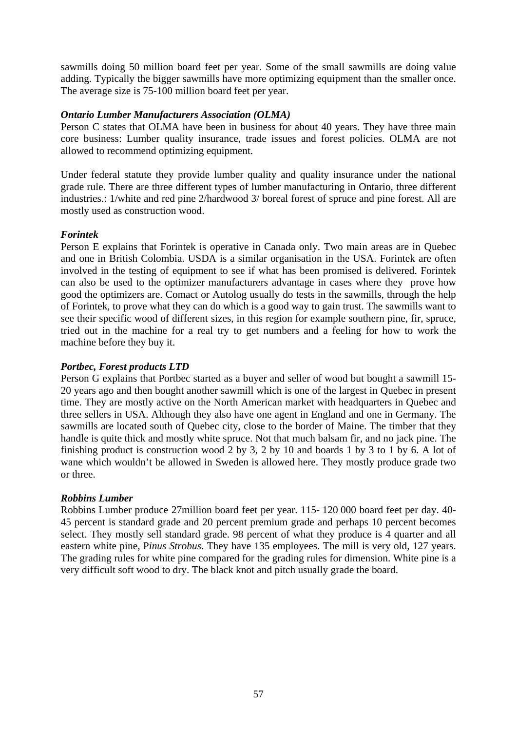sawmills doing 50 million board feet per year. Some of the small sawmills are doing value adding. Typically the bigger sawmills have more optimizing equipment than the smaller once. The average size is 75-100 million board feet per year.

***Ontario Lumber Manufacturers Association (OLMA)***

Person C states that OLMA have been in business for about 40 years. They have three main core business: Lumber quality insurance, trade issues and forest policies. OLMA are not allowed to recommend optimizing equipment.

Under federal statute they provide lumber quality and quality insurance under the national grade rule. There are three different types of lumber manufacturing in Ontario, three different industries.: 1/white and red pine 2/hardwood 3/ boreal forest of spruce and pine forest. All are mostly used as construction wood.

***Forintek***

Person E explains that Forintek is operative in Canada only. Two main areas are in Quebec and one in British Colombia. USDA is a similar organisation in the USA. Forintek are often involved in the testing of equipment to see if what has been promised is delivered. Forintek can also be used to the optimizer manufacturers advantage in cases where they prove how good the optimizers are. Comact or Autolog usually do tests in the sawmills, through the help of Forintek, to prove what they can do which is a good way to gain trust. The sawmills want to see their specific wood of different sizes, in this region for example southern pine, fir, spruce, tried out in the machine for a real try to get numbers and a feeling for how to work the machine before they buy it.

***Portbec, Forest products LTD***

Person G explains that Portbec started as a buyer and seller of wood but bought a sawmill 15-20 years ago and then bought another sawmill which is one of the largest in Quebec in present time. They are mostly active on the North American market with headquarters in Quebec and three sellers in USA. Although they also have one agent in England and one in Germany. The sawmills are located south of Quebec city, close to the border of Maine. The timber that they handle is quite thick and mostly white spruce. Not that much balsam fir, and no jack pine. The finishing product is construction wood 2 by 3, 2 by 10 and boards 1 by 3 to 1 by 6. A lot of wane which wouldn't be allowed in Sweden is allowed here. They mostly produce grade two or three.

***Robbins Lumber***

Robbins Lumber produce 27million board feet per year. 115- 120 000 board feet per day. 40-45 percent is standard grade and 20 percent premium grade and perhaps 10 percent becomes select. They mostly sell standard grade. 98 percent of what they produce is 4 quarter and all eastern white pine, P*inus Strobus*. They have 135 employees. The mill is very old, 127 years. The grading rules for white pine compared for the grading rules for dimension. White pine is a very difficult soft wood to dry. The black knot and pitch usually grade the board.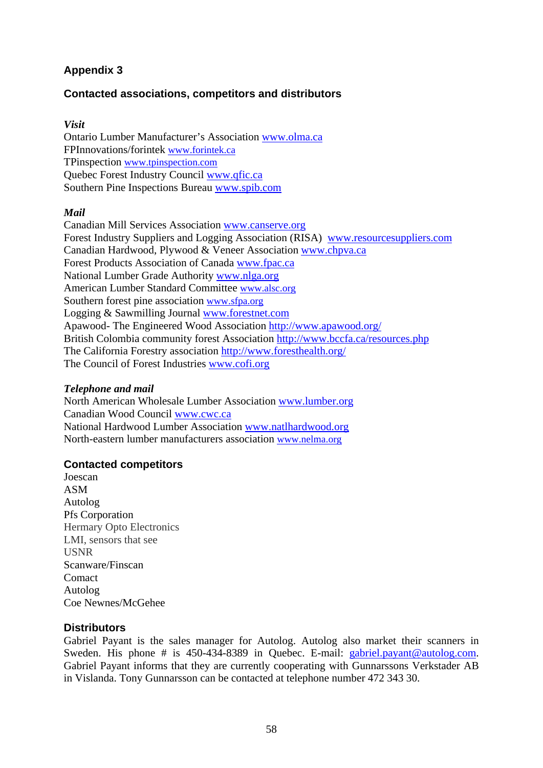## Appendix 3

### Contacted associations, competitors and distributors

***Visit***

Ontario Lumber Manufacturer's Association www.olma.ca
FPInnovations/forintek www.forintek.ca
TPinspection www.tpinspection.com
Quebec Forest Industry Council www.qfic.ca
Southern Pine Inspections Bureau www.spib.com

***Mail***

Canadian Mill Services Association www.canserve.org
Forest Industry Suppliers and Logging Association (RISA) www.resourcesuppliers.com
Canadian Hardwood, Plywood & Veneer Association www.chpva.ca
Forest Products Association of Canada www.fpac.ca
National Lumber Grade Authority www.nlga.org
American Lumber Standard Committee www.alsc.org
Southern forest pine association www.sfpa.org
Logging & Sawmilling Journal www.forestnet.com
Apawood- The Engineered Wood Association http://www.apawood.org/
British Colombia community forest Association http://www.bccfa.ca/resources.php
The California Forestry association http://www.foresthealth.org/
The Council of Forest Industries www.cofi.org

***Telephone and mail***

North American Wholesale Lumber Association www.lumber.org
Canadian Wood Council www.cwc.ca
National Hardwood Lumber Association www.natlhardwood.org
North-eastern lumber manufacturers association www.nelma.org

### Contacted competitors

Joescan
ASM
Autolog
Pfs Corporation
Hermary Opto Electronics
LMI, sensors that see
USNR
Scanware/Finscan
Comact
Autolog
Coe Newnes/McGehee

### Distributors

Gabriel Payant is the sales manager for Autolog. Autolog also market their scanners in Sweden. His phone # is 450-434-8389 in Quebec. E-mail: gabriel.payant@autolog.com. Gabriel Payant informs that they are currently cooperating with Gunnarssons Verkstader AB in Vislanda. Tony Gunnarsson can be contacted at telephone number 472 343 30.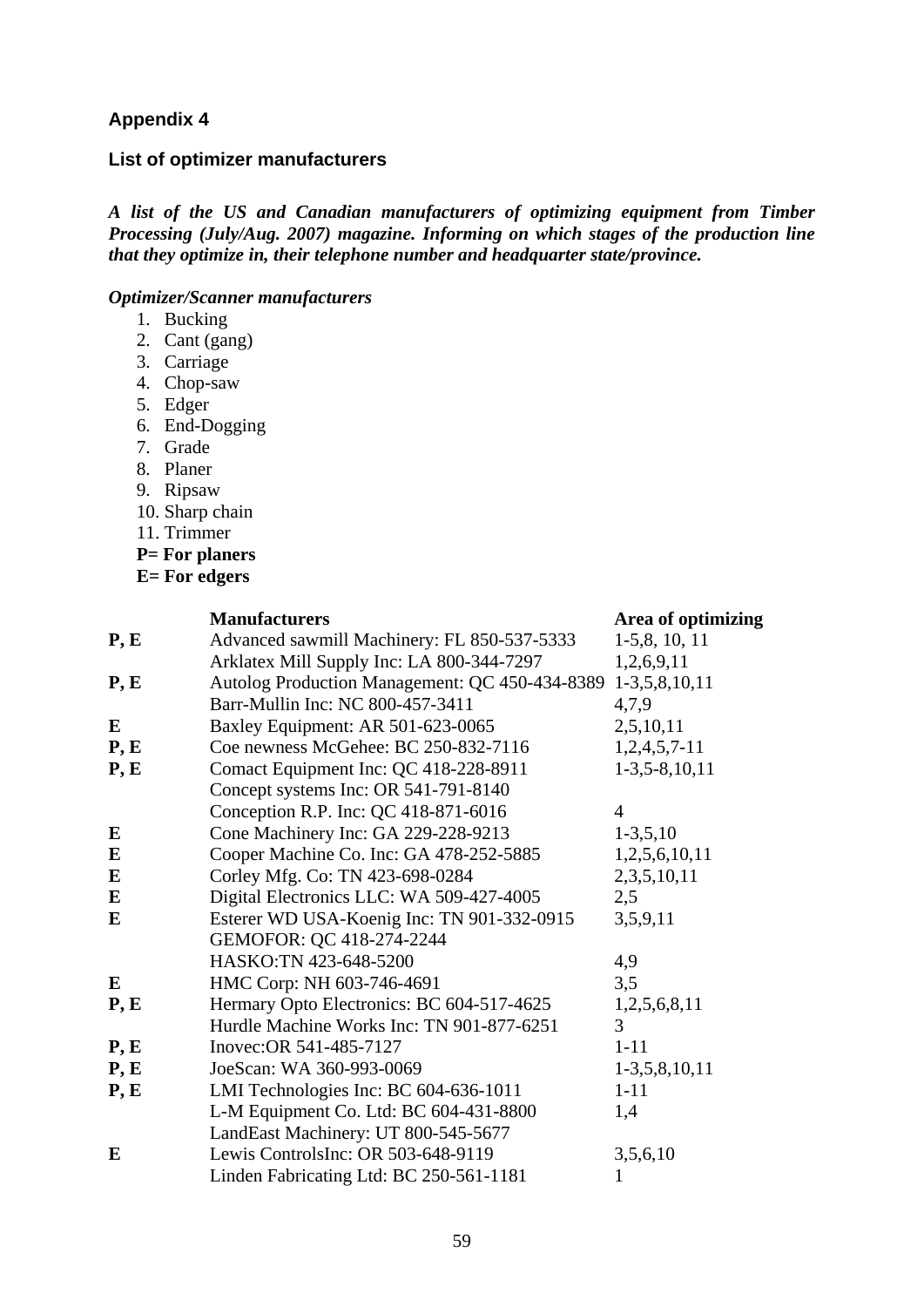## Appendix 4

### List of optimizer manufacturers

***A list of the US and Canadian manufacturers of optimizing equipment from Timber Processing (July/Aug. 2007) magazine. Informing on which stages of the production line that they optimize in, their telephone number and headquarter state/province.***

***Optimizer/Scanner manufacturers***

1. Bucking
2. Cant (gang)
3. Carriage
4. Chop-saw
5. Edger
6. End-Dogging
7. Grade
8. Planer
9. Ripsaw
10. Sharp chain
11. Trimmer

**P= For planers**
**E= For edgers**

| | **Manufacturers** | **Area of optimizing** |
|---|---|---|
| **P, E** | Advanced sawmill Machinery: FL 850-537-5333 | 1-5,8, 10, 11 |
| | Arklatex Mill Supply Inc: LA 800-344-7297 | 1,2,6,9,11 |
| **P, E** | Autolog Production Management: QC 450-434-8389 | 1-3,5,8,10,11 |
| | Barr-Mullin Inc: NC 800-457-3411 | 4,7,9 |
| **E** | Baxley Equipment: AR 501-623-0065 | 2,5,10,11 |
| **P, E** | Coe newness McGehee: BC 250-832-7116 | 1,2,4,5,7-11 |
| **P, E** | Comact Equipment Inc: QC 418-228-8911 | 1-3,5-8,10,11 |
| | Concept systems Inc: OR 541-791-8140 | |
| | Conception R.P. Inc: QC 418-871-6016 | 4 |
| **E** | Cone Machinery Inc: GA 229-228-9213 | 1-3,5,10 |
| **E** | Cooper Machine Co. Inc: GA 478-252-5885 | 1,2,5,6,10,11 |
| **E** | Corley Mfg. Co: TN 423-698-0284 | 2,3,5,10,11 |
| **E** | Digital Electronics LLC: WA 509-427-4005 | 2,5 |
| **E** | Esterer WD USA-Koenig Inc: TN 901-332-0915 | 3,5,9,11 |
| | GEMOFOR: QC 418-274-2244 | |
| | HASKO:TN 423-648-5200 | 4,9 |
| **E** | HMC Corp: NH 603-746-4691 | 3,5 |
| **P, E** | Hermary Opto Electronics: BC 604-517-4625 | 1,2,5,6,8,11 |
| | Hurdle Machine Works Inc: TN 901-877-6251 | 3 |
| **P, E** | Inovec:OR 541-485-7127 | 1-11 |
| **P, E** | JoeScan: WA 360-993-0069 | 1-3,5,8,10,11 |
| **P, E** | LMI Technologies Inc: BC 604-636-1011 | 1-11 |
| | L-M Equipment Co. Ltd: BC 604-431-8800 | 1,4 |
| | LandEast Machinery: UT 800-545-5677 | |
| **E** | Lewis ControlsInc: OR 503-648-9119 | 3,5,6,10 |
| | Linden Fabricating Ltd: BC 250-561-1181 | 1 |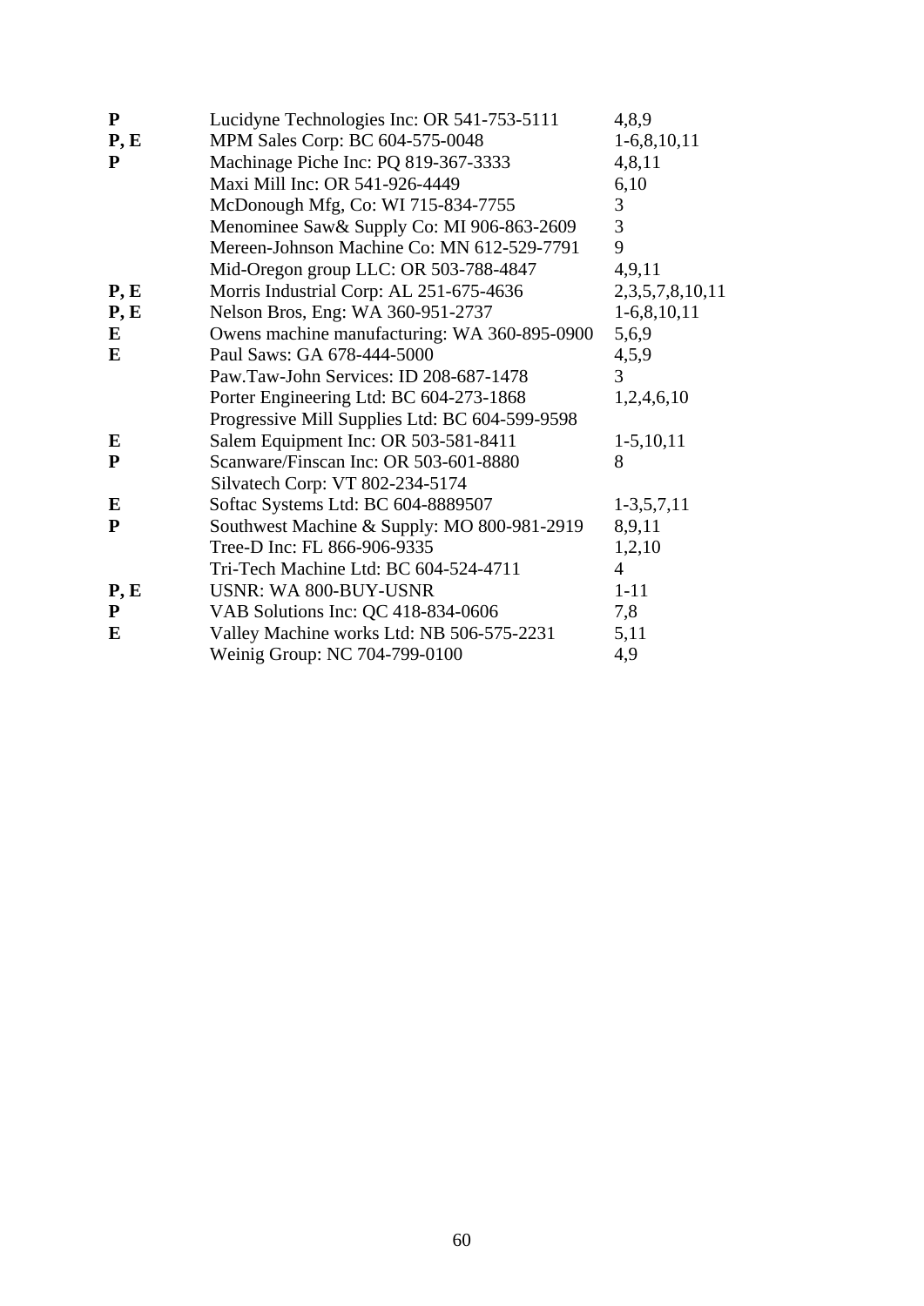| | | |
|---|---|---|
| **P** | Lucidyne Technologies Inc: OR 541-753-5111 | 4,8,9 |
| **P, E** | MPM Sales Corp: BC 604-575-0048 | 1-6,8,10,11 |
| **P** | Machinage Piche Inc: PQ 819-367-3333 | 4,8,11 |
| | Maxi Mill Inc: OR 541-926-4449 | 6,10 |
| | McDonough Mfg, Co: WI 715-834-7755 | 3 |
| | Menominee Saw& Supply Co: MI 906-863-2609 | 3 |
| | Mereen-Johnson Machine Co: MN 612-529-7791 | 9 |
| | Mid-Oregon group LLC: OR 503-788-4847 | 4,9,11 |
| **P, E** | Morris Industrial Corp: AL 251-675-4636 | 2,3,5,7,8,10,11 |
| **P, E** | Nelson Bros, Eng: WA 360-951-2737 | 1-6,8,10,11 |
| **E** | Owens machine manufacturing: WA 360-895-0900 | 5,6,9 |
| **E** | Paul Saws: GA 678-444-5000 | 4,5,9 |
| | Paw.Taw-John Services: ID 208-687-1478 | 3 |
| | Porter Engineering Ltd: BC 604-273-1868 | 1,2,4,6,10 |
| | Progressive Mill Supplies Ltd: BC 604-599-9598 | |
| **E** | Salem Equipment Inc: OR 503-581-8411 | 1-5,10,11 |
| **P** | Scanware/Finscan Inc: OR 503-601-8880 | 8 |
| | Silvatech Corp: VT 802-234-5174 | |
| **E** | Softac Systems Ltd: BC 604-8889507 | 1-3,5,7,11 |
| **P** | Southwest Machine & Supply: MO 800-981-2919 | 8,9,11 |
| | Tree-D Inc: FL 866-906-9335 | 1,2,10 |
| | Tri-Tech Machine Ltd: BC 604-524-4711 | 4 |
| **P, E** | USNR: WA 800-BUY-USNR | 1-11 |
| **P** | VAB Solutions Inc: QC 418-834-0606 | 7,8 |
| **E** | Valley Machine works Ltd: NB 506-575-2231 | 5,11 |
| | Weinig Group: NC 704-799-0100 | 4,9 |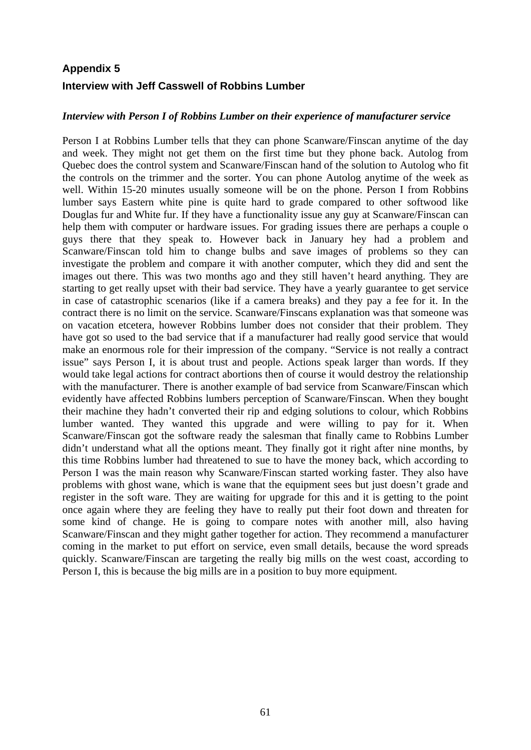## Appendix 5

### Interview with Jeff Casswell of Robbins Lumber

***Interview with Person I of Robbins Lumber on their experience of manufacturer service***

Person I at Robbins Lumber tells that they can phone Scanware/Finscan anytime of the day and week. They might not get them on the first time but they phone back. Autolog from Quebec does the control system and Scanware/Finscan hand of the solution to Autolog who fit the controls on the trimmer and the sorter. You can phone Autolog anytime of the week as well. Within 15-20 minutes usually someone will be on the phone. Person I from Robbins lumber says Eastern white pine is quite hard to grade compared to other softwood like Douglas fur and White fur. If they have a functionality issue any guy at Scanware/Finscan can help them with computer or hardware issues. For grading issues there are perhaps a couple o guys there that they speak to. However back in January hey had a problem and Scanware/Finscan told him to change bulbs and save images of problems so they can investigate the problem and compare it with another computer, which they did and sent the images out there. This was two months ago and they still haven't heard anything. They are starting to get really upset with their bad service. They have a yearly guarantee to get service in case of catastrophic scenarios (like if a camera breaks) and they pay a fee for it. In the contract there is no limit on the service. Scanware/Finscans explanation was that someone was on vacation etcetera, however Robbins lumber does not consider that their problem. They have got so used to the bad service that if a manufacturer had really good service that would make an enormous role for their impression of the company. "Service is not really a contract issue" says Person I, it is about trust and people. Actions speak larger than words. If they would take legal actions for contract abortions then of course it would destroy the relationship with the manufacturer. There is another example of bad service from Scanware/Finscan which evidently have affected Robbins lumbers perception of Scanware/Finscan. When they bought their machine they hadn't converted their rip and edging solutions to colour, which Robbins lumber wanted. They wanted this upgrade and were willing to pay for it. When Scanware/Finscan got the software ready the salesman that finally came to Robbins Lumber didn't understand what all the options meant. They finally got it right after nine months, by this time Robbins lumber had threatened to sue to have the money back, which according to Person I was the main reason why Scanware/Finscan started working faster. They also have problems with ghost wane, which is wane that the equipment sees but just doesn't grade and register in the soft ware. They are waiting for upgrade for this and it is getting to the point once again where they are feeling they have to really put their foot down and threaten for some kind of change. He is going to compare notes with another mill, also having Scanware/Finscan and they might gather together for action. They recommend a manufacturer coming in the market to put effort on service, even small details, because the word spreads quickly. Scanware/Finscan are targeting the really big mills on the west coast, according to Person I, this is because the big mills are in a position to buy more equipment.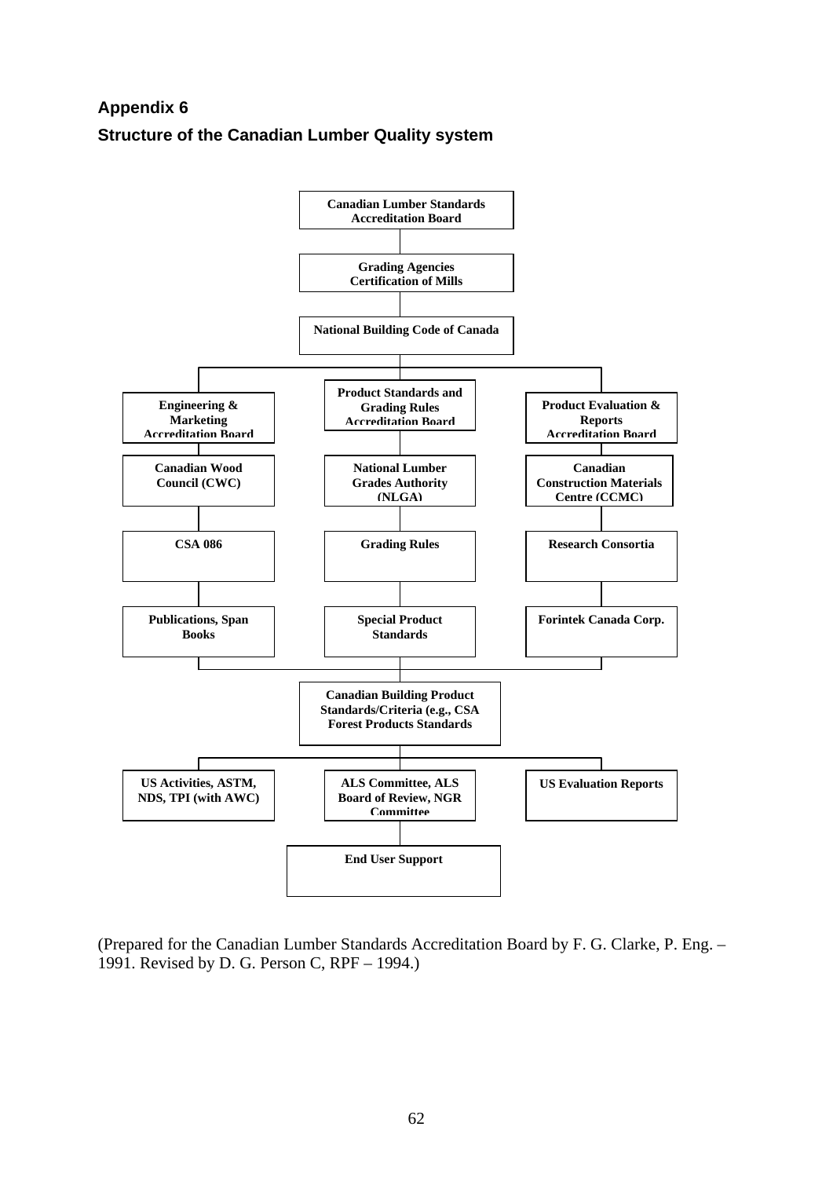## Appendix 6

## Structure of the Canadian Lumber Quality system

- **Canadian Lumber Standards Accreditation Board**
  - **Grading Agencies Certification of Mills**
    - **National Building Code of Canada**
      - **Engineering & Marketing Accreditation Board**
        - **Canadian Wood Council (CWC)**
          - **CSA 086**
            - **Publications, Span Books**
      - **Product Standards and Grading Rules Accreditation Board**
        - **National Lumber Grades Authority (NLGA)**
          - **Grading Rules**
            - **Special Product Standards**
      - **Product Evaluation & Reports Accreditation Board**
        - **Canadian Construction Materials Centre (CCMC)**
          - **Research Consortia**
            - **Forintek Canada Corp.**

The three branches above converge into:

- **Canadian Building Product Standards/Criteria (e.g., CSA Forest Products Standards**
  - **US Activities, ASTM, NDS, TPI (with AWC)**
  - **ALS Committee, ALS Board of Review, NGR Committee**
    - **End User Support**
  - **US Evaluation Reports**

(Prepared for the Canadian Lumber Standards Accreditation Board by F. G. Clarke, P. Eng. – 1991. Revised by D. G. Person C, RPF – 1994.)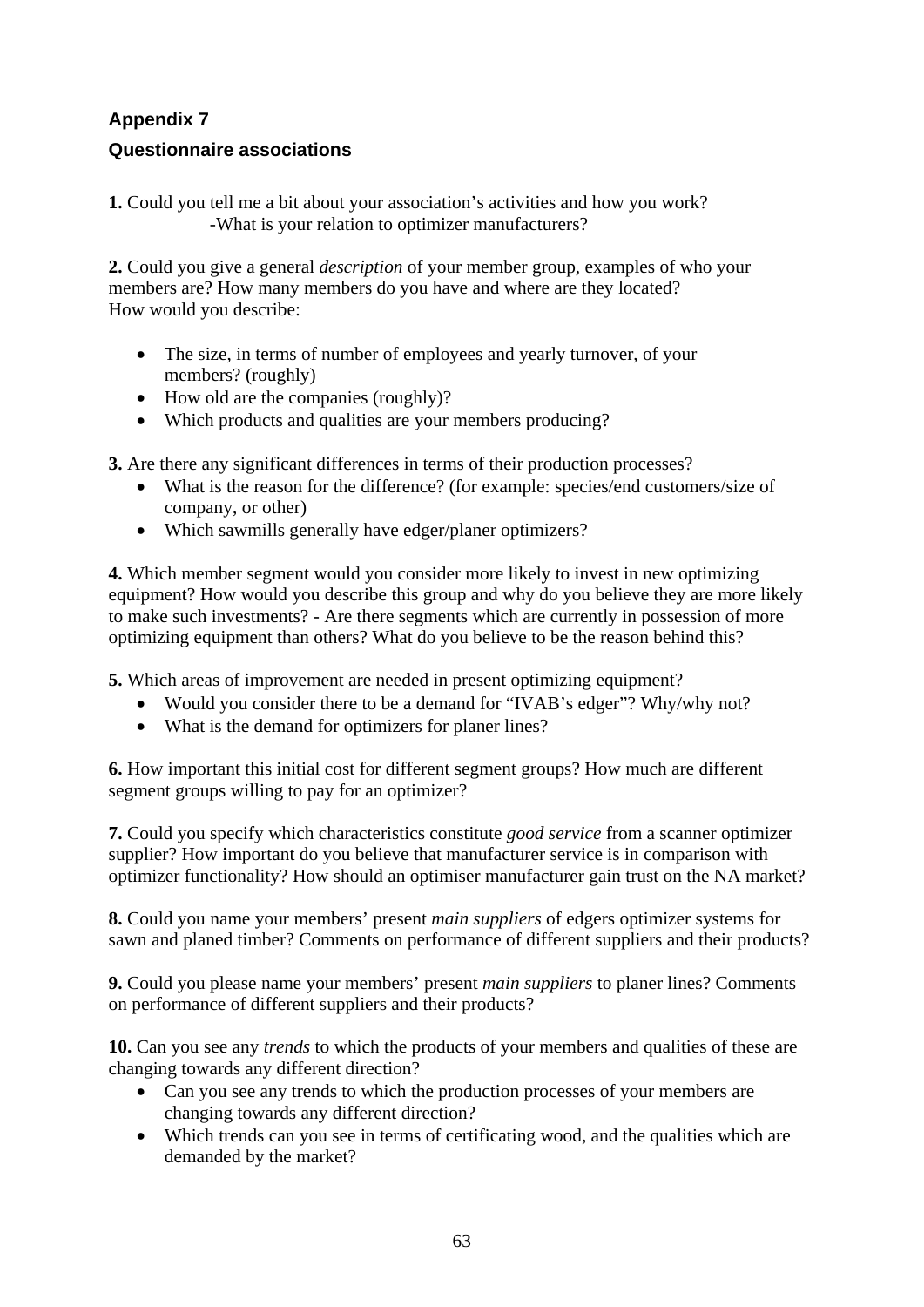## Appendix 7

### Questionnaire associations

**1.** Could you tell me a bit about your association's activities and how you work?
-What is your relation to optimizer manufacturers?

**2.** Could you give a general *description* of your member group, examples of who your members are? How many members do you have and where are they located?
How would you describe:

- The size, in terms of number of employees and yearly turnover, of your members? (roughly)
- How old are the companies (roughly)?
- Which products and qualities are your members producing?

**3.** Are there any significant differences in terms of their production processes?

- What is the reason for the difference? (for example: species/end customers/size of company, or other)
- Which sawmills generally have edger/planer optimizers?

**4.** Which member segment would you consider more likely to invest in new optimizing equipment? How would you describe this group and why do you believe they are more likely to make such investments? - Are there segments which are currently in possession of more optimizing equipment than others? What do you believe to be the reason behind this?

**5.** Which areas of improvement are needed in present optimizing equipment?

- Would you consider there to be a demand for "IVAB's edger"? Why/why not?
- What is the demand for optimizers for planer lines?

**6.** How important this initial cost for different segment groups? How much are different segment groups willing to pay for an optimizer?

**7.** Could you specify which characteristics constitute *good service* from a scanner optimizer supplier? How important do you believe that manufacturer service is in comparison with optimizer functionality? How should an optimiser manufacturer gain trust on the NA market?

**8.** Could you name your members' present *main suppliers* of edgers optimizer systems for sawn and planed timber? Comments on performance of different suppliers and their products?

**9.** Could you please name your members' present *main suppliers* to planer lines? Comments on performance of different suppliers and their products?

**10.** Can you see any *trends* to which the products of your members and qualities of these are changing towards any different direction?

- Can you see any trends to which the production processes of your members are changing towards any different direction?
- Which trends can you see in terms of certificating wood, and the qualities which are demanded by the market?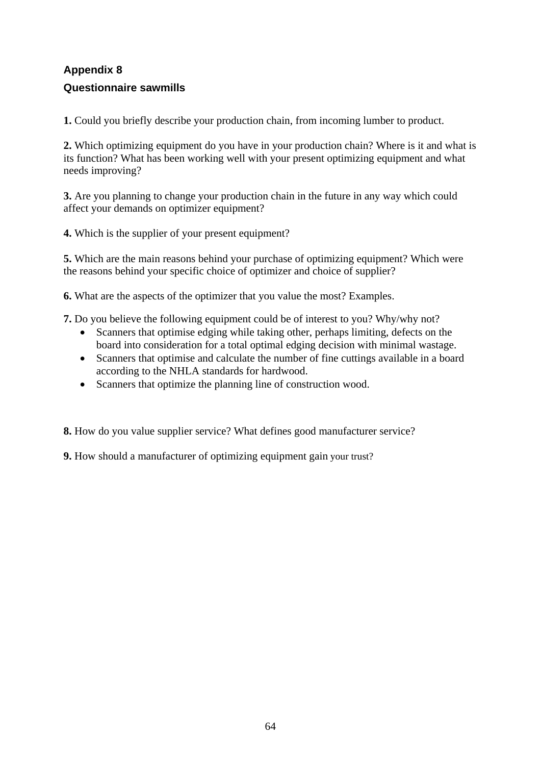## Appendix 8

### Questionnaire sawmills

**1.** Could you briefly describe your production chain, from incoming lumber to product.

**2.** Which optimizing equipment do you have in your production chain? Where is it and what is its function? What has been working well with your present optimizing equipment and what needs improving?

**3.** Are you planning to change your production chain in the future in any way which could affect your demands on optimizer equipment?

**4.** Which is the supplier of your present equipment?

**5.** Which are the main reasons behind your purchase of optimizing equipment? Which were the reasons behind your specific choice of optimizer and choice of supplier?

**6.** What are the aspects of the optimizer that you value the most? Examples.

**7.** Do you believe the following equipment could be of interest to you? Why/why not?

- Scanners that optimise edging while taking other, perhaps limiting, defects on the board into consideration for a total optimal edging decision with minimal wastage.
- Scanners that optimise and calculate the number of fine cuttings available in a board according to the NHLA standards for hardwood.
- Scanners that optimize the planning line of construction wood.

**8.** How do you value supplier service? What defines good manufacturer service?

**9.** How should a manufacturer of optimizing equipment gain your trust?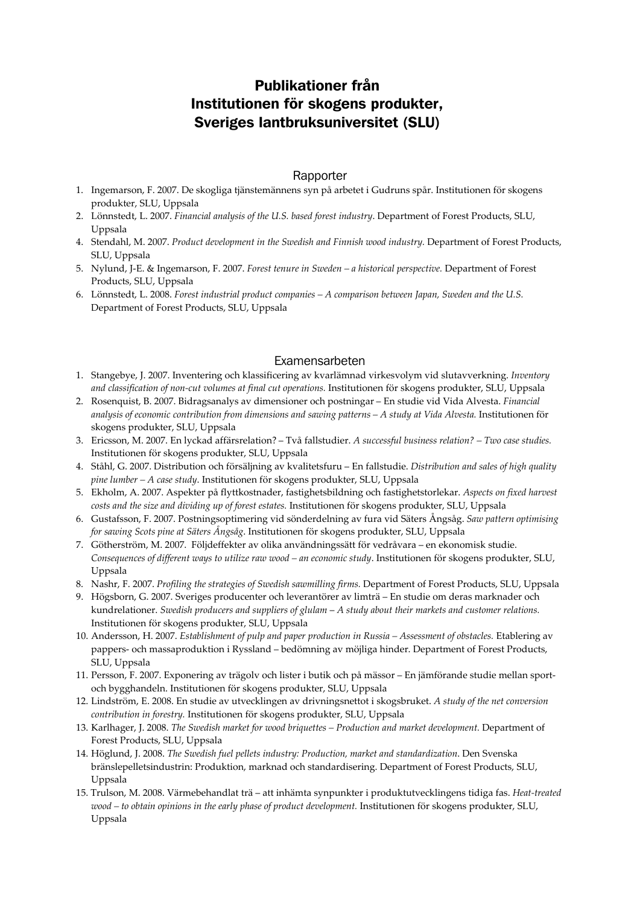# Publikationer från Institutionen för skogens produkter, Sveriges lantbruksuniversitet (SLU)

## Rapporter

1. Ingemarson, F. 2007. De skogliga tjänstemännens syn på arbetet i Gudruns spår. Institutionen för skogens produkter, SLU, Uppsala
2. Lönnstedt, L. 2007. *Financial analysis of the U.S. based forest industry*. Department of Forest Products, SLU, Uppsala
4. Stendahl, M. 2007. *Product development in the Swedish and Finnish wood industry.* Department of Forest Products, SLU, Uppsala
5. Nylund, J-E. & Ingemarson, F. 2007. *Forest tenure in Sweden – a historical perspective.* Department of Forest Products, SLU, Uppsala
6. Lönnstedt, L. 2008. *Forest industrial product companies – A comparison between Japan, Sweden and the U.S.* Department of Forest Products, SLU, Uppsala

## Examensarbeten

1. Stangebye, J. 2007. Inventering och klassificering av kvarlämnad virkesvolym vid slutavverkning. *Inventory and classification of non-cut volumes at final cut operations.* Institutionen för skogens produkter, SLU, Uppsala
2. Rosenquist, B. 2007. Bidragsanalys av dimensioner och postningar – En studie vid Vida Alvesta. *Financial analysis of economic contribution from dimensions and sawing patterns – A study at Vida Alvesta.* Institutionen för skogens produkter, SLU, Uppsala
3. Ericsson, M. 2007. En lyckad affärsrelation? – Två fallstudier. *A successful business relation? – Two case studies.* Institutionen för skogens produkter, SLU, Uppsala
4. Ståhl, G. 2007. Distribution och försäljning av kvalitetsfuru – En fallstudie. *Distribution and sales of high quality pine lumber – A case study*. Institutionen för skogens produkter, SLU, Uppsala
5. Ekholm, A. 2007. Aspekter på flyttkostnader, fastighetsbildning och fastighetstorlekar. *Aspects on fixed harvest costs and the size and dividing up of forest estates.* Institutionen för skogens produkter, SLU, Uppsala
6. Gustafsson, F. 2007. Postningsoptimering vid sönderdelning av fura vid Säters Ångsåg. *Saw pattern optimising for sawing Scots pine at Säters Ångsåg*. Institutionen för skogens produkter, SLU, Uppsala
7. Götherström, M. 2007. Följdeffekter av olika användningssätt för vedråvara – en ekonomisk studie. *Consequences of different ways to utilize raw wood – an economic study*. Institutionen för skogens produkter, SLU, Uppsala
8. Nashr, F. 2007. *Profiling the strategies of Swedish sawmilling firms.* Department of Forest Products, SLU, Uppsala
9. Högsborn, G. 2007. Sveriges producenter och leverantörer av limträ – En studie om deras marknader och kundrelationer. *Swedish producers and suppliers of glulam – A study about their markets and customer relations.* Institutionen för skogens produkter, SLU, Uppsala
10. Andersson, H. 2007. *Establishment of pulp and paper production in Russia – Assessment of obstacles.* Etablering av pappers- och massaproduktion i Ryssland – bedömning av möjliga hinder. Department of Forest Products, SLU, Uppsala
11. Persson, F. 2007. Exponering av trägolv och lister i butik och på mässor – En jämförande studie mellan sport- och bygghandeln. Institutionen för skogens produkter, SLU, Uppsala
12. Lindström, E. 2008. En studie av utvecklingen av drivningsnettot i skogsbruket. *A study of the net conversion contribution in forestry.* Institutionen för skogens produkter, SLU, Uppsala
13. Karlhager, J. 2008. *The Swedish market for wood briquettes – Production and market development.* Department of Forest Products, SLU, Uppsala
14. Höglund, J. 2008. *The Swedish fuel pellets industry: Production, market and standardization*. Den Svenska bränslepelletsindustrin: Produktion, marknad och standardisering. Department of Forest Products, SLU, Uppsala
15. Trulson, M. 2008. Värmebehandlat trä – att inhämta synpunkter i produktutvecklingens tidiga fas. *Heat-treated wood – to obtain opinions in the early phase of product development.* Institutionen för skogens produkter, SLU, Uppsala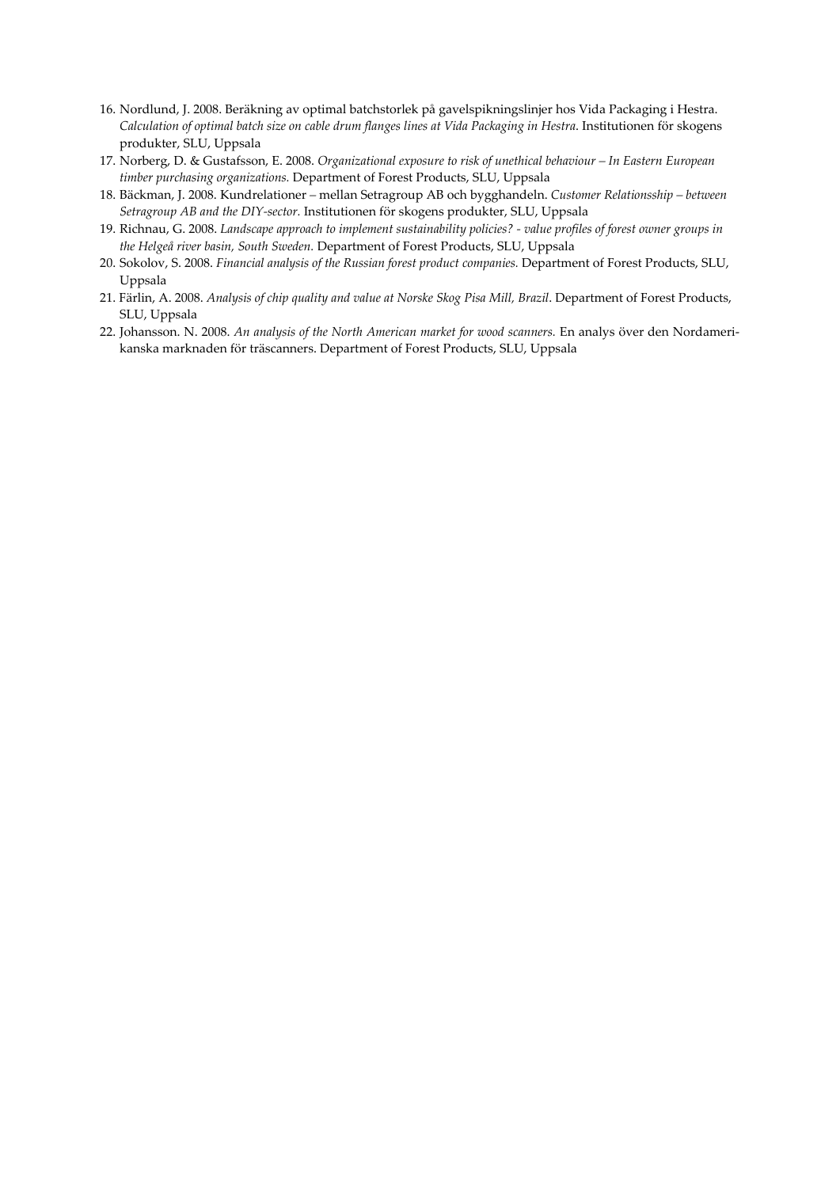16. Nordlund, J. 2008. Beräkning av optimal batchstorlek på gavelspikningslinjer hos Vida Packaging i Hestra. *Calculation of optimal batch size on cable drum flanges lines at Vida Packaging in Hestra*. Institutionen för skogens produkter, SLU, Uppsala
17. Norberg, D. & Gustafsson, E. 2008. *Organizational exposure to risk of unethical behaviour – In Eastern European timber purchasing organizations.* Department of Forest Products, SLU, Uppsala
18. Bäckman, J. 2008. Kundrelationer – mellan Setragroup AB och bygghandeln. *Customer Relationsship – between Setragroup AB and the DIY-sector.* Institutionen för skogens produkter, SLU, Uppsala
19. Richnau, G. 2008. *Landscape approach to implement sustainability policies? - value profiles of forest owner groups in the Helgeå river basin, South Sweden.* Department of Forest Products, SLU, Uppsala
20. Sokolov, S. 2008. *Financial analysis of the Russian forest product companies.* Department of Forest Products, SLU, Uppsala
21. Färlin, A. 2008. *Analysis of chip quality and value at Norske Skog Pisa Mill, Brazil*. Department of Forest Products, SLU, Uppsala
22. Johansson. N. 2008. *An analysis of the North American market for wood scanners.* En analys över den Nordamerikanska marknaden för träscanners. Department of Forest Products, SLU, Uppsala